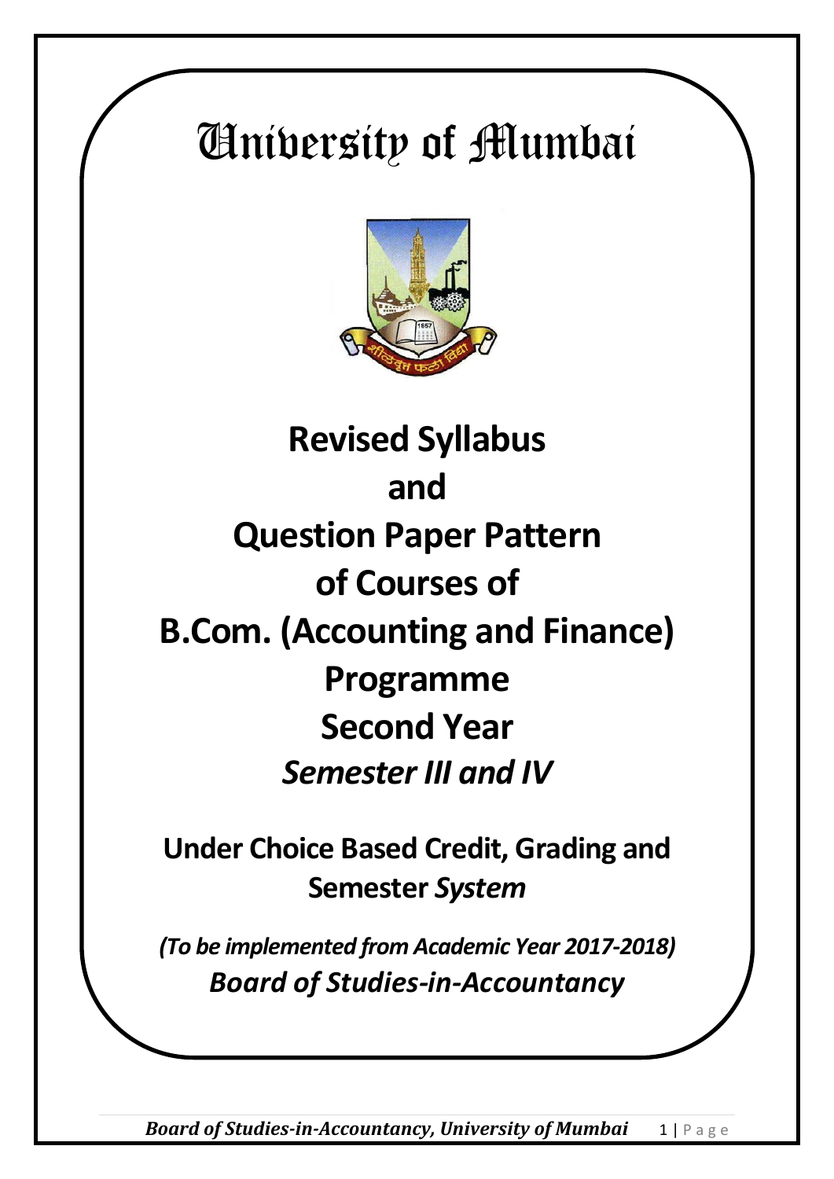# University of Mumbai

# Revised Syllabus and Question Paper Pattern of Courses of B.Com. (Accounting and Finance) Programme Second Year

## *Semester III and IV*

**Under Choice Based Credit, Grading and Semester *System***

***(To be implemented from Academic Year 2017-2018)***

***Board of Studies-in-Accountancy***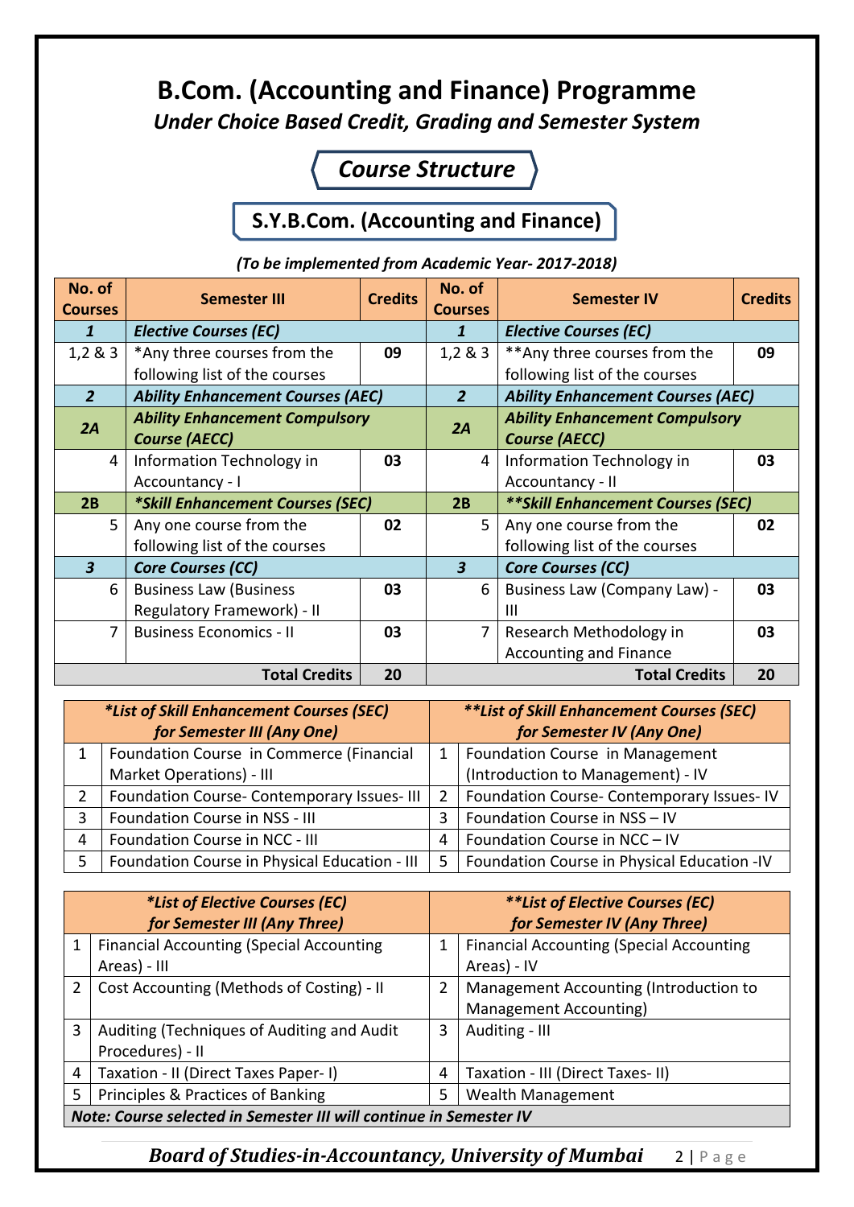# B.Com. (Accounting and Finance) Programme

***Under Choice Based Credit, Grading and Semester System***

## *Course Structure*

## S.Y.B.Com. (Accounting and Finance)

***(To be implemented from Academic Year- 2017-2018)***

| No. of Courses | Semester III | Credits | No. of Courses | Semester IV | Credits |
|---|---|---|---|---|---|
| ***1*** | ***Elective Courses (EC)*** | | ***1*** | ***Elective Courses (EC)*** | |
| 1,2 & 3 | *Any three courses from the following list of the courses | **09** | 1,2 & 3 | **Any three courses from the following list of the courses | **09** |
| ***2*** | ***Ability Enhancement Courses (AEC)*** | | ***2*** | ***Ability Enhancement Courses (AEC)*** | |
| ***2A*** | ***Ability Enhancement Compulsory Course (AECC)*** | | ***2A*** | ***Ability Enhancement Compulsory Course (AECC)*** | |
| 4 | Information Technology in Accountancy - I | **03** | 4 | Information Technology in Accountancy - II | **03** |
| **2B** | ***\*Skill Enhancement Courses (SEC)*** | | **2B** | ***\*\*Skill Enhancement Courses (SEC)*** | |
| 5 | Any one course from the following list of the courses | **02** | 5 | Any one course from the following list of the courses | **02** |
| ***3*** | ***Core Courses (CC)*** | | ***3*** | ***Core Courses (CC)*** | |
| 6 | Business Law (Business Regulatory Framework) - II | **03** | 6 | Business Law (Company Law) - III | **03** |
| 7 | Business Economics - II | **03** | 7 | Research Methodology in Accounting and Finance | **03** |
| | **Total Credits** | **20** | | **Total Credits** | **20** |

| | ***\*List of Skill Enhancement Courses (SEC) for Semester III (Any One)*** | | ***\*\*List of Skill Enhancement Courses (SEC) for Semester IV (Any One)*** |
|---|---|---|---|
| 1 | Foundation Course in Commerce (Financial Market Operations) - III | 1 | Foundation Course in Management (Introduction to Management) - IV |
| 2 | Foundation Course- Contemporary Issues- III | 2 | Foundation Course- Contemporary Issues- IV |
| 3 | Foundation Course in NSS - III | 3 | Foundation Course in NSS – IV |
| 4 | Foundation Course in NCC - III | 4 | Foundation Course in NCC – IV |
| 5 | Foundation Course in Physical Education - III | 5 | Foundation Course in Physical Education -IV |

| | ***\*List of Elective Courses (EC) for Semester III (Any Three)*** | | ***\*\*List of Elective Courses (EC) for Semester IV (Any Three)*** |
|---|---|---|---|
| 1 | Financial Accounting (Special Accounting Areas) - III | 1 | Financial Accounting (Special Accounting Areas) - IV |
| 2 | Cost Accounting (Methods of Costing) - II | 2 | Management Accounting (Introduction to Management Accounting) |
| 3 | Auditing (Techniques of Auditing and Audit Procedures) - II | 3 | Auditing - III |
| 4 | Taxation - II (Direct Taxes Paper- I) | 4 | Taxation - III (Direct Taxes- II) |
| 5 | Principles & Practices of Banking | 5 | Wealth Management |
| ***Note: Course selected in Semester III will continue in Semester IV*** | | | |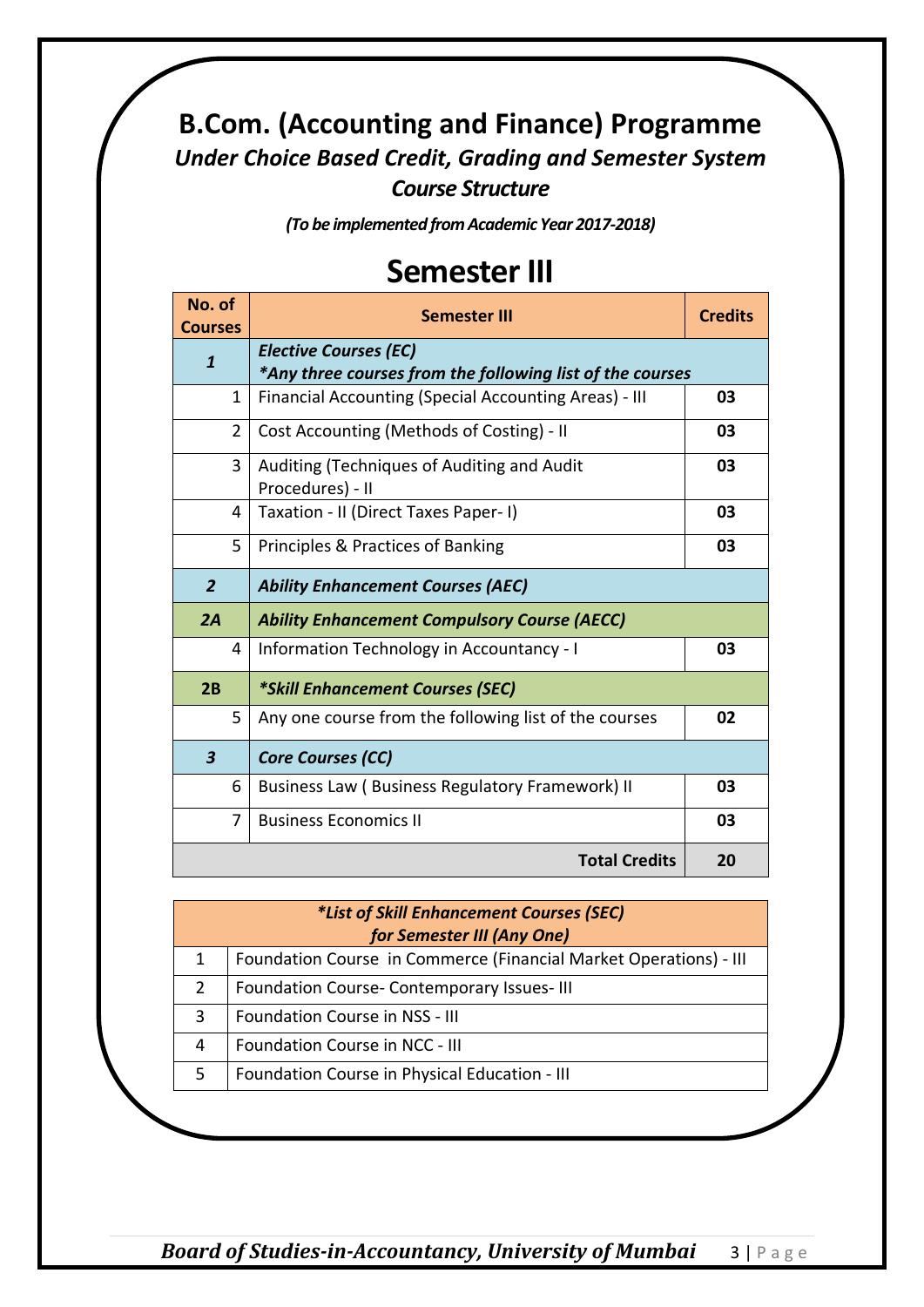# B.Com. (Accounting and Finance) Programme

### *Under Choice Based Credit, Grading and Semester System*

### *Course Structure*

***(To be implemented from Academic Year 2017-2018)***

## Semester III

| No. of Courses | Semester III | Credits |
|---|---|---|
| ***1*** | ***Elective Courses (EC)*** ***\*Any three courses from the following list of the courses*** | |
| 1 | Financial Accounting (Special Accounting Areas) - III | **03** |
| 2 | Cost Accounting (Methods of Costing) - II | **03** |
| 3 | Auditing (Techniques of Auditing and Audit Procedures) - II | **03** |
| 4 | Taxation - II (Direct Taxes Paper- I) | **03** |
| 5 | Principles & Practices of Banking | **03** |
| ***2*** | ***Ability Enhancement Courses (AEC)*** | |
| ***2A*** | ***Ability Enhancement Compulsory Course (AECC)*** | |
| 4 | Information Technology in Accountancy - I | **03** |
| **2B** | ***\*Skill Enhancement Courses (SEC)*** | |
| 5 | Any one course from the following list of the courses | **02** |
| ***3*** | ***Core Courses (CC)*** | |
| 6 | Business Law ( Business Regulatory Framework) II | **03** |
| 7 | Business Economics II | **03** |
| | **Total Credits** | **20** |

| ***\*List of Skill Enhancement Courses (SEC) for Semester III (Any One)*** | |
|---|---|
| 1 | Foundation Course in Commerce (Financial Market Operations) - III |
| 2 | Foundation Course- Contemporary Issues- III |
| 3 | Foundation Course in NSS - III |
| 4 | Foundation Course in NCC - III |
| 5 | Foundation Course in Physical Education - III |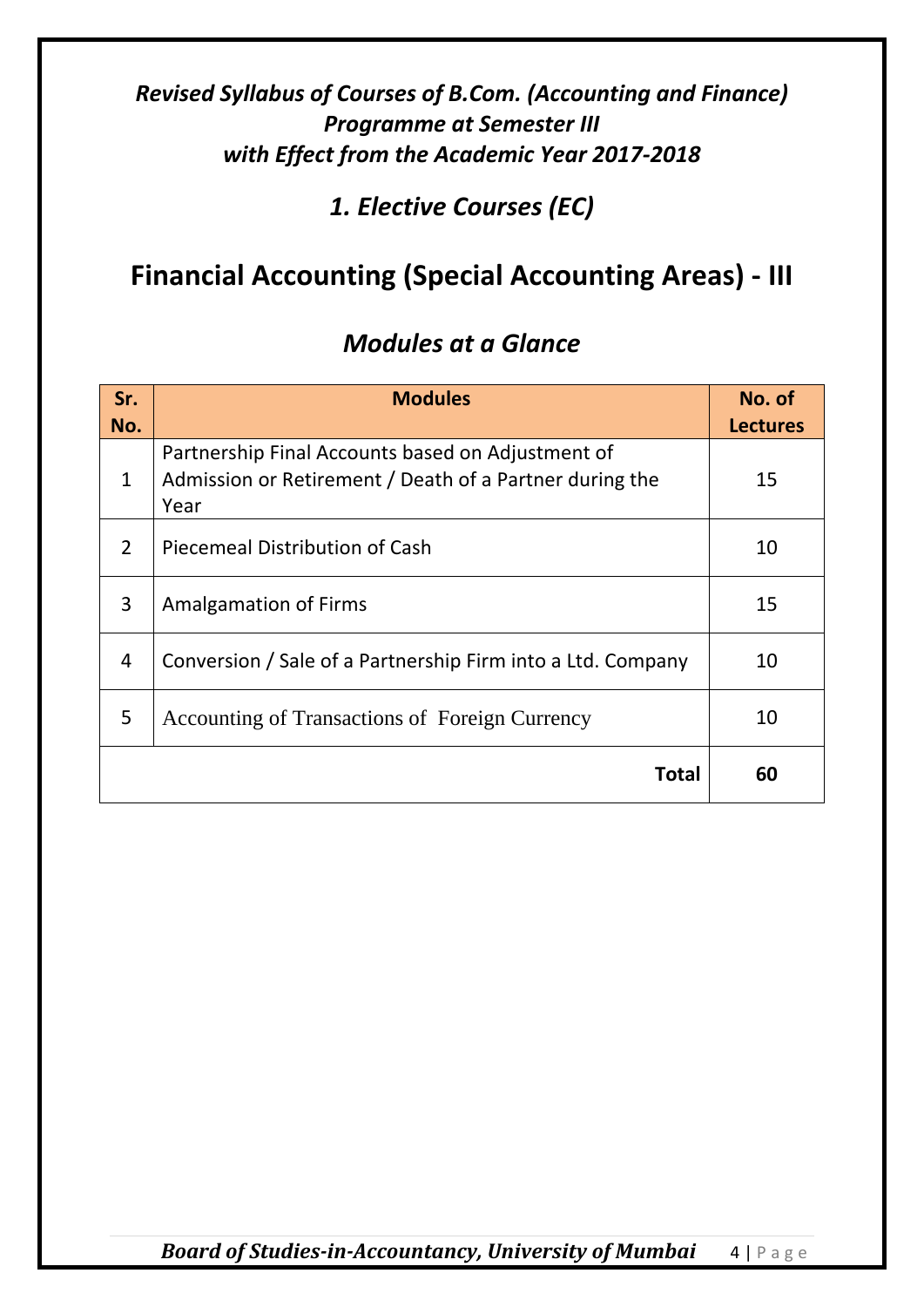***Revised Syllabus of Courses of B.Com. (Accounting and Finance) Programme at Semester III with Effect from the Academic Year 2017-2018***

## *1. Elective Courses (EC)*

# Financial Accounting (Special Accounting Areas) - III

## *Modules at a Glance*

| Sr. No. | Modules | No. of Lectures |
|---|---|---|
| 1 | Partnership Final Accounts based on Adjustment of Admission or Retirement / Death of a Partner during the Year | 15 |
| 2 | Piecemeal Distribution of Cash | 10 |
| 3 | Amalgamation of Firms | 15 |
| 4 | Conversion / Sale of a Partnership Firm into a Ltd. Company | 10 |
| 5 | Accounting of Transactions of Foreign Currency | 10 |
| | **Total** | **60** |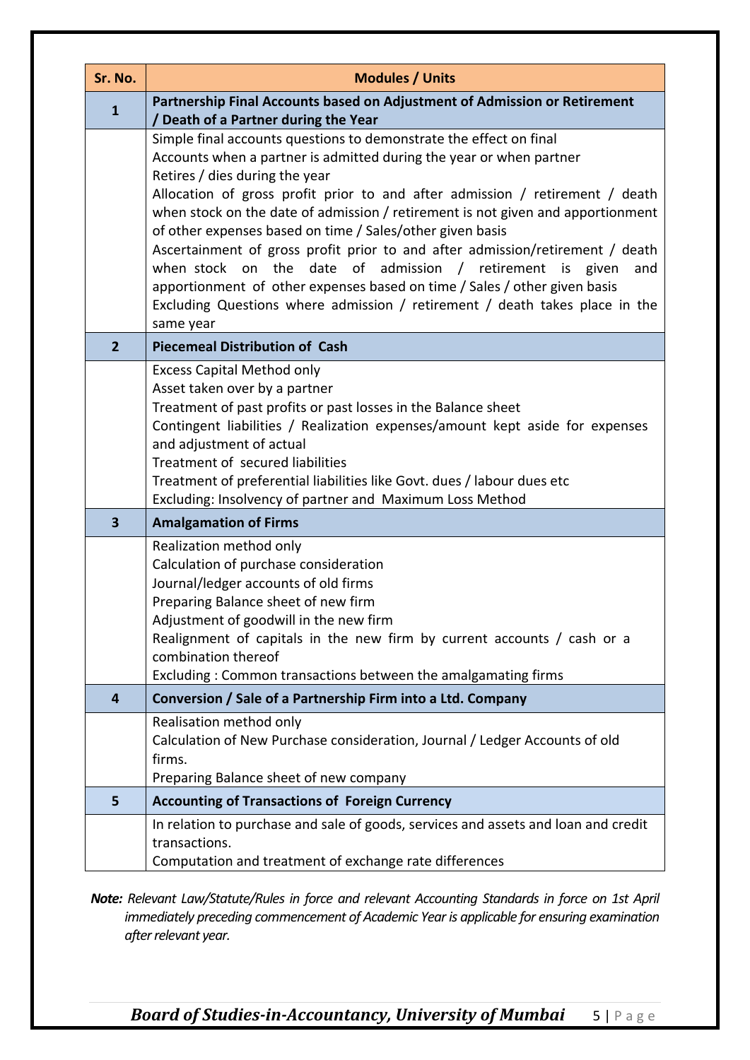| Sr. No. | Modules / Units |
|---|---|
| **1** | **Partnership Final Accounts based on Adjustment of Admission or Retirement / Death of a Partner during the Year** |
| | Simple final accounts questions to demonstrate the effect on final Accounts when a partner is admitted during the year or when partner Retires / dies during the year<br>Allocation of gross profit prior to and after admission / retirement / death when stock on the date of admission / retirement is not given and apportionment of other expenses based on time / Sales/other given basis<br>Ascertainment of gross profit prior to and after admission/retirement / death when stock on the date of admission / retirement is given and apportionment of other expenses based on time / Sales / other given basis<br>Excluding Questions where admission / retirement / death takes place in the same year |
| **2** | **Piecemeal Distribution of Cash** |
| | Excess Capital Method only<br>Asset taken over by a partner<br>Treatment of past profits or past losses in the Balance sheet<br>Contingent liabilities / Realization expenses/amount kept aside for expenses and adjustment of actual<br>Treatment of secured liabilities<br>Treatment of preferential liabilities like Govt. dues / labour dues etc<br>Excluding: Insolvency of partner and Maximum Loss Method |
| **3** | **Amalgamation of Firms** |
| | Realization method only<br>Calculation of purchase consideration<br>Journal/ledger accounts of old firms<br>Preparing Balance sheet of new firm<br>Adjustment of goodwill in the new firm<br>Realignment of capitals in the new firm by current accounts / cash or a combination thereof<br>Excluding : Common transactions between the amalgamating firms |
| **4** | **Conversion / Sale of a Partnership Firm into a Ltd. Company** |
| | Realisation method only<br>Calculation of New Purchase consideration, Journal / Ledger Accounts of old firms.<br>Preparing Balance sheet of new company |
| **5** | **Accounting of Transactions of Foreign Currency** |
| | In relation to purchase and sale of goods, services and assets and loan and credit transactions.<br>Computation and treatment of exchange rate differences |

***Note:*** *Relevant Law/Statute/Rules in force and relevant Accounting Standards in force on 1st April immediately preceding commencement of Academic Year is applicable for ensuring examination after relevant year.*

***Board of Studies-in-Accountancy, University of Mumbai***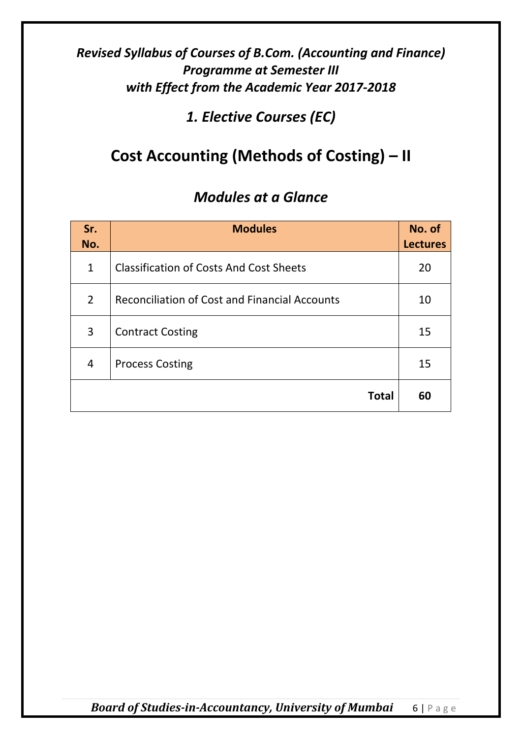***Revised Syllabus of Courses of B.Com. (Accounting and Finance) Programme at Semester III with Effect from the Academic Year 2017-2018***

## *1. Elective Courses (EC)*

# Cost Accounting (Methods of Costing) – II

## *Modules at a Glance*

| Sr. No. | Modules | No. of Lectures |
|---|---|---|
| 1 | Classification of Costs And Cost Sheets | 20 |
| 2 | Reconciliation of Cost and Financial Accounts | 10 |
| 3 | Contract Costing | 15 |
| 4 | Process Costing | 15 |
| | **Total** | **60** |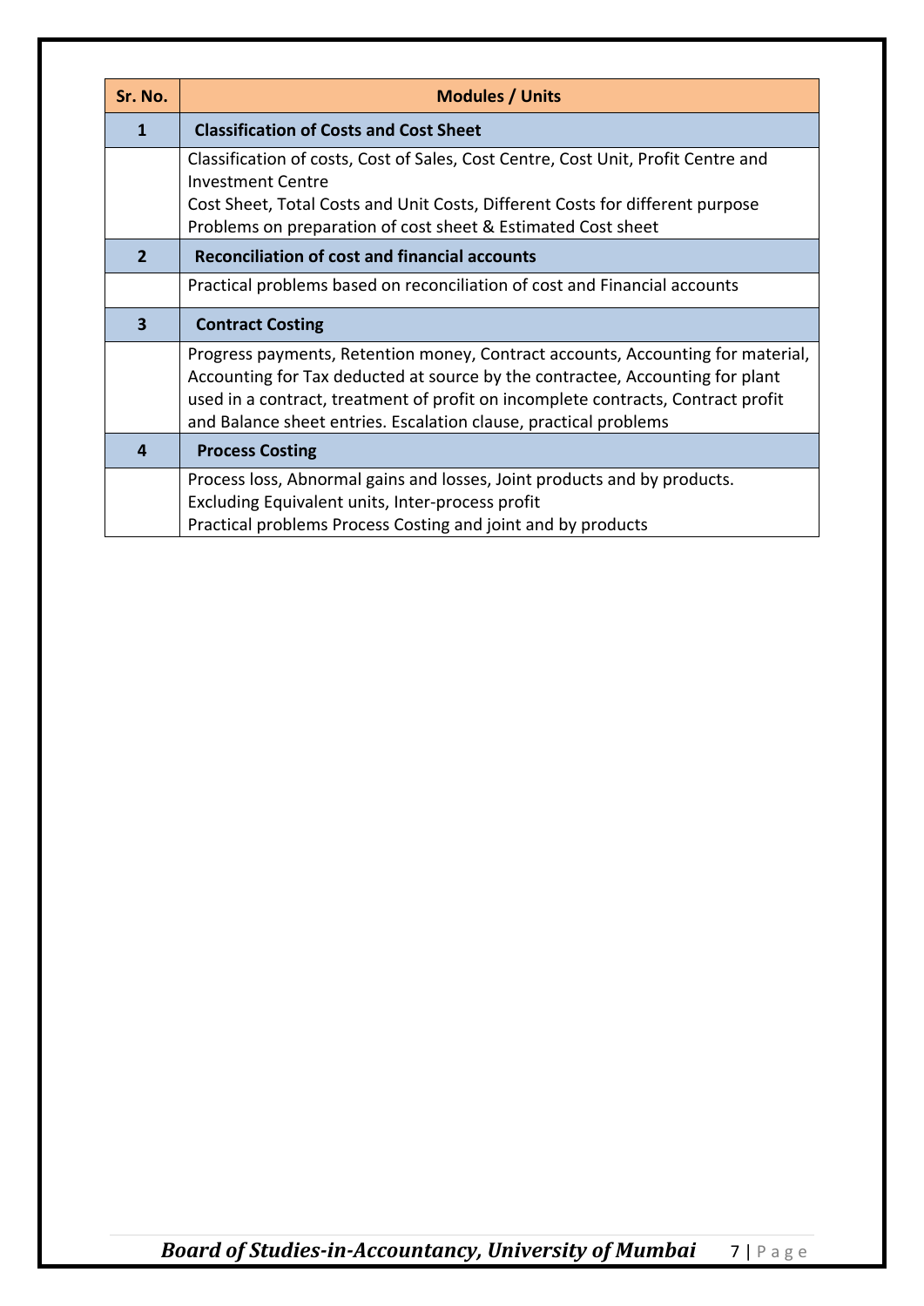| Sr. No. | Modules / Units |
|---|---|
| **1** | **Classification of Costs and Cost Sheet** |
| | Classification of costs, Cost of Sales, Cost Centre, Cost Unit, Profit Centre and Investment Centre<br>Cost Sheet, Total Costs and Unit Costs, Different Costs for different purpose<br>Problems on preparation of cost sheet & Estimated Cost sheet |
| **2** | **Reconciliation of cost and financial accounts** |
| | Practical problems based on reconciliation of cost and Financial accounts |
| **3** | **Contract Costing** |
| | Progress payments, Retention money, Contract accounts, Accounting for material, Accounting for Tax deducted at source by the contractee, Accounting for plant used in a contract, treatment of profit on incomplete contracts, Contract profit and Balance sheet entries. Escalation clause, practical problems |
| **4** | **Process Costing** |
| | Process loss, Abnormal gains and losses, Joint products and by products.<br>Excluding Equivalent units, Inter-process profit<br>Practical problems Process Costing and joint and by products |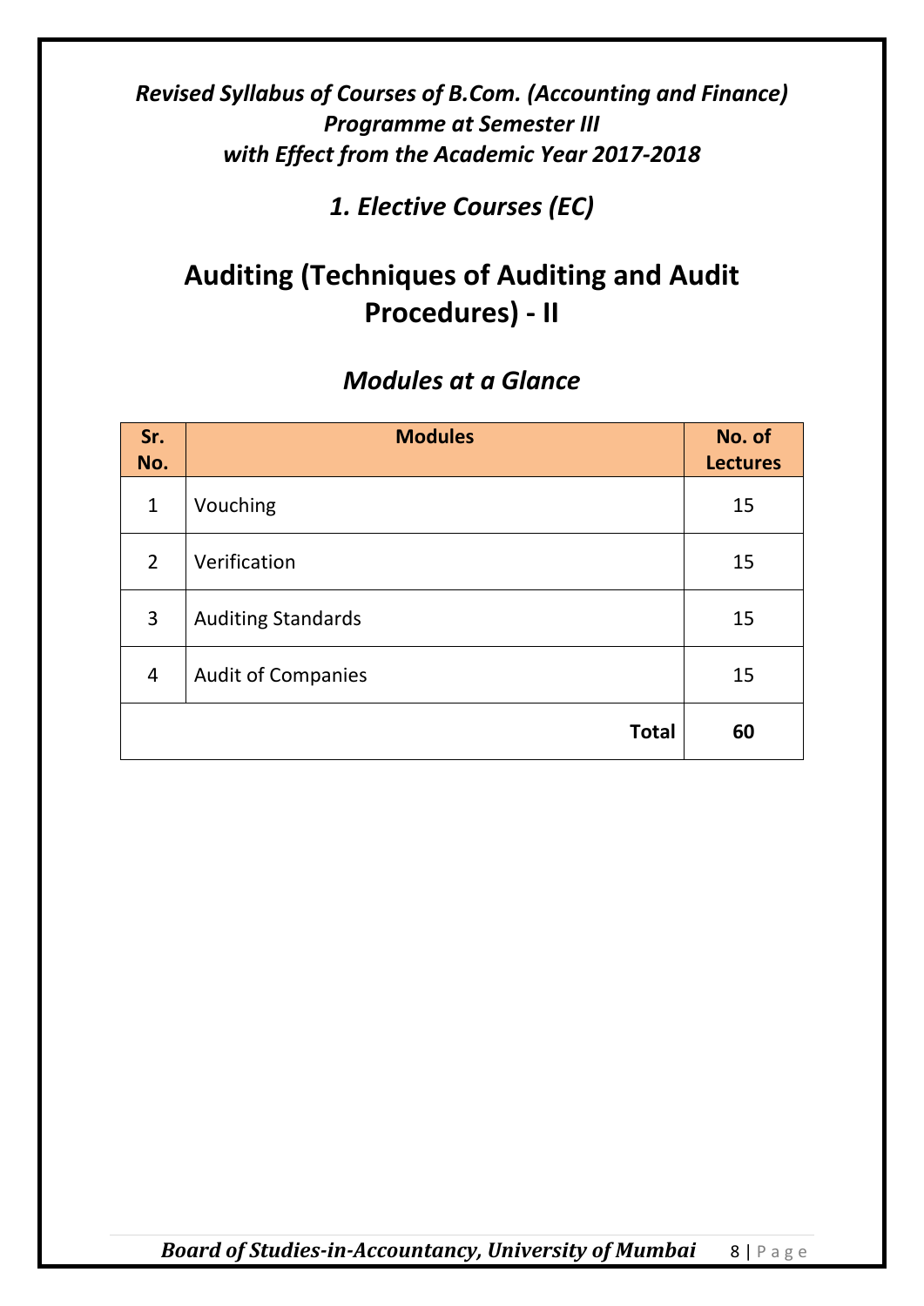***Revised Syllabus of Courses of B.Com. (Accounting and Finance) Programme at Semester III with Effect from the Academic Year 2017-2018***

## *1. Elective Courses (EC)*

# Auditing (Techniques of Auditing and Audit Procedures) - II

## *Modules at a Glance*

| Sr. No. | Modules | No. of Lectures |
|---|---|---|
| 1 | Vouching | 15 |
| 2 | Verification | 15 |
| 3 | Auditing Standards | 15 |
| 4 | Audit of Companies | 15 |
| | **Total** | **60** |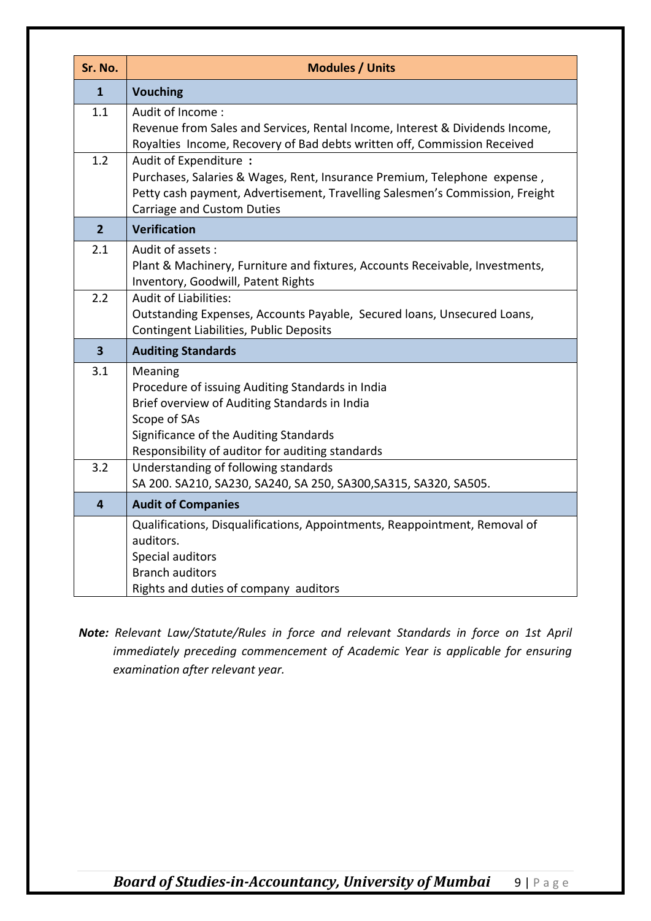| Sr. No. | Modules / Units |
|---|---|
| **1** | **Vouching** |
| 1.1 | Audit of Income :<br>Revenue from Sales and Services, Rental Income, Interest & Dividends Income, Royalties Income, Recovery of Bad debts written off, Commission Received |
| 1.2 | Audit of Expenditure **:**<br>Purchases, Salaries & Wages, Rent, Insurance Premium, Telephone expense , Petty cash payment, Advertisement, Travelling Salesmen's Commission, Freight Carriage and Custom Duties |
| **2** | **Verification** |
| 2.1 | Audit of assets :<br>Plant & Machinery, Furniture and fixtures, Accounts Receivable, Investments, Inventory, Goodwill, Patent Rights |
| 2.2 | Audit of Liabilities:<br>Outstanding Expenses, Accounts Payable, Secured loans, Unsecured Loans, Contingent Liabilities, Public Deposits |
| **3** | **Auditing Standards** |
| 3.1 | Meaning<br>Procedure of issuing Auditing Standards in India<br>Brief overview of Auditing Standards in India<br>Scope of SAs<br>Significance of the Auditing Standards<br>Responsibility of auditor for auditing standards |
| 3.2 | Understanding of following standards<br>SA 200. SA210, SA230, SA240, SA 250, SA300,SA315, SA320, SA505. |
| **4** | **Audit of Companies** |
| | Qualifications, Disqualifications, Appointments, Reappointment, Removal of auditors.<br>Special auditors<br>Branch auditors<br>Rights and duties of company auditors |

***Note:*** *Relevant Law/Statute/Rules in force and relevant Standards in force on 1st April immediately preceding commencement of Academic Year is applicable for ensuring examination after relevant year.*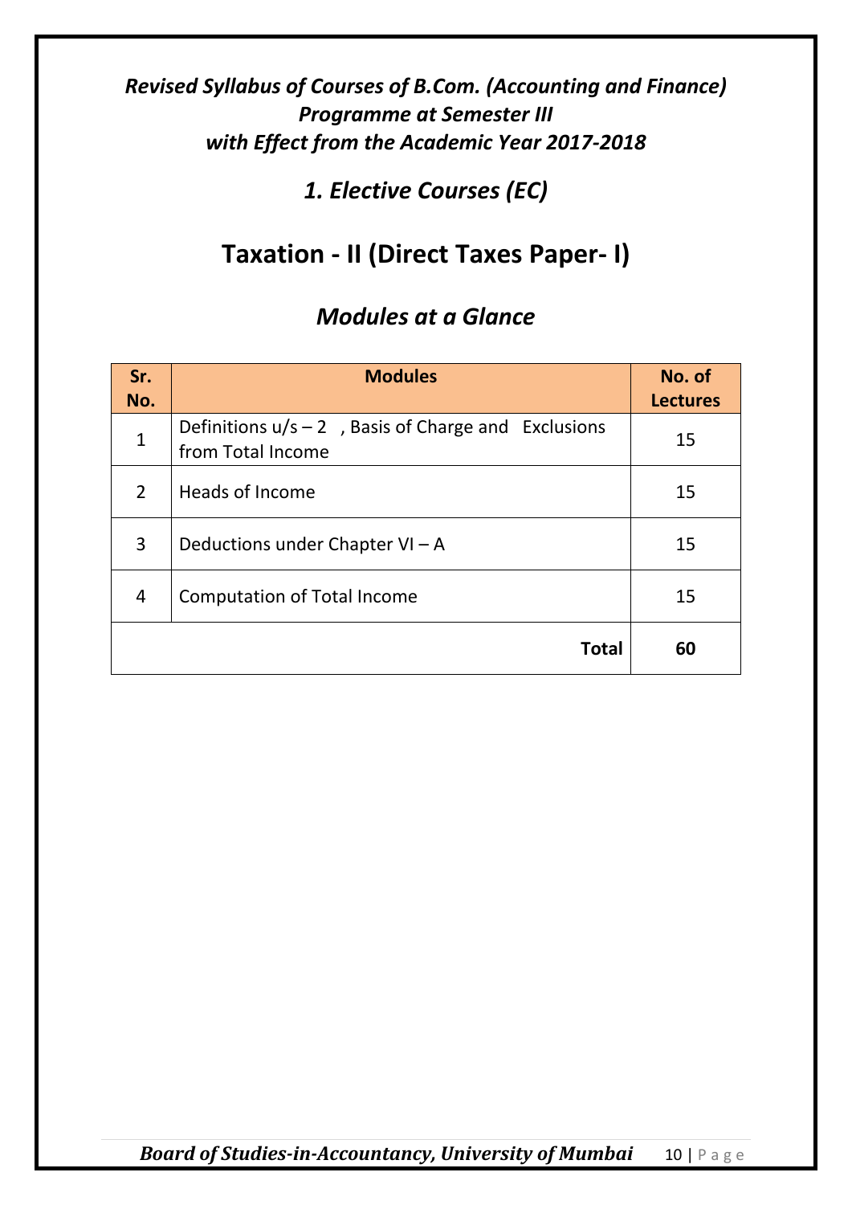***Revised Syllabus of Courses of B.Com. (Accounting and Finance) Programme at Semester III with Effect from the Academic Year 2017-2018***

## *1. Elective Courses (EC)*

# Taxation - II (Direct Taxes Paper- I)

## *Modules at a Glance*

| Sr. No. | Modules | No. of Lectures |
|---|---|---|
| 1 | Definitions u/s – 2 , Basis of Charge and Exclusions from Total Income | 15 |
| 2 | Heads of Income | 15 |
| 3 | Deductions under Chapter VI – A | 15 |
| 4 | Computation of Total Income | 15 |
| | **Total** | **60** |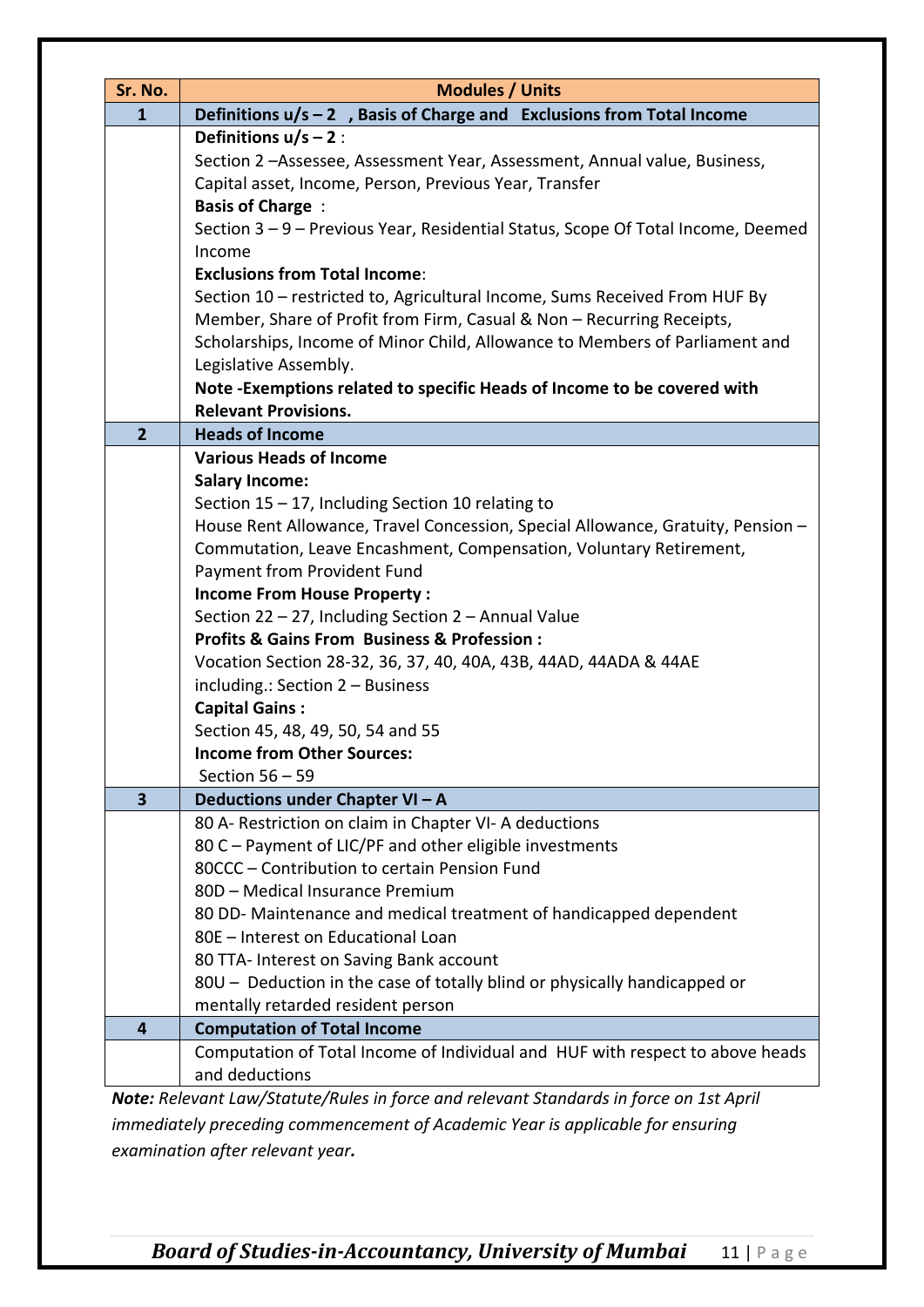| Sr. No. | Modules / Units |
|---|---|
| **1** | **Definitions u/s – 2 , Basis of Charge and Exclusions from Total Income** |
| | **Definitions u/s – 2** :<br>Section 2 –Assessee, Assessment Year, Assessment, Annual value, Business, Capital asset, Income, Person, Previous Year, Transfer<br>**Basis of Charge** :<br>Section 3 – 9 – Previous Year, Residential Status, Scope Of Total Income, Deemed Income<br>**Exclusions from Total Income**:<br>Section 10 – restricted to, Agricultural Income, Sums Received From HUF By Member, Share of Profit from Firm, Casual & Non – Recurring Receipts, Scholarships, Income of Minor Child, Allowance to Members of Parliament and Legislative Assembly.<br>**Note -Exemptions related to specific Heads of Income to be covered with Relevant Provisions.** |
| **2** | **Heads of Income** |
| | **Various Heads of Income**<br>**Salary Income:**<br>Section 15 – 17, Including Section 10 relating to<br>House Rent Allowance, Travel Concession, Special Allowance, Gratuity, Pension – Commutation, Leave Encashment, Compensation, Voluntary Retirement, Payment from Provident Fund<br>**Income From House Property :**<br>Section 22 – 27, Including Section 2 – Annual Value<br>**Profits & Gains From Business & Profession :**<br>Vocation Section 28-32, 36, 37, 40, 40A, 43B, 44AD, 44ADA & 44AE including.: Section 2 – Business<br>**Capital Gains :**<br>Section 45, 48, 49, 50, 54 and 55<br>**Income from Other Sources:**<br>Section 56 – 59 |
| **3** | **Deductions under Chapter VI – A** |
| | 80 A- Restriction on claim in Chapter VI- A deductions<br>80 C – Payment of LIC/PF and other eligible investments<br>80CCC – Contribution to certain Pension Fund<br>80D – Medical Insurance Premium<br>80 DD- Maintenance and medical treatment of handicapped dependent<br>80E – Interest on Educational Loan<br>80 TTA- Interest on Saving Bank account<br>80U – Deduction in the case of totally blind or physically handicapped or mentally retarded resident person |
| **4** | **Computation of Total Income** |
| | Computation of Total Income of Individual and HUF with respect to above heads and deductions |

***Note:*** *Relevant Law/Statute/Rules in force and relevant Standards in force on 1st April immediately preceding commencement of Academic Year is applicable for ensuring examination after relevant year.*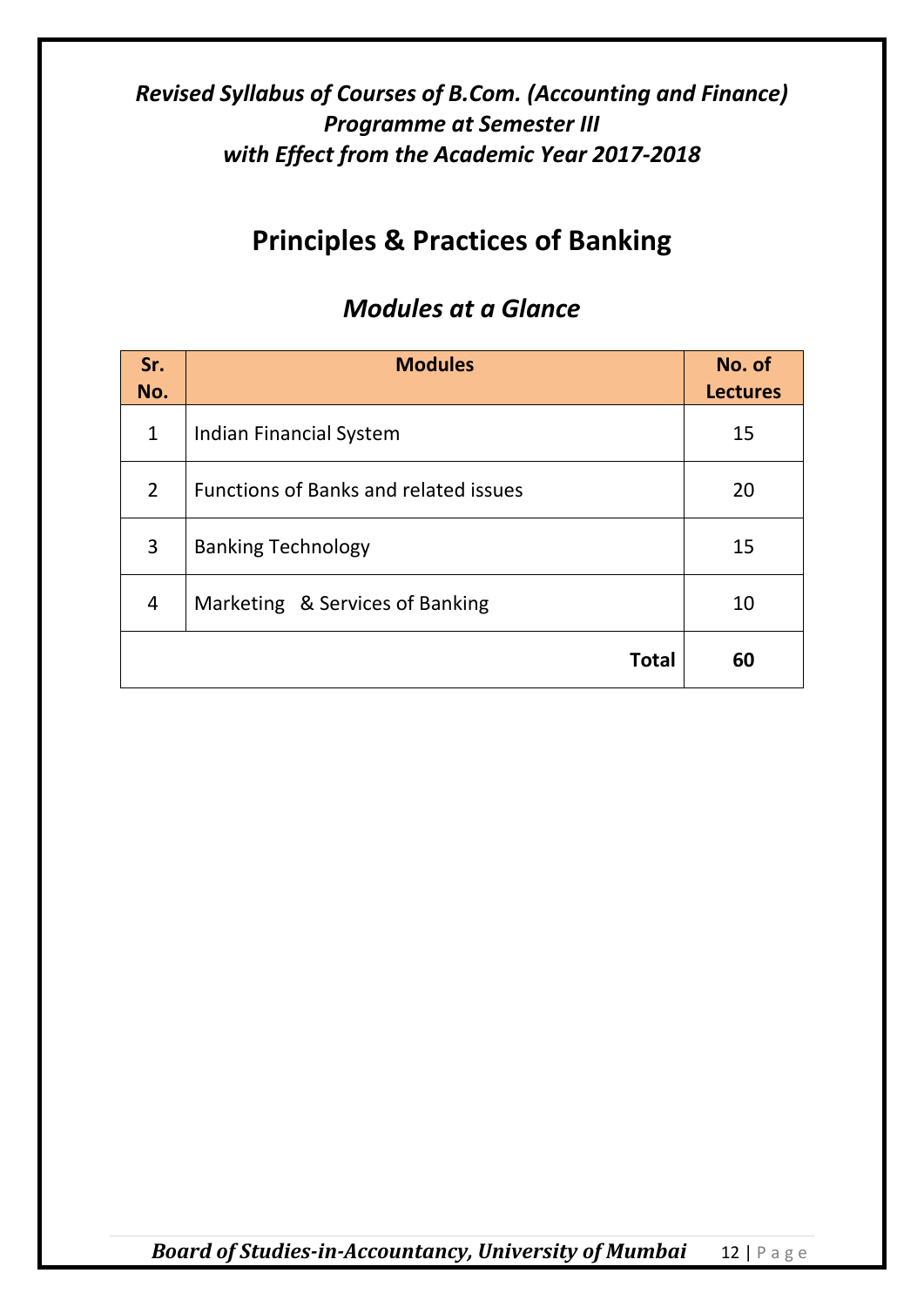*Revised Syllabus of Courses of B.Com. (Accounting and Finance) Programme at Semester III with Effect from the Academic Year 2017-2018*

# Principles & Practices of Banking

## *Modules at a Glance*

| Sr. No. | Modules | No. of Lectures |
|---|---|---|
| 1 | Indian Financial System | 15 |
| 2 | Functions of Banks and related issues | 20 |
| 3 | Banking Technology | 15 |
| 4 | Marketing & Services of Banking | 10 |
| | **Total** | **60** |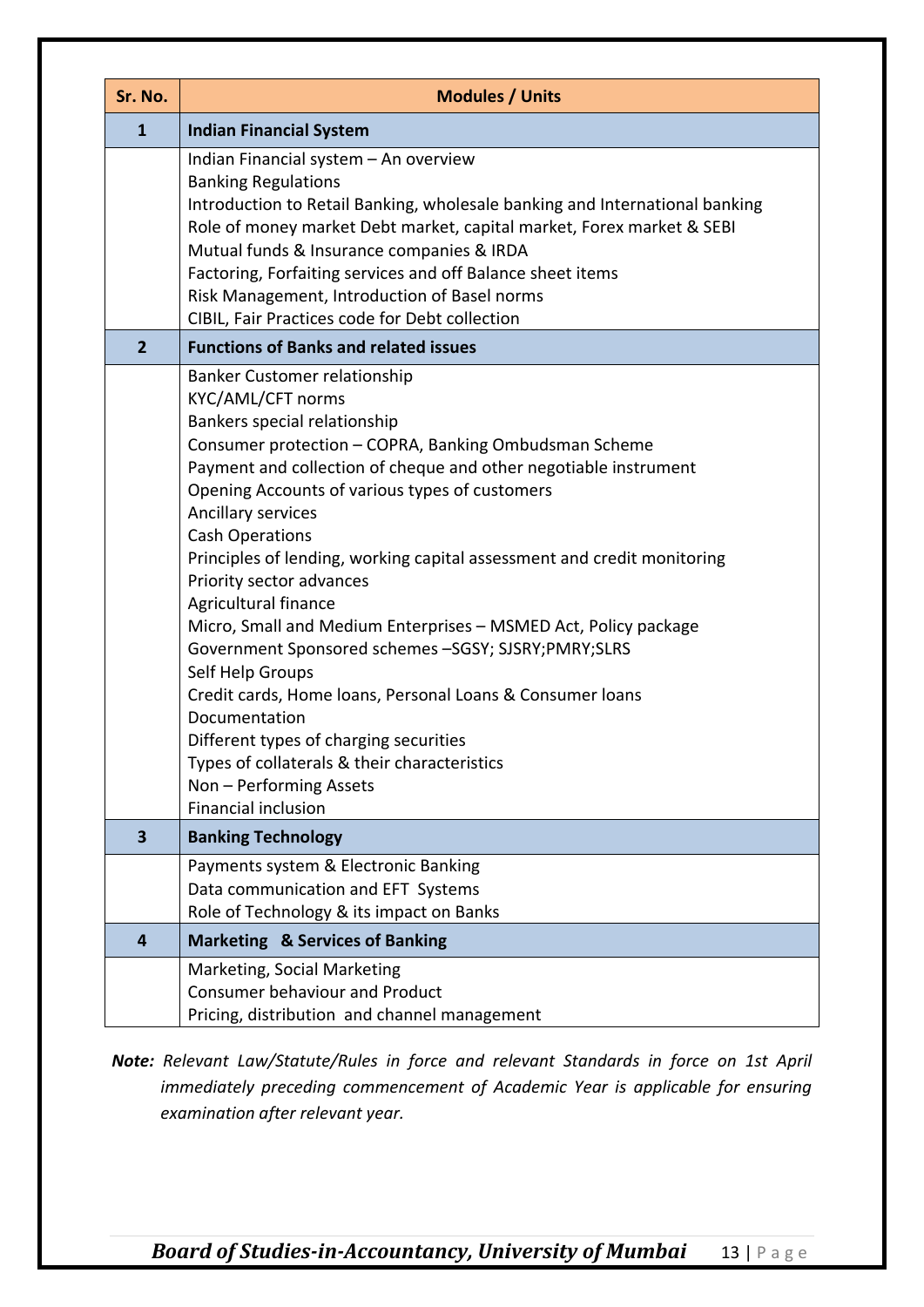| Sr. No. | Modules / Units |
|---|---|
| **1** | **Indian Financial System** |
| | Indian Financial system – An overview<br>Banking Regulations<br>Introduction to Retail Banking, wholesale banking and International banking<br>Role of money market Debt market, capital market, Forex market & SEBI<br>Mutual funds & Insurance companies & IRDA<br>Factoring, Forfaiting services and off Balance sheet items<br>Risk Management, Introduction of Basel norms<br>CIBIL, Fair Practices code for Debt collection |
| **2** | **Functions of Banks and related issues** |
| | Banker Customer relationship<br>KYC/AML/CFT norms<br>Bankers special relationship<br>Consumer protection – COPRA, Banking Ombudsman Scheme<br>Payment and collection of cheque and other negotiable instrument<br>Opening Accounts of various types of customers<br>Ancillary services<br>Cash Operations<br>Principles of lending, working capital assessment and credit monitoring<br>Priority sector advances<br>Agricultural finance<br>Micro, Small and Medium Enterprises – MSMED Act, Policy package<br>Government Sponsored schemes –SGSY; SJSRY;PMRY;SLRS<br>Self Help Groups<br>Credit cards, Home loans, Personal Loans & Consumer loans<br>Documentation<br>Different types of charging securities<br>Types of collaterals & their characteristics<br>Non – Performing Assets<br>Financial inclusion |
| **3** | **Banking Technology** |
| | Payments system & Electronic Banking<br>Data communication and EFT Systems<br>Role of Technology & its impact on Banks |
| **4** | **Marketing & Services of Banking** |
| | Marketing, Social Marketing<br>Consumer behaviour and Product<br>Pricing, distribution and channel management |

***Note:*** *Relevant Law/Statute/Rules in force and relevant Standards in force on 1st April immediately preceding commencement of Academic Year is applicable for ensuring examination after relevant year.*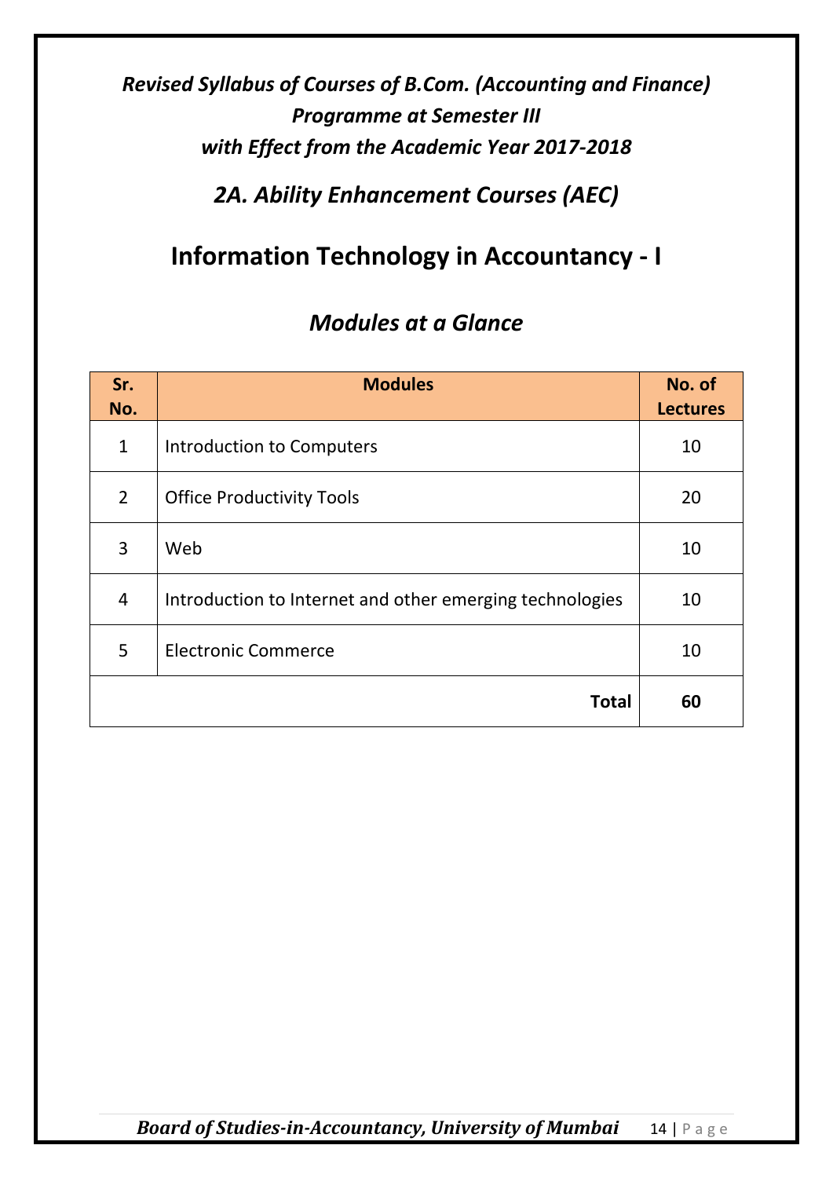*Revised Syllabus of Courses of B.Com. (Accounting and Finance) Programme at Semester III with Effect from the Academic Year 2017-2018*

## *2A. Ability Enhancement Courses (AEC)*

# Information Technology in Accountancy - I

## *Modules at a Glance*

| Sr. No. | Modules | No. of Lectures |
|---|---|---|
| 1 | Introduction to Computers | 10 |
| 2 | Office Productivity Tools | 20 |
| 3 | Web | 10 |
| 4 | Introduction to Internet and other emerging technologies | 10 |
| 5 | Electronic Commerce | 10 |
| | **Total** | **60** |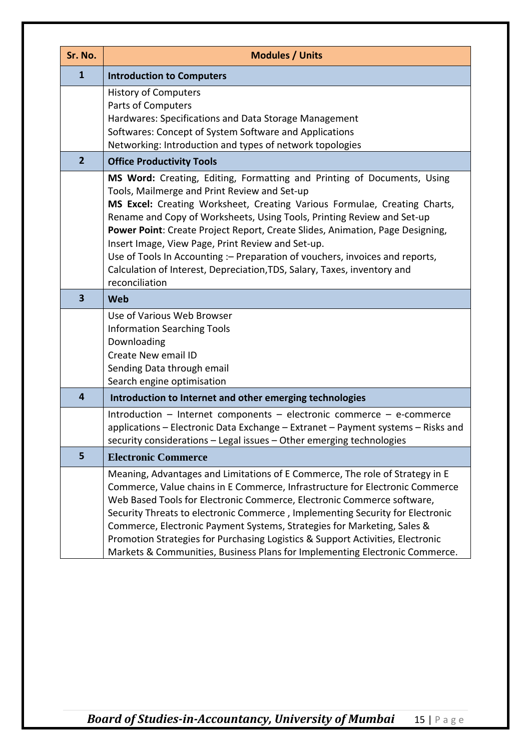| Sr. No. | Modules / Units |
|---|---|
| **1** | **Introduction to Computers** |
| | History of Computers<br>Parts of Computers<br>Hardwares: Specifications and Data Storage Management<br>Softwares: Concept of System Software and Applications<br>Networking: Introduction and types of network topologies |
| **2** | **Office Productivity Tools** |
| | **MS Word:** Creating, Editing, Formatting and Printing of Documents, Using Tools, Mailmerge and Print Review and Set-up<br>**MS Excel:** Creating Worksheet, Creating Various Formulae, Creating Charts, Rename and Copy of Worksheets, Using Tools, Printing Review and Set-up<br>**Power Point**: Create Project Report, Create Slides, Animation, Page Designing, Insert Image, View Page, Print Review and Set-up.<br>Use of Tools In Accounting :– Preparation of vouchers, invoices and reports, Calculation of Interest, Depreciation,TDS, Salary, Taxes, inventory and reconciliation |
| **3** | **Web** |
| | Use of Various Web Browser<br>Information Searching Tools<br>Downloading<br>Create New email ID<br>Sending Data through email<br>Search engine optimisation |
| **4** | **Introduction to Internet and other emerging technologies** |
| | Introduction – Internet components – electronic commerce – e-commerce applications – Electronic Data Exchange – Extranet – Payment systems – Risks and security considerations – Legal issues – Other emerging technologies |
| **5** | **Electronic Commerce** |
| | Meaning, Advantages and Limitations of E Commerce, The role of Strategy in E Commerce, Value chains in E Commerce, Infrastructure for Electronic Commerce Web Based Tools for Electronic Commerce, Electronic Commerce software, Security Threats to electronic Commerce , Implementing Security for Electronic Commerce, Electronic Payment Systems, Strategies for Marketing, Sales & Promotion Strategies for Purchasing Logistics & Support Activities, Electronic Markets & Communities, Business Plans for Implementing Electronic Commerce. |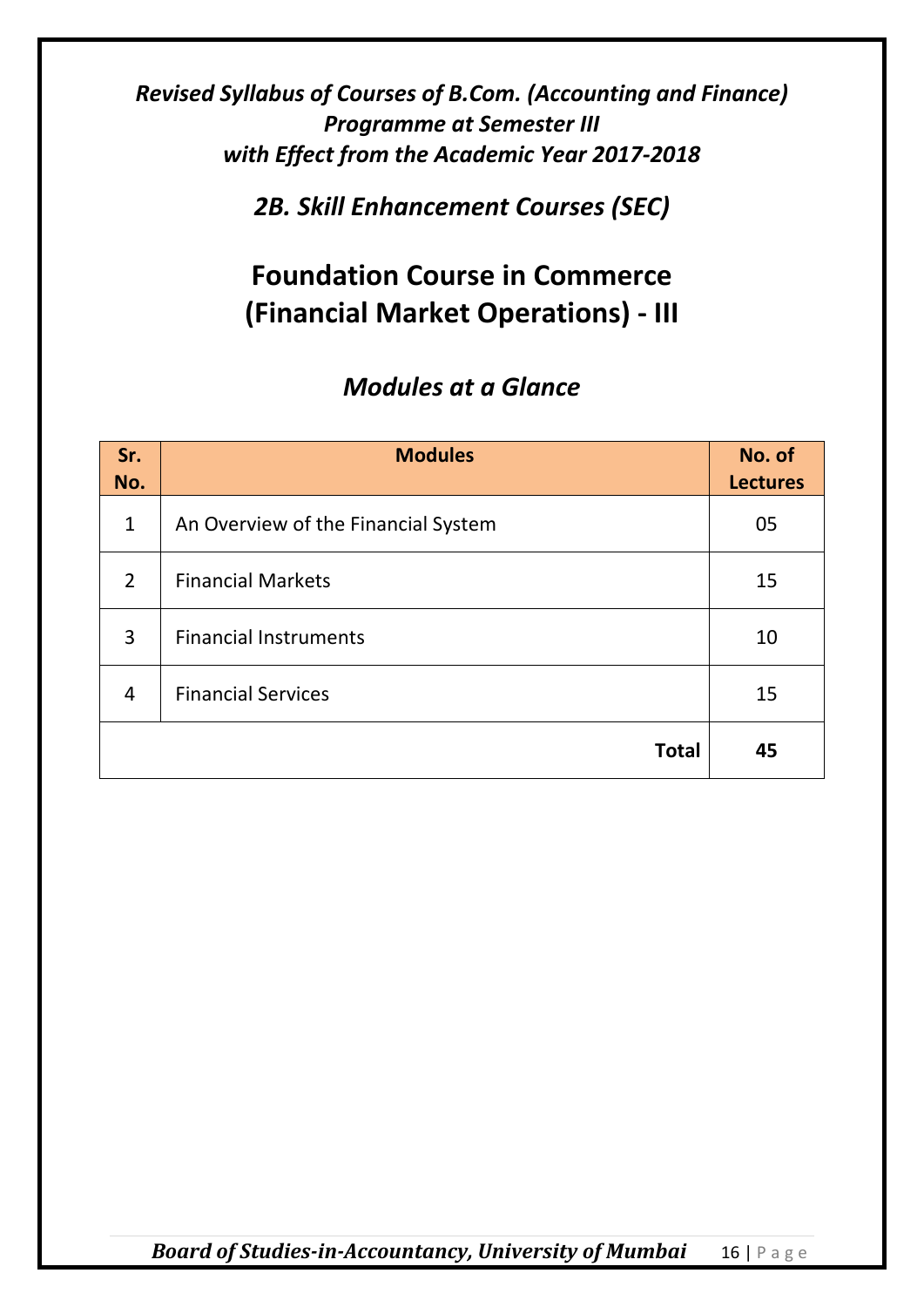*Revised Syllabus of Courses of B.Com. (Accounting and Finance) Programme at Semester III with Effect from the Academic Year 2017-2018*

## *2B. Skill Enhancement Courses (SEC)*

# Foundation Course in Commerce (Financial Market Operations) - III

## *Modules at a Glance*

| Sr. No. | Modules | No. of Lectures |
|---|---|---|
| 1 | An Overview of the Financial System | 05 |
| 2 | Financial Markets | 15 |
| 3 | Financial Instruments | 10 |
| 4 | Financial Services | 15 |
| | **Total** | **45** |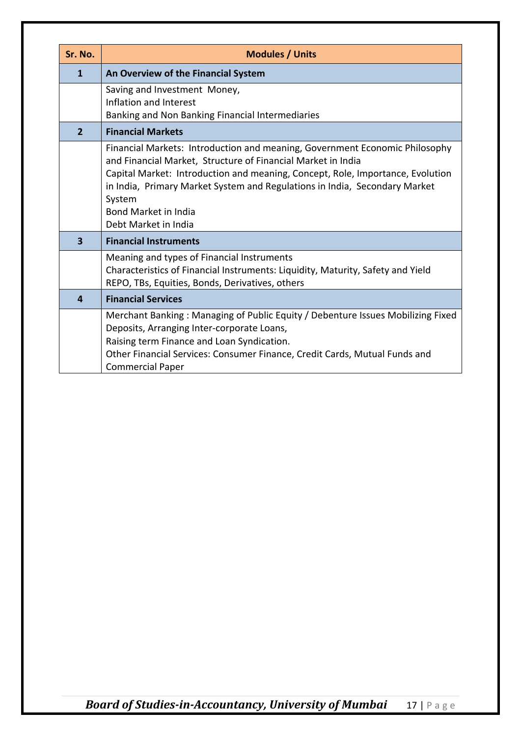| Sr. No. | Modules / Units |
| --- | --- |
| **1** | **An Overview of the Financial System** |
| | Saving and Investment Money,<br>Inflation and Interest<br>Banking and Non Banking Financial Intermediaries |
| **2** | **Financial Markets** |
| | Financial Markets: Introduction and meaning, Government Economic Philosophy and Financial Market, Structure of Financial Market in India<br>Capital Market: Introduction and meaning, Concept, Role, Importance, Evolution in India, Primary Market System and Regulations in India, Secondary Market System<br>Bond Market in India<br>Debt Market in India |
| **3** | **Financial Instruments** |
| | Meaning and types of Financial Instruments<br>Characteristics of Financial Instruments: Liquidity, Maturity, Safety and Yield<br>REPO, TBs, Equities, Bonds, Derivatives, others |
| **4** | **Financial Services** |
| | Merchant Banking : Managing of Public Equity / Debenture Issues Mobilizing Fixed Deposits, Arranging Inter-corporate Loans,<br>Raising term Finance and Loan Syndication.<br>Other Financial Services: Consumer Finance, Credit Cards, Mutual Funds and Commercial Paper |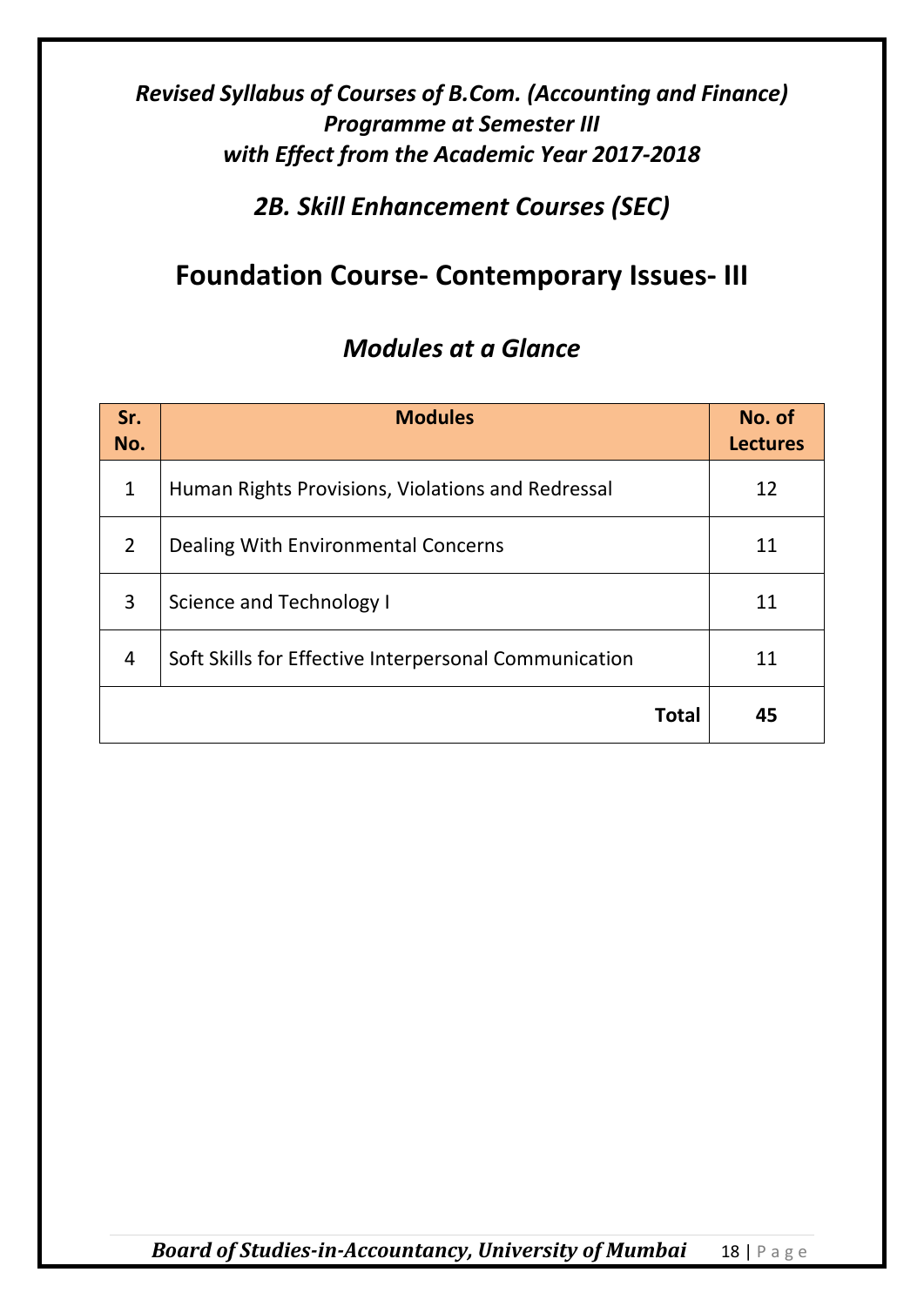***Revised Syllabus of Courses of B.Com. (Accounting and Finance) Programme at Semester III with Effect from the Academic Year 2017-2018***

## *2B. Skill Enhancement Courses (SEC)*

# Foundation Course- Contemporary Issues- III

## *Modules at a Glance*

| Sr. No. | Modules | No. of Lectures |
|---|---|---|
| 1 | Human Rights Provisions, Violations and Redressal | 12 |
| 2 | Dealing With Environmental Concerns | 11 |
| 3 | Science and Technology I | 11 |
| 4 | Soft Skills for Effective Interpersonal Communication | 11 |
| | **Total** | **45** |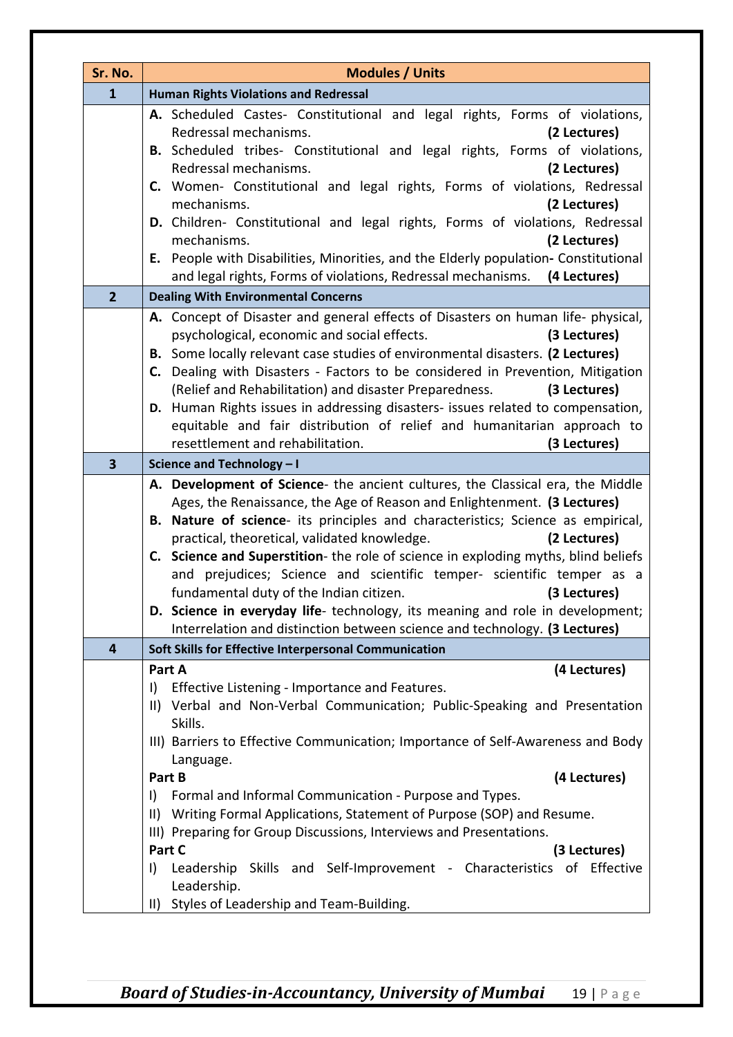| Sr. No. | Modules / Units |
|---|---|
| **1** | **Human Rights Violations and Redressal** |
| | **A.** Scheduled Castes- Constitutional and legal rights, Forms of violations, Redressal mechanisms. **(2 Lectures)**<br>**B.** Scheduled tribes- Constitutional and legal rights, Forms of violations, Redressal mechanisms. **(2 Lectures)**<br>**C.** Women- Constitutional and legal rights, Forms of violations, Redressal mechanisms. **(2 Lectures)**<br>**D.** Children- Constitutional and legal rights, Forms of violations, Redressal mechanisms. **(2 Lectures)**<br>**E.** People with Disabilities, Minorities, and the Elderly population**-** Constitutional and legal rights, Forms of violations, Redressal mechanisms. **(4 Lectures)** |
| **2** | **Dealing With Environmental Concerns** |
| | **A.** Concept of Disaster and general effects of Disasters on human life- physical, psychological, economic and social effects. **(3 Lectures)**<br>**B.** Some locally relevant case studies of environmental disasters. **(2 Lectures)**<br>**C.** Dealing with Disasters - Factors to be considered in Prevention, Mitigation (Relief and Rehabilitation) and disaster Preparedness. **(3 Lectures)**<br>**D.** Human Rights issues in addressing disasters- issues related to compensation, equitable and fair distribution of relief and humanitarian approach to resettlement and rehabilitation. **(3 Lectures)** |
| **3** | **Science and Technology – I** |
| | **A. Development of Science**- the ancient cultures, the Classical era, the Middle Ages, the Renaissance, the Age of Reason and Enlightenment. **(3 Lectures)**<br>**B. Nature of science**- its principles and characteristics; Science as empirical, practical, theoretical, validated knowledge. **(2 Lectures)**<br>**C. Science and Superstition**- the role of science in exploding myths, blind beliefs and prejudices; Science and scientific temper- scientific temper as a fundamental duty of the Indian citizen. **(3 Lectures)**<br>**D. Science in everyday life**- technology, its meaning and role in development; Interrelation and distinction between science and technology. **(3 Lectures)** |
| **4** | **Soft Skills for Effective Interpersonal Communication** |
| | **Part A** **(4 Lectures)**<br>I) Effective Listening - Importance and Features.<br>II) Verbal and Non-Verbal Communication; Public-Speaking and Presentation Skills.<br>III) Barriers to Effective Communication; Importance of Self-Awareness and Body Language.<br>**Part B** **(4 Lectures)**<br>I) Formal and Informal Communication - Purpose and Types.<br>II) Writing Formal Applications, Statement of Purpose (SOP) and Resume.<br>III) Preparing for Group Discussions, Interviews and Presentations.<br>**Part C** **(3 Lectures)**<br>I) Leadership Skills and Self-Improvement - Characteristics of Effective Leadership.<br>II) Styles of Leadership and Team-Building. |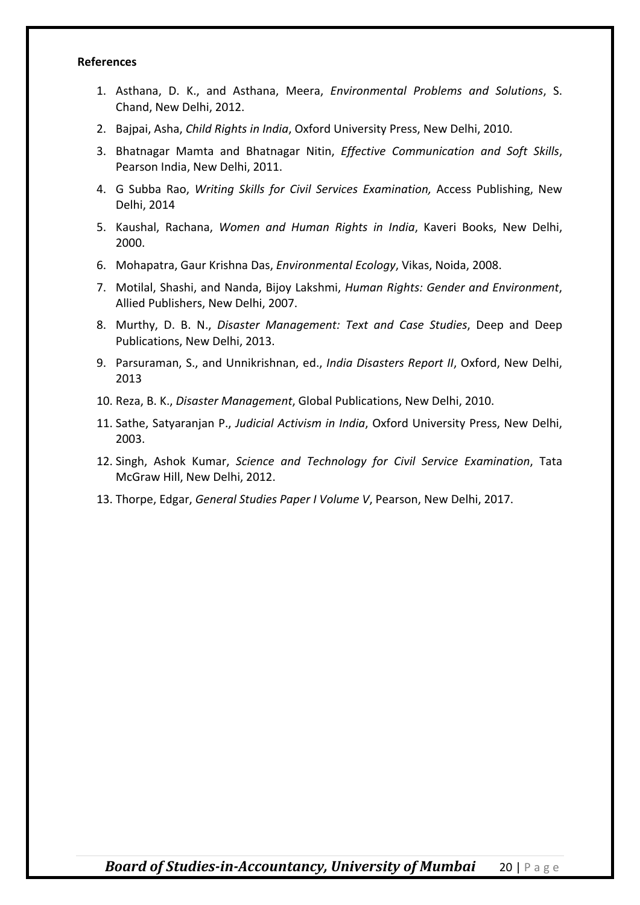**References**

1. Asthana, D. K., and Asthana, Meera, *Environmental Problems and Solutions*, S. Chand, New Delhi, 2012.
2. Bajpai, Asha, *Child Rights in India*, Oxford University Press, New Delhi, 2010.
3. Bhatnagar Mamta and Bhatnagar Nitin, *Effective Communication and Soft Skills*, Pearson India, New Delhi, 2011.
4. G Subba Rao, *Writing Skills for Civil Services Examination,* Access Publishing, New Delhi, 2014
5. Kaushal, Rachana, *Women and Human Rights in India*, Kaveri Books, New Delhi, 2000.
6. Mohapatra, Gaur Krishna Das, *Environmental Ecology*, Vikas, Noida, 2008.
7. Motilal, Shashi, and Nanda, Bijoy Lakshmi, *Human Rights: Gender and Environment*, Allied Publishers, New Delhi, 2007.
8. Murthy, D. B. N., *Disaster Management: Text and Case Studies*, Deep and Deep Publications, New Delhi, 2013.
9. Parsuraman, S., and Unnikrishnan, ed., *India Disasters Report II*, Oxford, New Delhi, 2013
10. Reza, B. K., *Disaster Management*, Global Publications, New Delhi, 2010.
11. Sathe, Satyaranjan P., *Judicial Activism in India*, Oxford University Press, New Delhi, 2003.
12. Singh, Ashok Kumar, *Science and Technology for Civil Service Examination*, Tata McGraw Hill, New Delhi, 2012.
13. Thorpe, Edgar, *General Studies Paper I Volume V*, Pearson, New Delhi, 2017.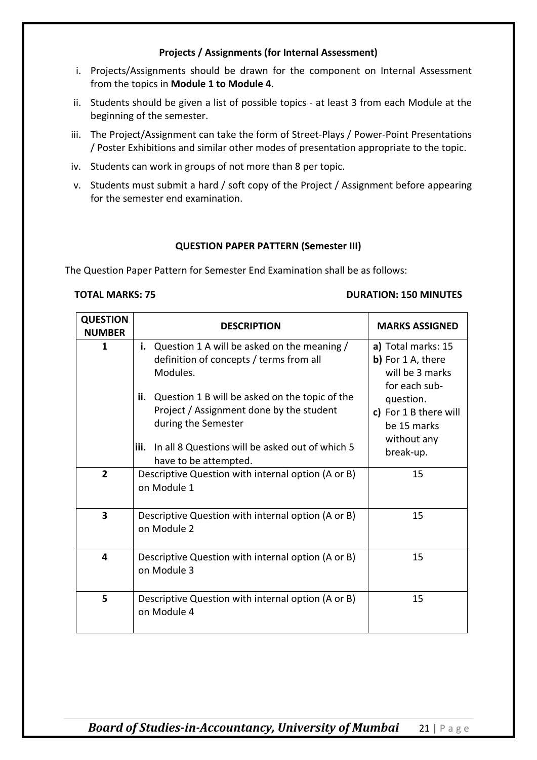### Projects / Assignments (for Internal Assessment)

i. Projects/Assignments should be drawn for the component on Internal Assessment from the topics in **Module 1 to Module 4**.

ii. Students should be given a list of possible topics - at least 3 from each Module at the beginning of the semester.

iii. The Project/Assignment can take the form of Street-Plays / Power-Point Presentations / Poster Exhibitions and similar other modes of presentation appropriate to the topic.

iv. Students can work in groups of not more than 8 per topic.

v. Students must submit a hard / soft copy of the Project / Assignment before appearing for the semester end examination.

### QUESTION PAPER PATTERN (Semester III)

The Question Paper Pattern for Semester End Examination shall be as follows:

**TOTAL MARKS: 75** **DURATION: 150 MINUTES**

| QUESTION NUMBER | DESCRIPTION | MARKS ASSIGNED |
|---|---|---|
| 1 | **i.** Question 1 A will be asked on the meaning / definition of concepts / terms from all Modules.<br>**ii.** Question 1 B will be asked on the topic of the Project / Assignment done by the student during the Semester<br>**iii.** In all 8 Questions will be asked out of which 5 have to be attempted. | **a)** Total marks: 15<br>**b)** For 1 A, there will be 3 marks for each sub-question.<br>**c)** For 1 B there will be 15 marks without any break-up. |
| 2 | Descriptive Question with internal option (A or B) on Module 1 | 15 |
| 3 | Descriptive Question with internal option (A or B) on Module 2 | 15 |
| 4 | Descriptive Question with internal option (A or B) on Module 3 | 15 |
| 5 | Descriptive Question with internal option (A or B) on Module 4 | 15 |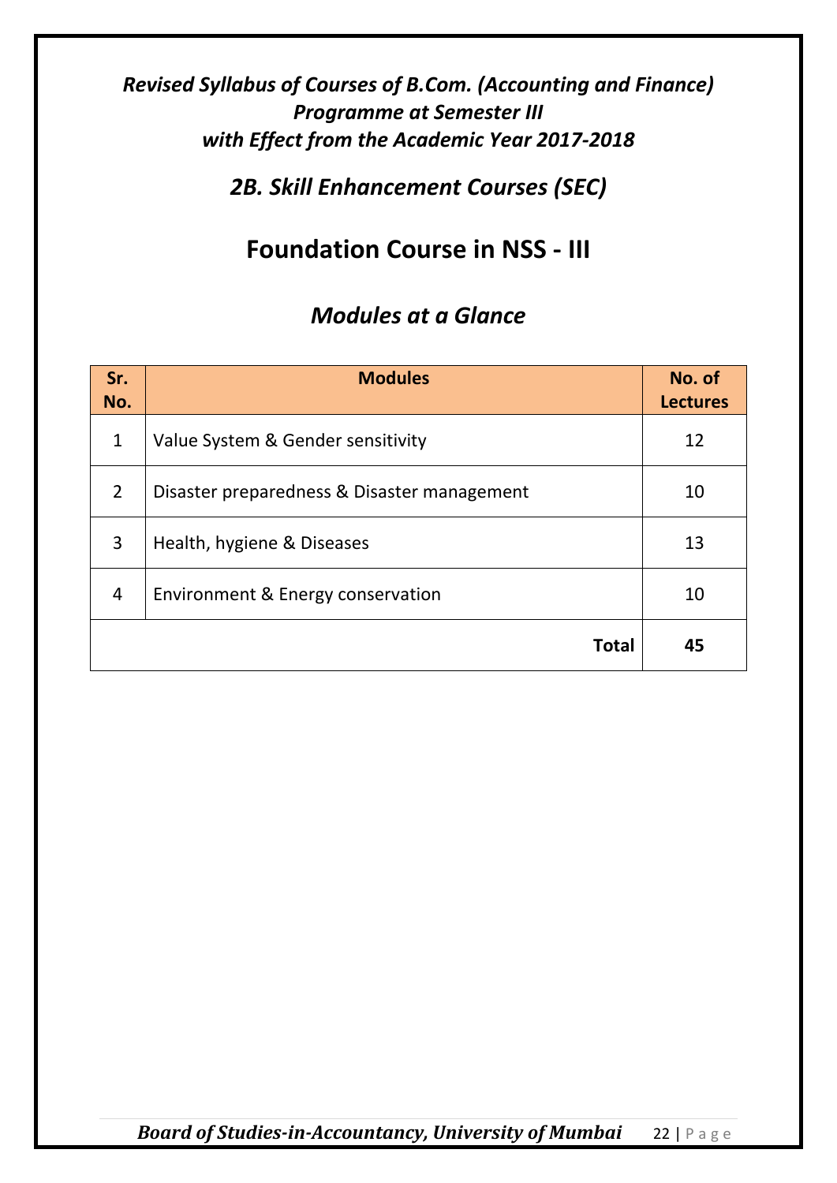*Revised Syllabus of Courses of B.Com. (Accounting and Finance) Programme at Semester III with Effect from the Academic Year 2017-2018*

## *2B. Skill Enhancement Courses (SEC)*

# Foundation Course in NSS - III

## *Modules at a Glance*

| Sr. No. | Modules | No. of Lectures |
|---|---|---|
| 1 | Value System & Gender sensitivity | 12 |
| 2 | Disaster preparedness & Disaster management | 10 |
| 3 | Health, hygiene & Diseases | 13 |
| 4 | Environment & Energy conservation | 10 |
| | **Total** | **45** |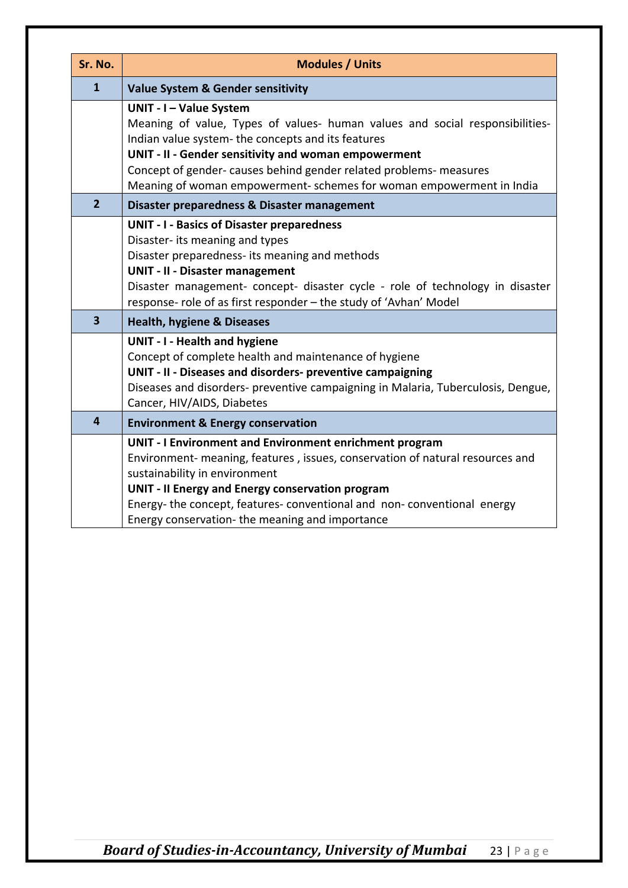| Sr. No. | Modules / Units |
|---|---|
| **1** | **Value System & Gender sensitivity** |
| | **UNIT - I – Value System**<br>Meaning of value, Types of values- human values and social responsibilities- Indian value system- the concepts and its features<br>**UNIT - II - Gender sensitivity and woman empowerment**<br>Concept of gender- causes behind gender related problems- measures<br>Meaning of woman empowerment- schemes for woman empowerment in India |
| **2** | **Disaster preparedness & Disaster management** |
| | **UNIT - I - Basics of Disaster preparedness**<br>Disaster- its meaning and types<br>Disaster preparedness- its meaning and methods<br>**UNIT - II - Disaster management**<br>Disaster management- concept- disaster cycle - role of technology in disaster response- role of as first responder – the study of 'Avhan' Model |
| **3** | **Health, hygiene & Diseases** |
| | **UNIT - I - Health and hygiene**<br>Concept of complete health and maintenance of hygiene<br>**UNIT - II - Diseases and disorders- preventive campaigning**<br>Diseases and disorders- preventive campaigning in Malaria, Tuberculosis, Dengue, Cancer, HIV/AIDS, Diabetes |
| **4** | **Environment & Energy conservation** |
| | **UNIT - I Environment and Environment enrichment program**<br>Environment- meaning, features , issues, conservation of natural resources and sustainability in environment<br>**UNIT - II Energy and Energy conservation program**<br>Energy- the concept, features- conventional and non- conventional energy<br>Energy conservation- the meaning and importance |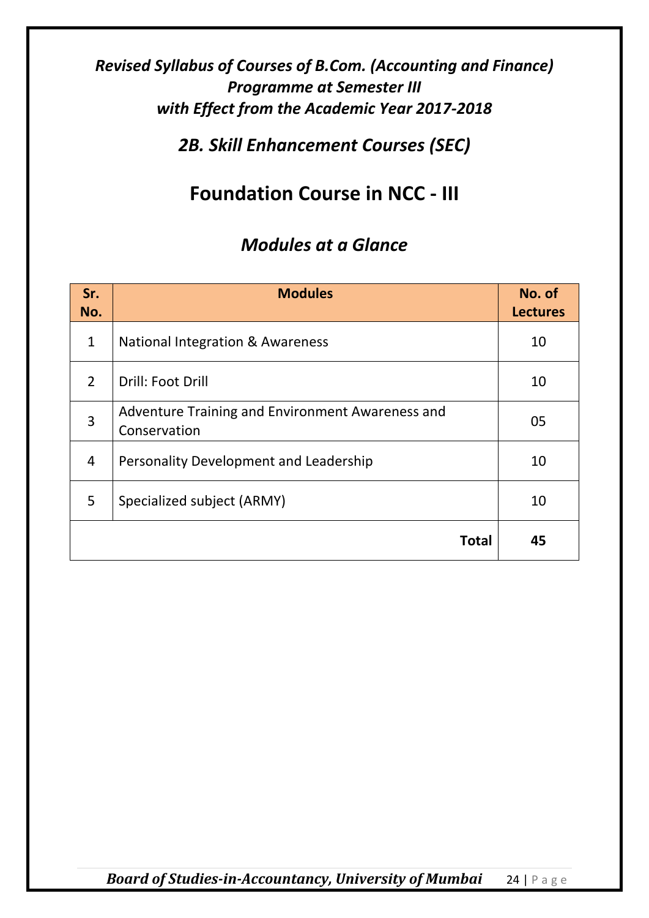*Revised Syllabus of Courses of B.Com. (Accounting and Finance) Programme at Semester III with Effect from the Academic Year 2017-2018*

## *2B. Skill Enhancement Courses (SEC)*

# Foundation Course in NCC - III

## *Modules at a Glance*

| Sr. No. | Modules | No. of Lectures |
|---|---|---|
| 1 | National Integration & Awareness | 10 |
| 2 | Drill: Foot Drill | 10 |
| 3 | Adventure Training and Environment Awareness and Conservation | 05 |
| 4 | Personality Development and Leadership | 10 |
| 5 | Specialized subject (ARMY) | 10 |
| | **Total** | **45** |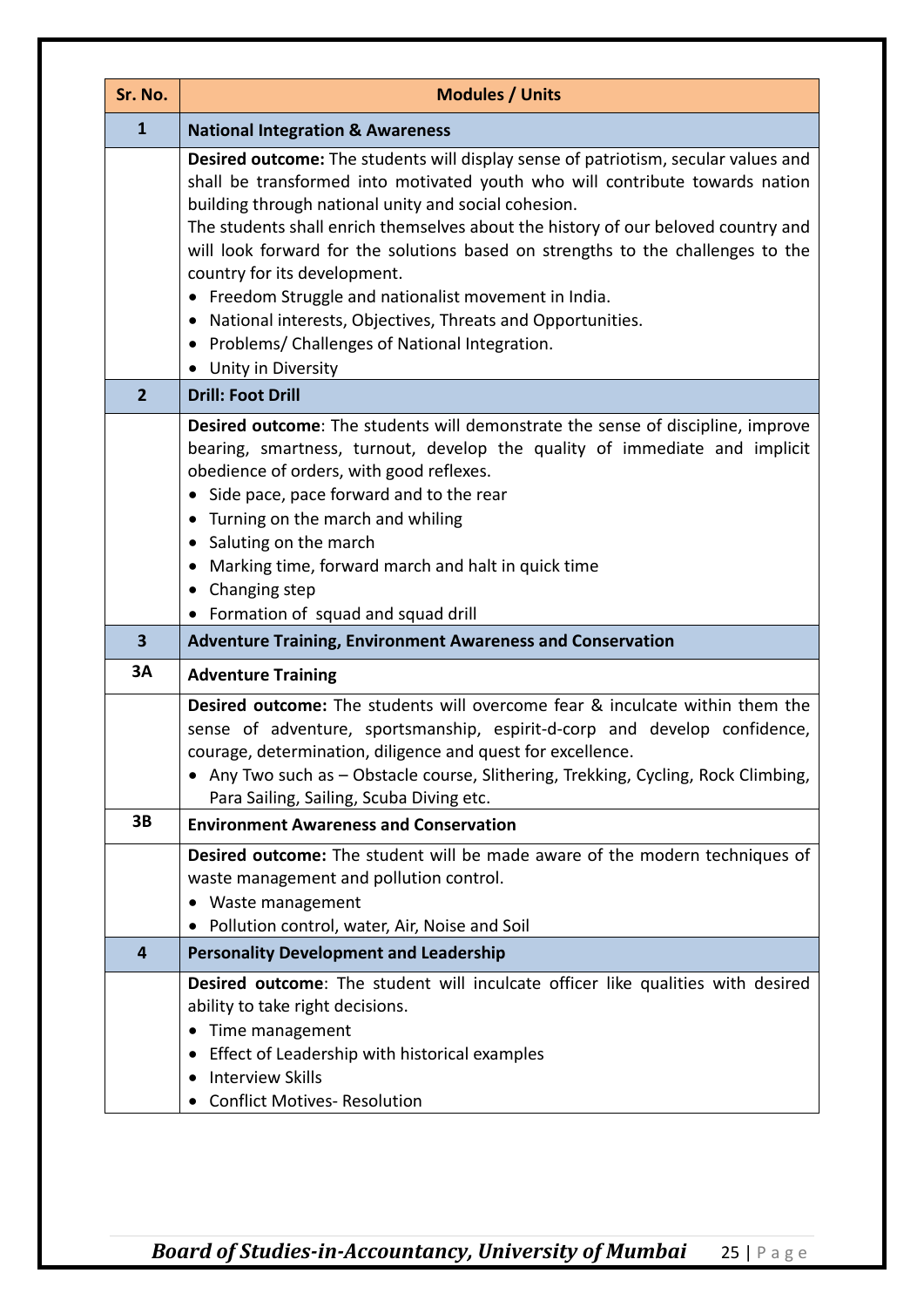| Sr. No. | Modules / Units |
|---|---|
| **1** | **National Integration & Awareness** |
| | **Desired outcome:** The students will display sense of patriotism, secular values and shall be transformed into motivated youth who will contribute towards nation building through national unity and social cohesion.<br>The students shall enrich themselves about the history of our beloved country and will look forward for the solutions based on strengths to the challenges to the country for its development.<br>• Freedom Struggle and nationalist movement in India.<br>• National interests, Objectives, Threats and Opportunities.<br>• Problems/ Challenges of National Integration.<br>• Unity in Diversity |
| **2** | **Drill: Foot Drill** |
| | **Desired outcome**: The students will demonstrate the sense of discipline, improve bearing, smartness, turnout, develop the quality of immediate and implicit obedience of orders, with good reflexes.<br>• Side pace, pace forward and to the rear<br>• Turning on the march and whiling<br>• Saluting on the march<br>• Marking time, forward march and halt in quick time<br>• Changing step<br>• Formation of squad and squad drill |
| **3** | **Adventure Training, Environment Awareness and Conservation** |
| **3A** | **Adventure Training** |
| | **Desired outcome:** The students will overcome fear & inculcate within them the sense of adventure, sportsmanship, espirit-d-corp and develop confidence, courage, determination, diligence and quest for excellence.<br>• Any Two such as – Obstacle course, Slithering, Trekking, Cycling, Rock Climbing, Para Sailing, Sailing, Scuba Diving etc. |
| **3B** | **Environment Awareness and Conservation** |
| | **Desired outcome:** The student will be made aware of the modern techniques of waste management and pollution control.<br>• Waste management<br>• Pollution control, water, Air, Noise and Soil |
| **4** | **Personality Development and Leadership** |
| | **Desired outcome**: The student will inculcate officer like qualities with desired ability to take right decisions.<br>• Time management<br>• Effect of Leadership with historical examples<br>• Interview Skills<br>• Conflict Motives- Resolution |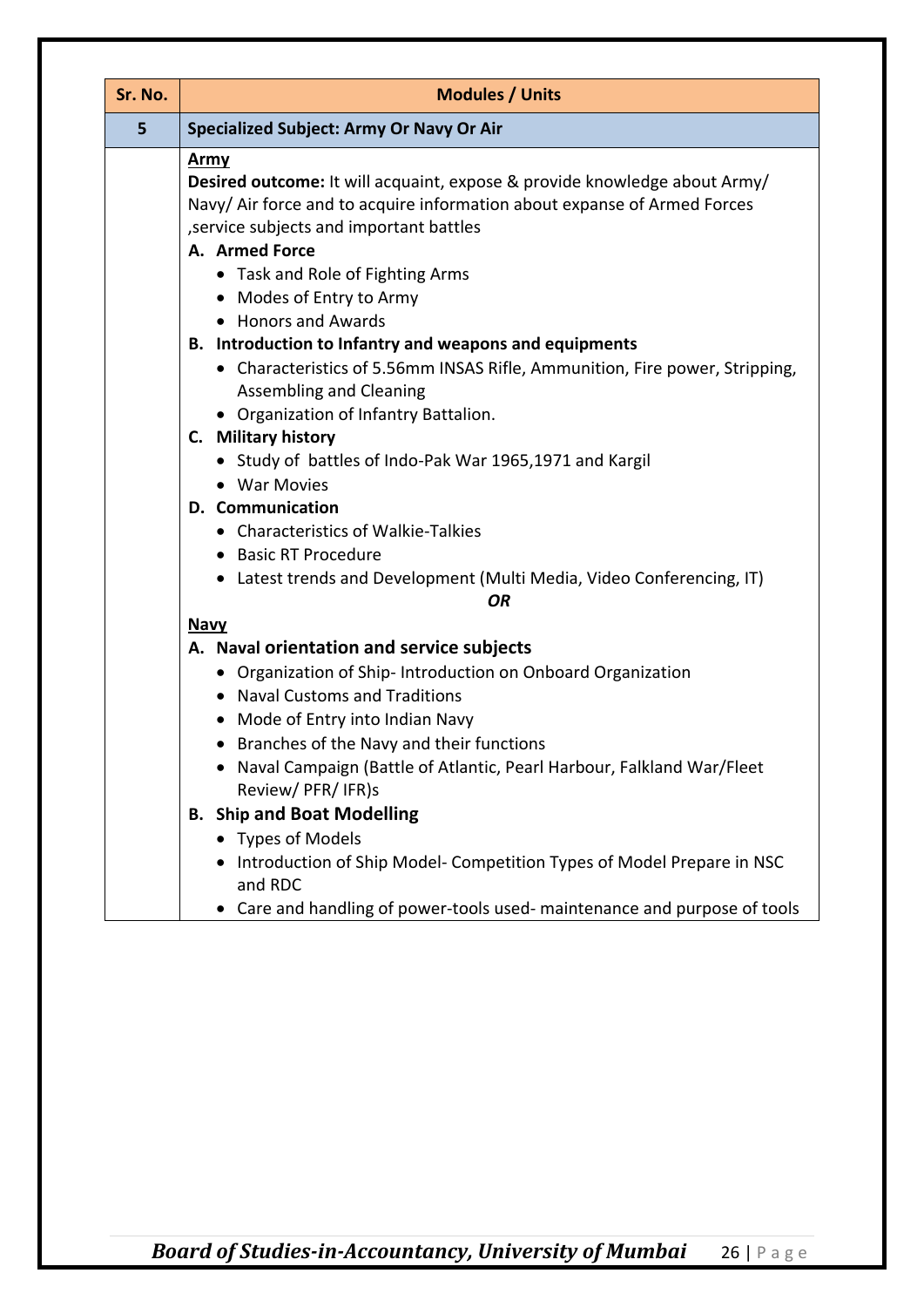| Sr. No. | Modules / Units |
|---|---|
| **5** | **Specialized Subject: Army Or Navy Or Air** |
| | **<u>Army</u>**<br>**Desired outcome:** It will acquaint, expose & provide knowledge about Army/ Navy/ Air force and to acquire information about expanse of Armed Forces ,service subjects and important battles<br>**A. Armed Force**<br>• Task and Role of Fighting Arms<br>• Modes of Entry to Army<br>• Honors and Awards<br>**B. Introduction to Infantry and weapons and equipments**<br>• Characteristics of 5.56mm INSAS Rifle, Ammunition, Fire power, Stripping, Assembling and Cleaning<br>• Organization of Infantry Battalion.<br>**C. Military history**<br>• Study of battles of Indo-Pak War 1965,1971 and Kargil<br>• War Movies<br>**D. Communication**<br>• Characteristics of Walkie-Talkies<br>• Basic RT Procedure<br>• Latest trends and Development (Multi Media, Video Conferencing, IT)<br>***OR***<br>**<u>Navy</u>**<br>**A. Naval orientation and service subjects**<br>• Organization of Ship- Introduction on Onboard Organization<br>• Naval Customs and Traditions<br>• Mode of Entry into Indian Navy<br>• Branches of the Navy and their functions<br>• Naval Campaign (Battle of Atlantic, Pearl Harbour, Falkland War/Fleet Review/ PFR/ IFR)s<br>**B. Ship and Boat Modelling**<br>• Types of Models<br>• Introduction of Ship Model- Competition Types of Model Prepare in NSC and RDC<br>• Care and handling of power-tools used- maintenance and purpose of tools |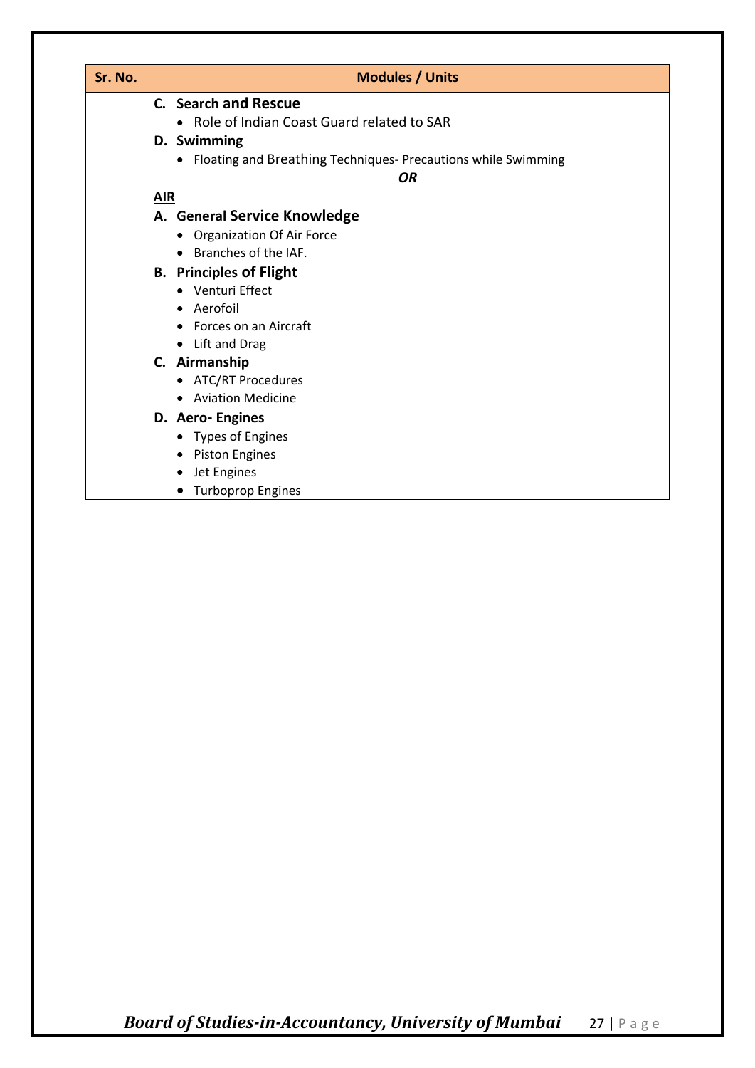| Sr. No. | Modules / Units |
|---|---|
| | **C. Search and Rescue**<br>• Role of Indian Coast Guard related to SAR<br>**D. Swimming**<br>• Floating and Breathing Techniques- Precautions while Swimming<br>***OR***<br>**<u>AIR</u>**<br>**A. General Service Knowledge**<br>• Organization Of Air Force<br>• Branches of the IAF.<br>**B. Principles of Flight**<br>• Venturi Effect<br>• Aerofoil<br>• Forces on an Aircraft<br>• Lift and Drag<br>**C. Airmanship**<br>• ATC/RT Procedures<br>• Aviation Medicine<br>**D. Aero- Engines**<br>• Types of Engines<br>• Piston Engines<br>• Jet Engines<br>• Turboprop Engines |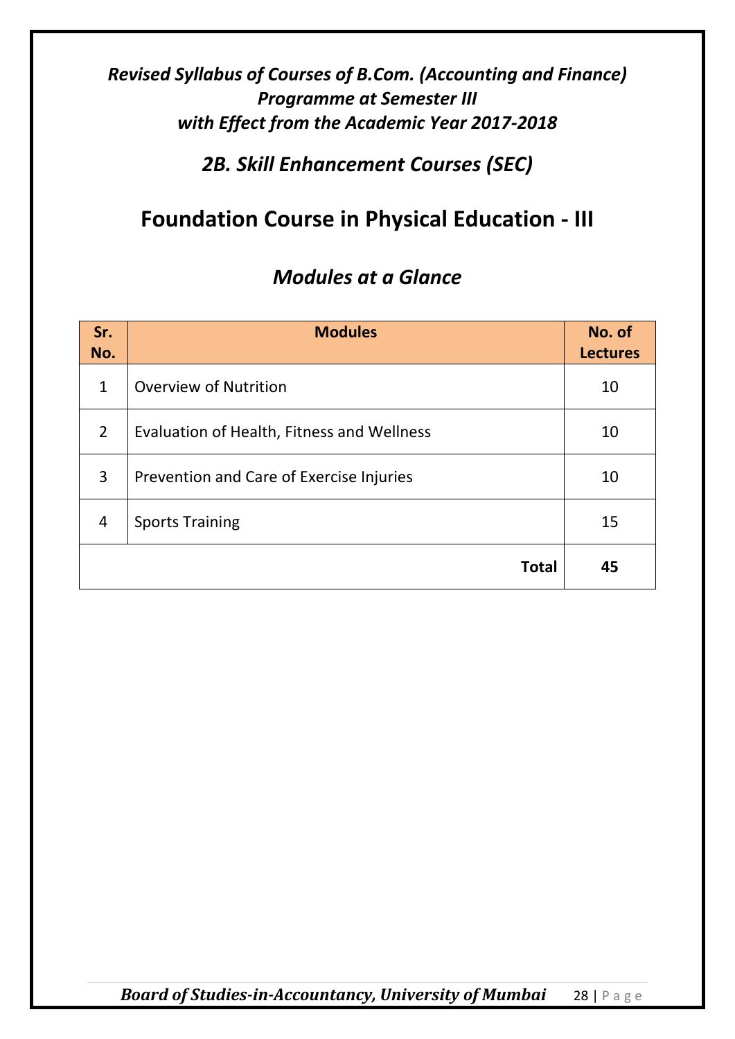*Revised Syllabus of Courses of B.Com. (Accounting and Finance) Programme at Semester III with Effect from the Academic Year 2017-2018*

## *2B. Skill Enhancement Courses (SEC)*

# Foundation Course in Physical Education - III

## *Modules at a Glance*

| Sr. No. | Modules | No. of Lectures |
|---|---|---|
| 1 | Overview of Nutrition | 10 |
| 2 | Evaluation of Health, Fitness and Wellness | 10 |
| 3 | Prevention and Care of Exercise Injuries | 10 |
| 4 | Sports Training | 15 |
| | **Total** | **45** |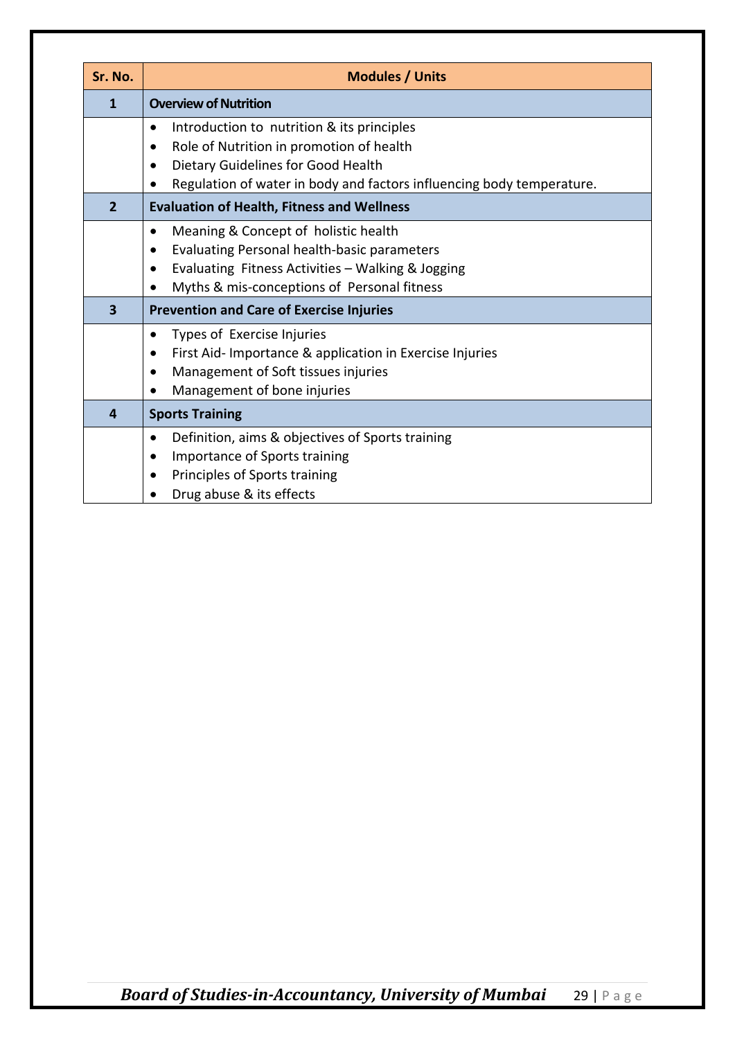| Sr. No. | Modules / Units |
|---|---|
| **1** | **Overview of Nutrition** |
| | • Introduction to nutrition & its principles<br>• Role of Nutrition in promotion of health<br>• Dietary Guidelines for Good Health<br>• Regulation of water in body and factors influencing body temperature. |
| **2** | **Evaluation of Health, Fitness and Wellness** |
| | • Meaning & Concept of holistic health<br>• Evaluating Personal health-basic parameters<br>• Evaluating Fitness Activities – Walking & Jogging<br>• Myths & mis-conceptions of Personal fitness |
| **3** | **Prevention and Care of Exercise Injuries** |
| | • Types of Exercise Injuries<br>• First Aid- Importance & application in Exercise Injuries<br>• Management of Soft tissues injuries<br>• Management of bone injuries |
| **4** | **Sports Training** |
| | • Definition, aims & objectives of Sports training<br>• Importance of Sports training<br>• Principles of Sports training<br>• Drug abuse & its effects |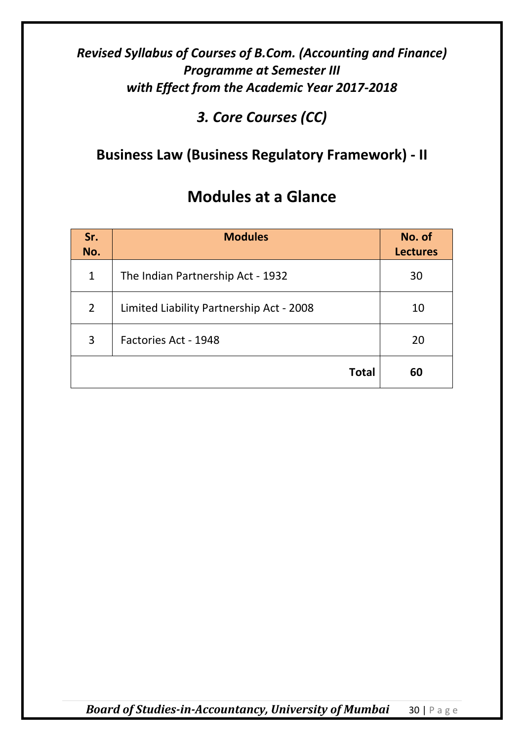*Revised Syllabus of Courses of B.Com. (Accounting and Finance) Programme at Semester III with Effect from the Academic Year 2017-2018*

## *3. Core Courses (CC)*

## Business Law (Business Regulatory Framework) - II

# Modules at a Glance

| Sr. No. | Modules | No. of Lectures |
|---|---|---|
| 1 | The Indian Partnership Act - 1932 | 30 |
| 2 | Limited Liability Partnership Act - 2008 | 10 |
| 3 | Factories Act - 1948 | 20 |
| | **Total** | **60** |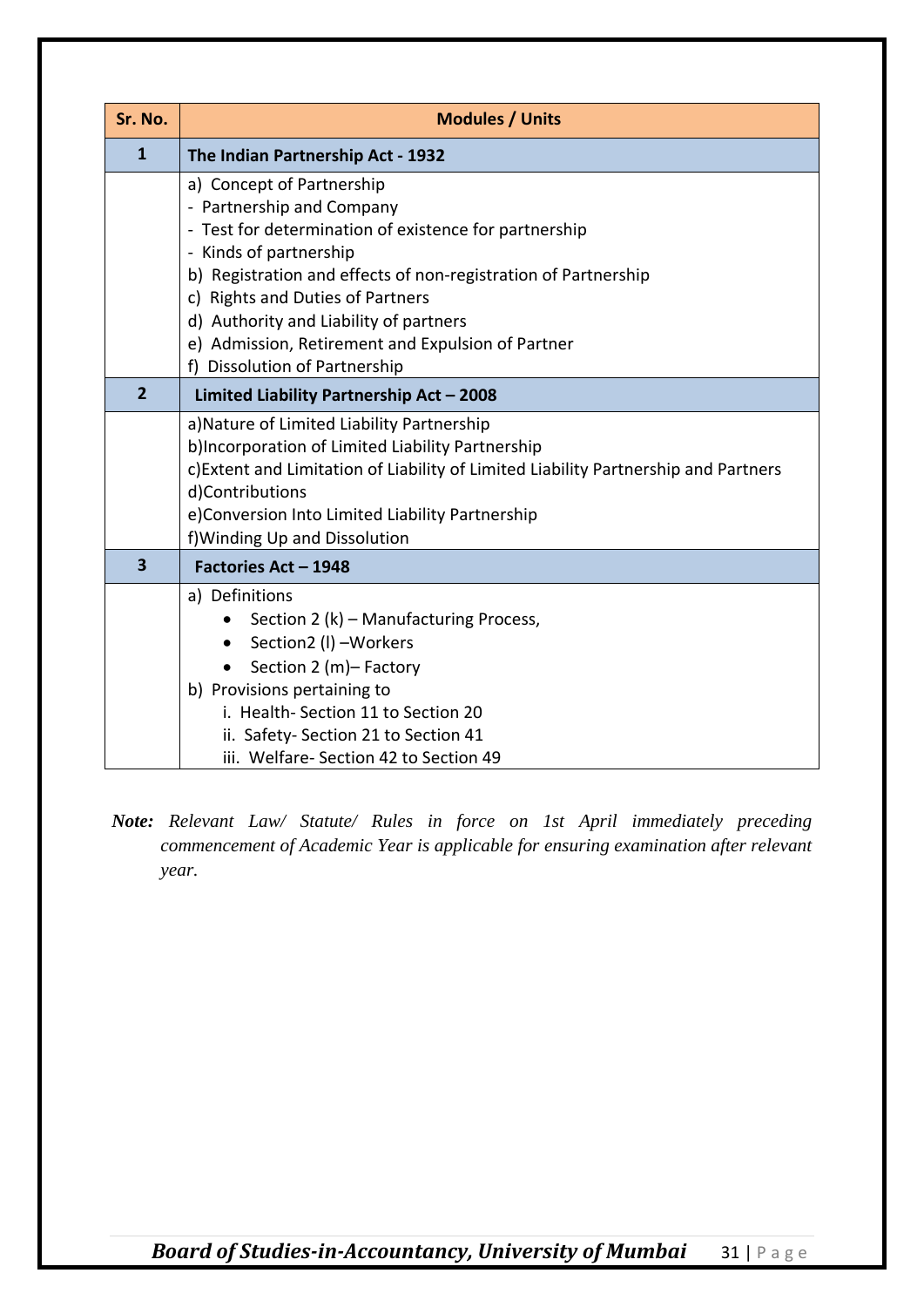| Sr. No. | Modules / Units |
|---|---|
| **1** | **The Indian Partnership Act - 1932** |
| | a) Concept of Partnership<br>- Partnership and Company<br>- Test for determination of existence for partnership<br>- Kinds of partnership<br>b) Registration and effects of non-registration of Partnership<br>c) Rights and Duties of Partners<br>d) Authority and Liability of partners<br>e) Admission, Retirement and Expulsion of Partner<br>f) Dissolution of Partnership |
| **2** | **Limited Liability Partnership Act – 2008** |
| | a)Nature of Limited Liability Partnership<br>b)Incorporation of Limited Liability Partnership<br>c)Extent and Limitation of Liability of Limited Liability Partnership and Partners<br>d)Contributions<br>e)Conversion Into Limited Liability Partnership<br>f)Winding Up and Dissolution |
| **3** | **Factories Act – 1948** |
| | a) Definitions<br>• Section 2 (k) – Manufacturing Process,<br>• Section2 (l) –Workers<br>• Section 2 (m)– Factory<br>b) Provisions pertaining to<br>i. Health- Section 11 to Section 20<br>ii. Safety- Section 21 to Section 41<br>iii. Welfare- Section 42 to Section 49 |

***Note:*** *Relevant Law/ Statute/ Rules in force on 1st April immediately preceding commencement of Academic Year is applicable for ensuring examination after relevant year.*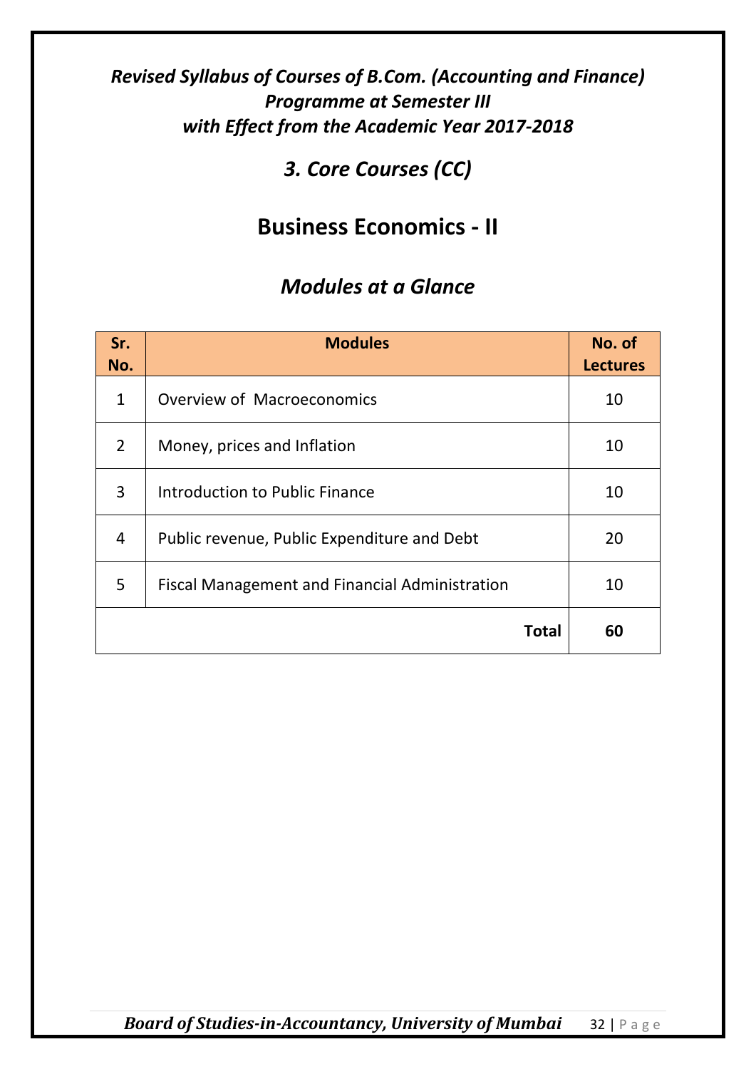*Revised Syllabus of Courses of B.Com. (Accounting and Finance) Programme at Semester III with Effect from the Academic Year 2017-2018*

## *3. Core Courses (CC)*

# Business Economics - II

## *Modules at a Glance*

| Sr. No. | Modules | No. of Lectures |
|---|---|---|
| 1 | Overview of Macroeconomics | 10 |
| 2 | Money, prices and Inflation | 10 |
| 3 | Introduction to Public Finance | 10 |
| 4 | Public revenue, Public Expenditure and Debt | 20 |
| 5 | Fiscal Management and Financial Administration | 10 |
| | **Total** | **60** |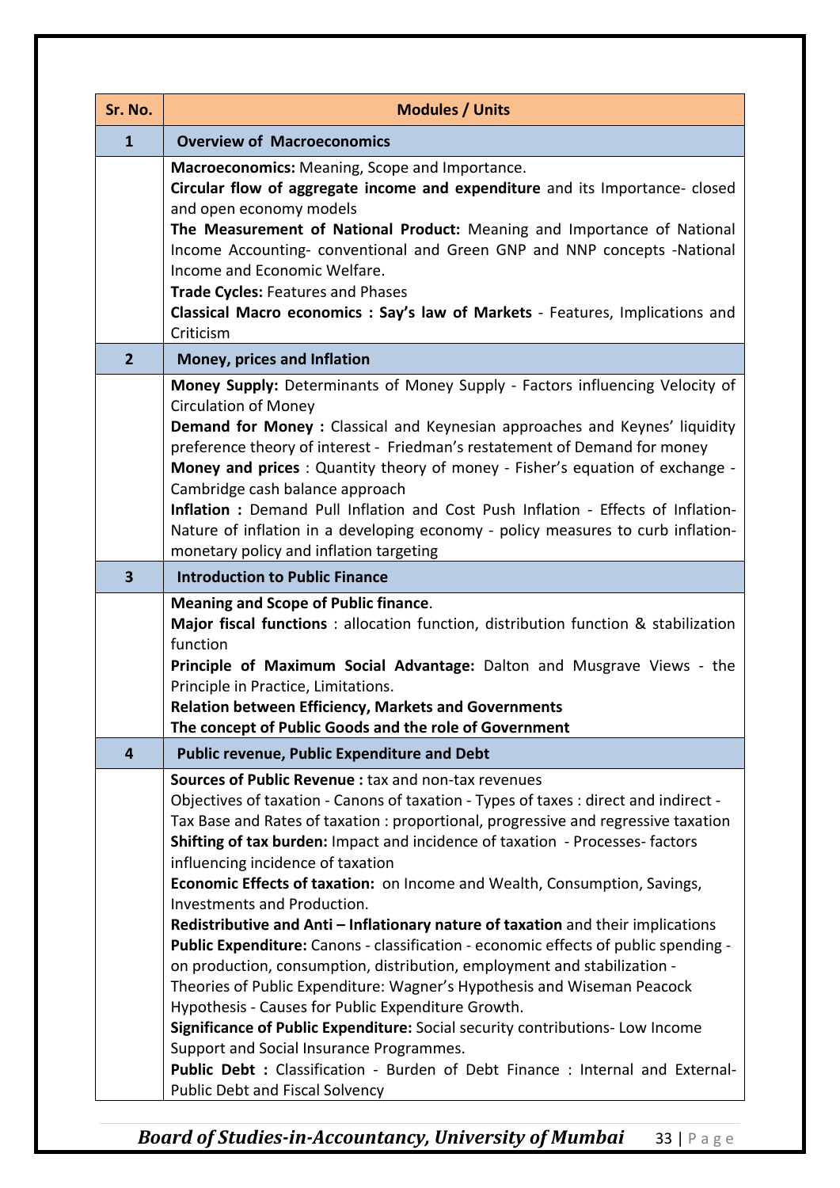| Sr. No. | Modules / Units |
|---|---|
| **1** | **Overview of Macroeconomics** |
| | **Macroeconomics:** Meaning, Scope and Importance.<br>**Circular flow of aggregate income and expenditure** and its Importance- closed and open economy models<br>**The Measurement of National Product:** Meaning and Importance of National Income Accounting- conventional and Green GNP and NNP concepts -National Income and Economic Welfare.<br>**Trade Cycles:** Features and Phases<br>**Classical Macro economics : Say's law of Markets** - Features, Implications and Criticism |
| **2** | **Money, prices and Inflation** |
| | **Money Supply:** Determinants of Money Supply - Factors influencing Velocity of Circulation of Money<br>**Demand for Money :** Classical and Keynesian approaches and Keynes' liquidity preference theory of interest - Friedman's restatement of Demand for money<br>**Money and prices** : Quantity theory of money - Fisher's equation of exchange - Cambridge cash balance approach<br>**Inflation :** Demand Pull Inflation and Cost Push Inflation - Effects of Inflation- Nature of inflation in a developing economy - policy measures to curb inflation- monetary policy and inflation targeting |
| **3** | **Introduction to Public Finance** |
| | **Meaning and Scope of Public finance**.<br>**Major fiscal functions** : allocation function, distribution function & stabilization function<br>**Principle of Maximum Social Advantage:** Dalton and Musgrave Views - the Principle in Practice, Limitations.<br>**Relation between Efficiency, Markets and Governments**<br>**The concept of Public Goods and the role of Government** |
| **4** | **Public revenue, Public Expenditure and Debt** |
| | **Sources of Public Revenue :** tax and non-tax revenues<br>Objectives of taxation - Canons of taxation - Types of taxes : direct and indirect - Tax Base and Rates of taxation : proportional, progressive and regressive taxation<br>**Shifting of tax burden:** Impact and incidence of taxation - Processes- factors influencing incidence of taxation<br>**Economic Effects of taxation:** on Income and Wealth, Consumption, Savings, Investments and Production.<br>**Redistributive and Anti – Inflationary nature of taxation** and their implications<br>**Public Expenditure:** Canons - classification - economic effects of public spending - on production, consumption, distribution, employment and stabilization - Theories of Public Expenditure: Wagner's Hypothesis and Wiseman Peacock Hypothesis - Causes for Public Expenditure Growth.<br>**Significance of Public Expenditure:** Social security contributions- Low Income Support and Social Insurance Programmes.<br>**Public Debt :** Classification - Burden of Debt Finance : Internal and External- Public Debt and Fiscal Solvency |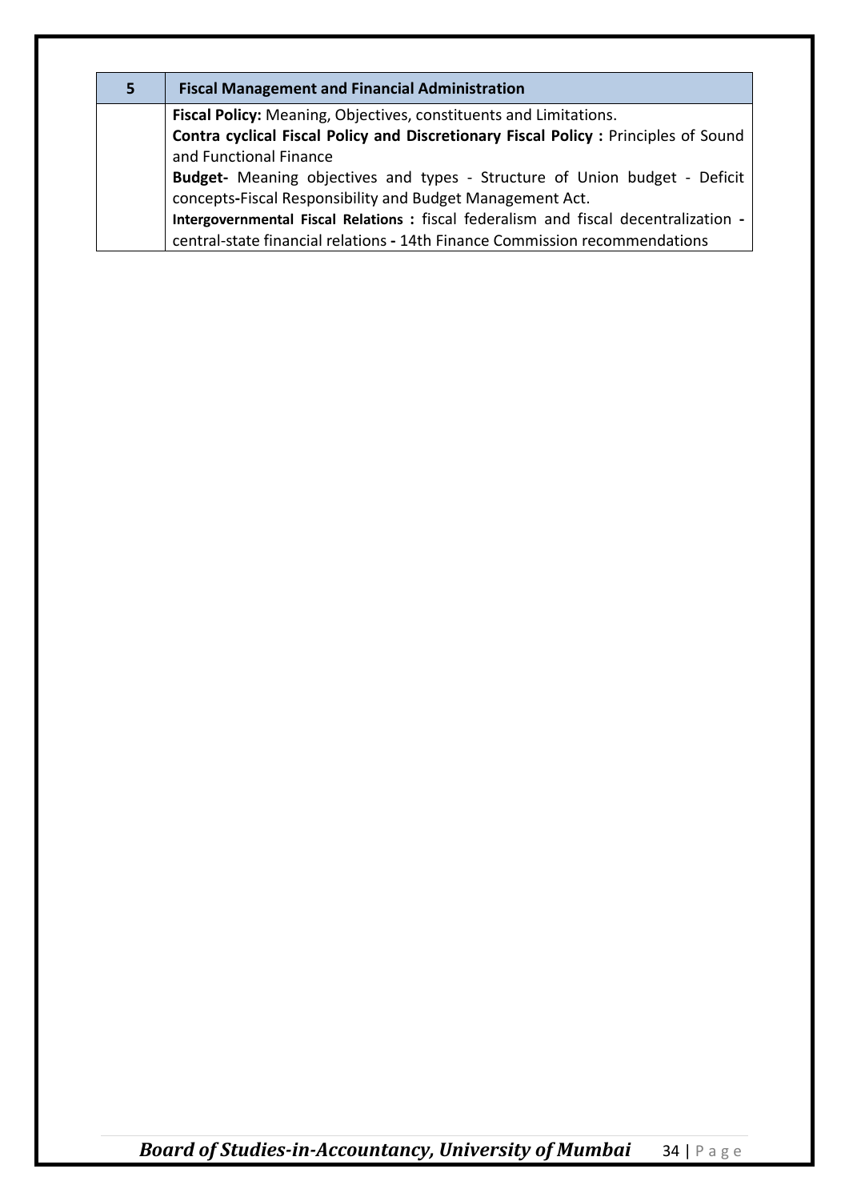| 5 | Fiscal Management and Financial Administration |
|---|---|
| | **Fiscal Policy:** Meaning, Objectives, constituents and Limitations.<br>**Contra cyclical Fiscal Policy and Discretionary Fiscal Policy :** Principles of Sound and Functional Finance<br>**Budget-** Meaning objectives and types - Structure of Union budget - Deficit concepts-Fiscal Responsibility and Budget Management Act.<br>**Intergovernmental Fiscal Relations :** fiscal federalism and fiscal decentralization - central-state financial relations - 14th Finance Commission recommendations |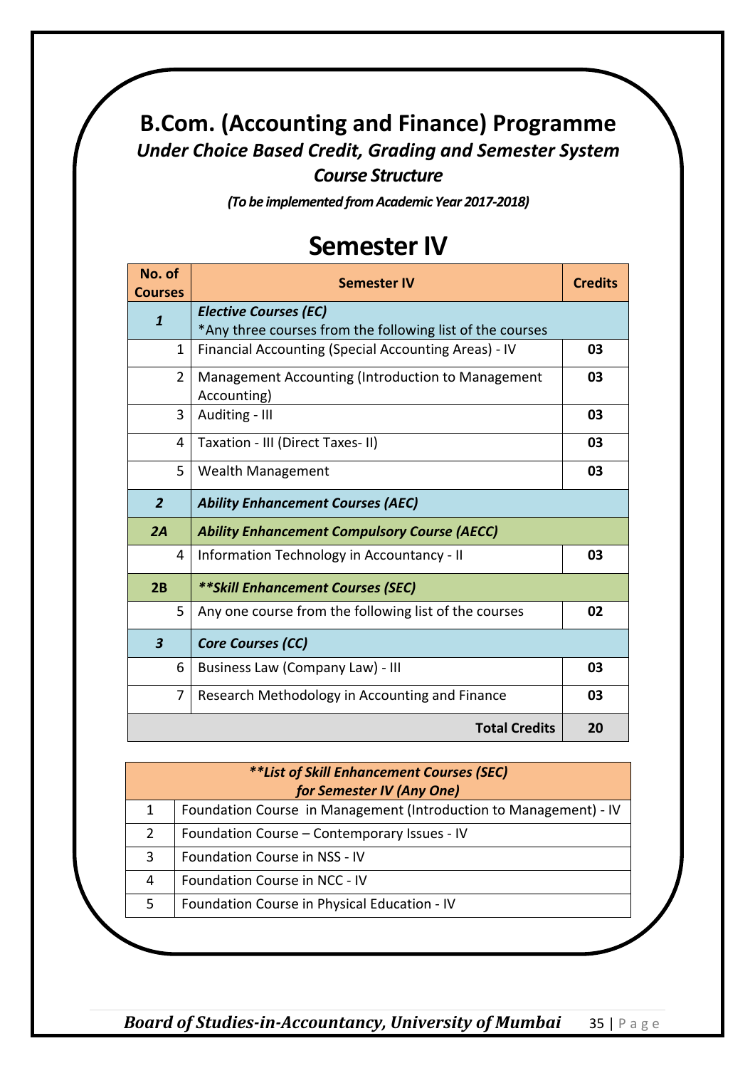# B.Com. (Accounting and Finance) Programme

***Under Choice Based Credit, Grading and Semester System***

***Course Structure***

***(To be implemented from Academic Year 2017-2018)***

## Semester IV

| No. of Courses | Semester IV | Credits |
|---|---|---|
| ***1*** | ***Elective Courses (EC)*** *Any three courses from the following list of the courses | |
| 1 | Financial Accounting (Special Accounting Areas) - IV | **03** |
| 2 | Management Accounting (Introduction to Management Accounting) | **03** |
| 3 | Auditing - III | **03** |
| 4 | Taxation - III (Direct Taxes- II) | **03** |
| 5 | Wealth Management | **03** |
| ***2*** | ***Ability Enhancement Courses (AEC)*** | |
| ***2A*** | ***Ability Enhancement Compulsory Course (AECC)*** | |
| 4 | Information Technology in Accountancy - II | **03** |
| **2B** | ***\*\*Skill Enhancement Courses (SEC)*** | |
| 5 | Any one course from the following list of the courses | **02** |
| ***3*** | ***Core Courses (CC)*** | |
| 6 | Business Law (Company Law) - III | **03** |
| 7 | Research Methodology in Accounting and Finance | **03** |
| | **Total Credits** | **20** |

| ***\*\*List of Skill Enhancement Courses (SEC) for Semester IV (Any One)*** | |
|---|---|
| 1 | Foundation Course in Management (Introduction to Management) - IV |
| 2 | Foundation Course – Contemporary Issues - IV |
| 3 | Foundation Course in NSS - IV |
| 4 | Foundation Course in NCC - IV |
| 5 | Foundation Course in Physical Education - IV |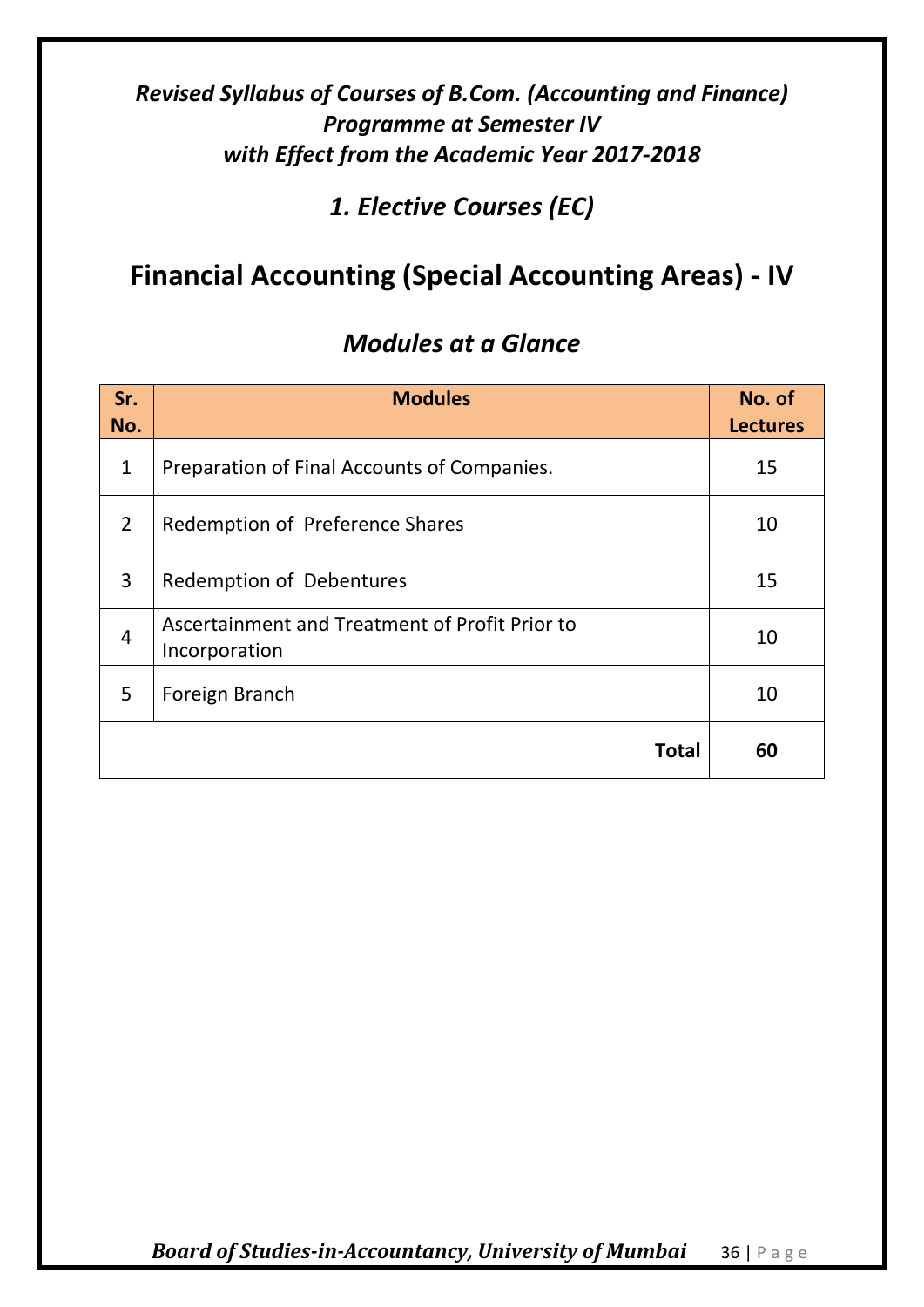***Revised Syllabus of Courses of B.Com. (Accounting and Finance) Programme at Semester IV with Effect from the Academic Year 2017-2018***

## *1. Elective Courses (EC)*

# Financial Accounting (Special Accounting Areas) - IV

## *Modules at a Glance*

| Sr. No. | Modules | No. of Lectures |
|---|---|---|
| 1 | Preparation of Final Accounts of Companies. | 15 |
| 2 | Redemption of Preference Shares | 10 |
| 3 | Redemption of Debentures | 15 |
| 4 | Ascertainment and Treatment of Profit Prior to Incorporation | 10 |
| 5 | Foreign Branch | 10 |
| | **Total** | **60** |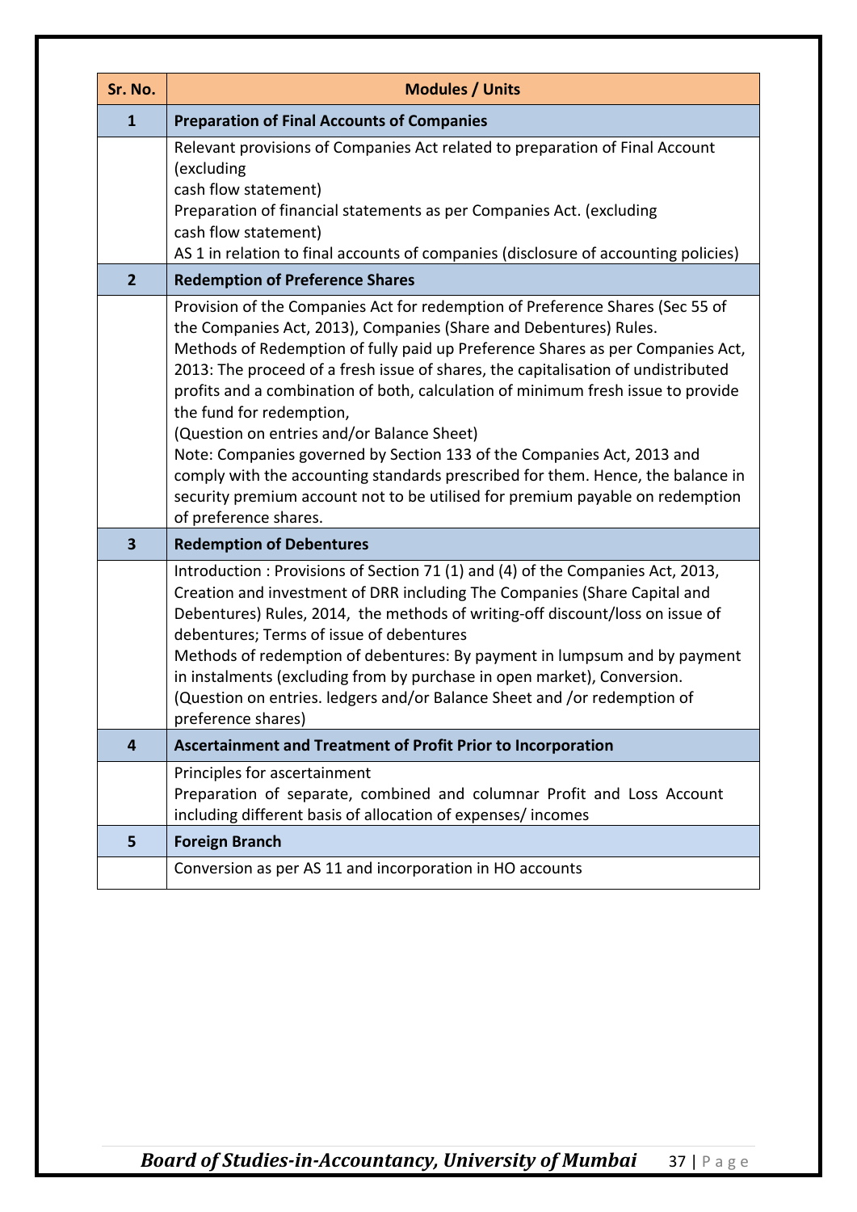| Sr. No. | Modules / Units |
|---|---|
| **1** | **Preparation of Final Accounts of Companies** |
| | Relevant provisions of Companies Act related to preparation of Final Account (excluding cash flow statement)<br>Preparation of financial statements as per Companies Act. (excluding cash flow statement)<br>AS 1 in relation to final accounts of companies (disclosure of accounting policies) |
| **2** | **Redemption of Preference Shares** |
| | Provision of the Companies Act for redemption of Preference Shares (Sec 55 of the Companies Act, 2013), Companies (Share and Debentures) Rules.<br>Methods of Redemption of fully paid up Preference Shares as per Companies Act, 2013: The proceed of a fresh issue of shares, the capitalisation of undistributed profits and a combination of both, calculation of minimum fresh issue to provide the fund for redemption,<br>(Question on entries and/or Balance Sheet)<br>Note: Companies governed by Section 133 of the Companies Act, 2013 and comply with the accounting standards prescribed for them. Hence, the balance in security premium account not to be utilised for premium payable on redemption of preference shares. |
| **3** | **Redemption of Debentures** |
| | Introduction : Provisions of Section 71 (1) and (4) of the Companies Act, 2013, Creation and investment of DRR including The Companies (Share Capital and Debentures) Rules, 2014, the methods of writing-off discount/loss on issue of debentures; Terms of issue of debentures<br>Methods of redemption of debentures: By payment in lumpsum and by payment in instalments (excluding from by purchase in open market), Conversion.<br>(Question on entries. ledgers and/or Balance Sheet and /or redemption of preference shares) |
| **4** | **Ascertainment and Treatment of Profit Prior to Incorporation** |
| | Principles for ascertainment<br>Preparation of separate, combined and columnar Profit and Loss Account including different basis of allocation of expenses/ incomes |
| **5** | **Foreign Branch** |
| | Conversion as per AS 11 and incorporation in HO accounts |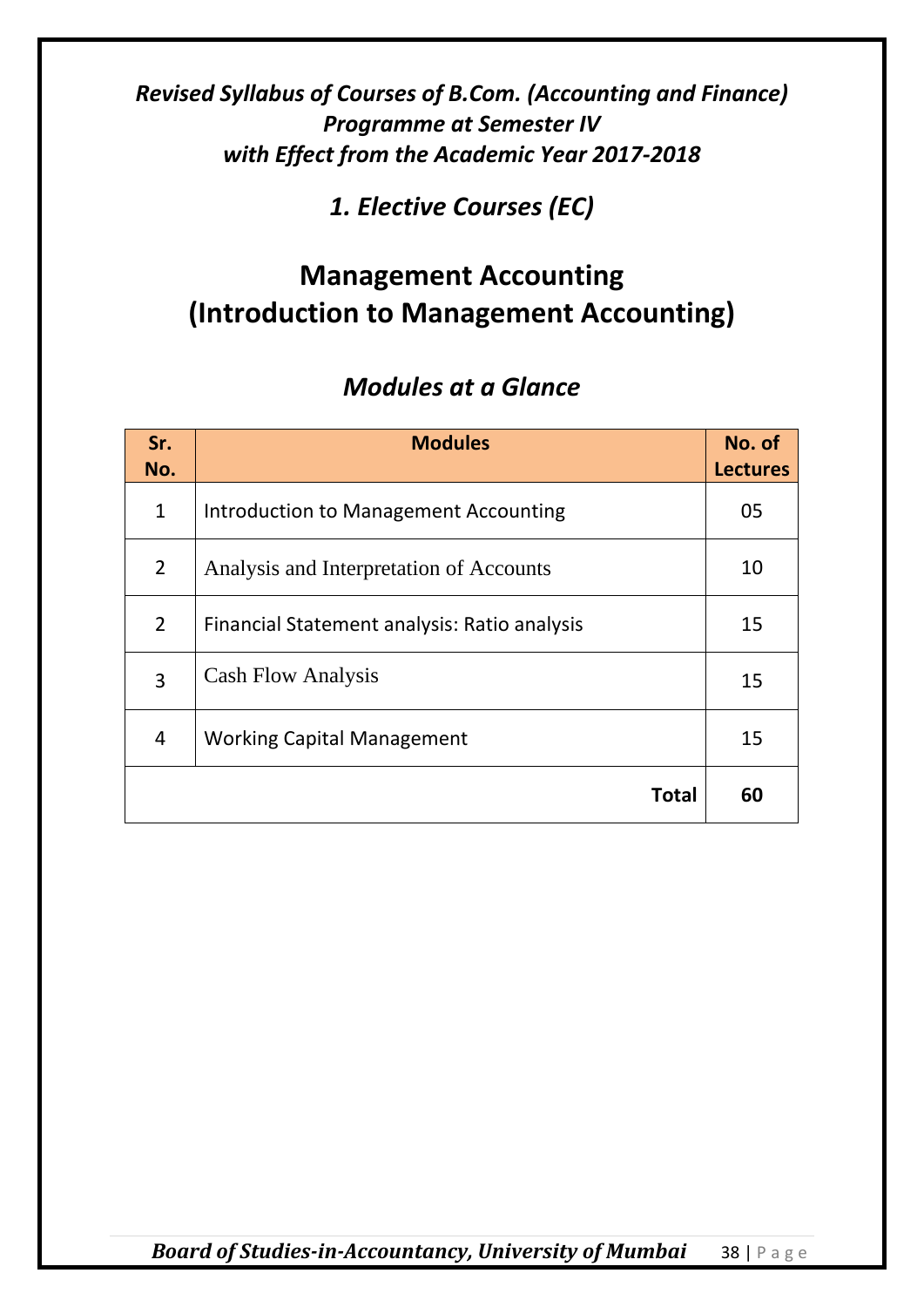***Revised Syllabus of Courses of B.Com. (Accounting and Finance) Programme at Semester IV with Effect from the Academic Year 2017-2018***

## *1. Elective Courses (EC)*

# Management Accounting (Introduction to Management Accounting)

## *Modules at a Glance*

| Sr. No. | Modules | No. of Lectures |
|---|---|---|
| 1 | Introduction to Management Accounting | 05 |
| 2 | Analysis and Interpretation of Accounts | 10 |
| 2 | Financial Statement analysis: Ratio analysis | 15 |
| 3 | Cash Flow Analysis | 15 |
| 4 | Working Capital Management | 15 |
| | **Total** | **60** |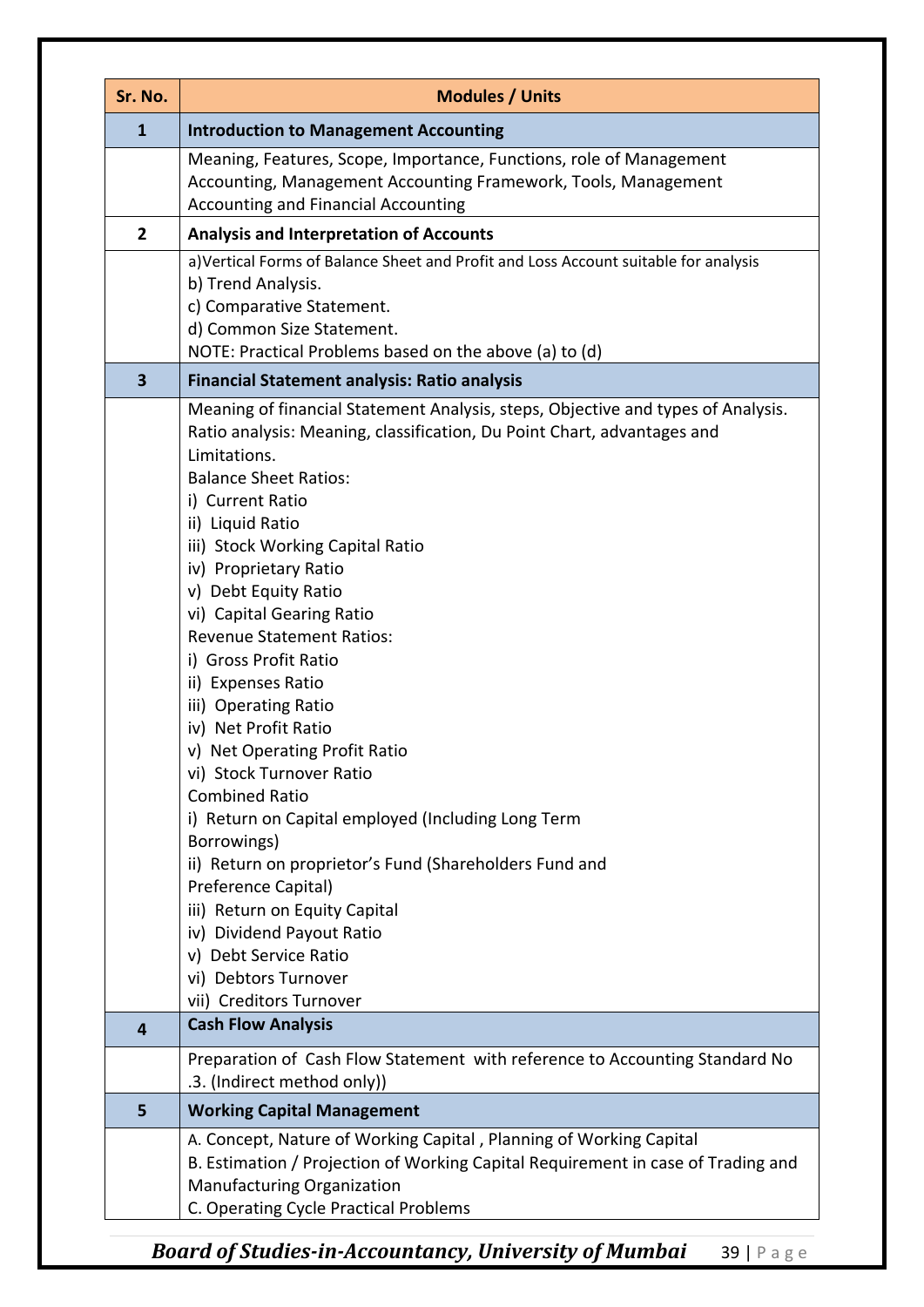| Sr. No. | Modules / Units |
|---|---|
| **1** | **Introduction to Management Accounting** |
| | Meaning, Features, Scope, Importance, Functions, role of Management Accounting, Management Accounting Framework, Tools, Management Accounting and Financial Accounting |
| **2** | **Analysis and Interpretation of Accounts** |
| | a)Vertical Forms of Balance Sheet and Profit and Loss Account suitable for analysis<br>b) Trend Analysis.<br>c) Comparative Statement.<br>d) Common Size Statement.<br>NOTE: Practical Problems based on the above (a) to (d) |
| **3** | **Financial Statement analysis: Ratio analysis** |
| | Meaning of financial Statement Analysis, steps, Objective and types of Analysis.<br>Ratio analysis: Meaning, classification, Du Point Chart, advantages and Limitations.<br>Balance Sheet Ratios:<br>i) Current Ratio<br>ii) Liquid Ratio<br>iii) Stock Working Capital Ratio<br>iv) Proprietary Ratio<br>v) Debt Equity Ratio<br>vi) Capital Gearing Ratio<br>Revenue Statement Ratios:<br>i) Gross Profit Ratio<br>ii) Expenses Ratio<br>iii) Operating Ratio<br>iv) Net Profit Ratio<br>v) Net Operating Profit Ratio<br>vi) Stock Turnover Ratio<br>Combined Ratio<br>i) Return on Capital employed (Including Long Term Borrowings)<br>ii) Return on proprietor's Fund (Shareholders Fund and Preference Capital)<br>iii) Return on Equity Capital<br>iv) Dividend Payout Ratio<br>v) Debt Service Ratio<br>vi) Debtors Turnover<br>vii) Creditors Turnover |
| **4** | **Cash Flow Analysis** |
| | Preparation of Cash Flow Statement with reference to Accounting Standard No .3. (Indirect method only)) |
| **5** | **Working Capital Management** |
| | A. Concept, Nature of Working Capital , Planning of Working Capital<br>B. Estimation / Projection of Working Capital Requirement in case of Trading and Manufacturing Organization<br>C. Operating Cycle Practical Problems |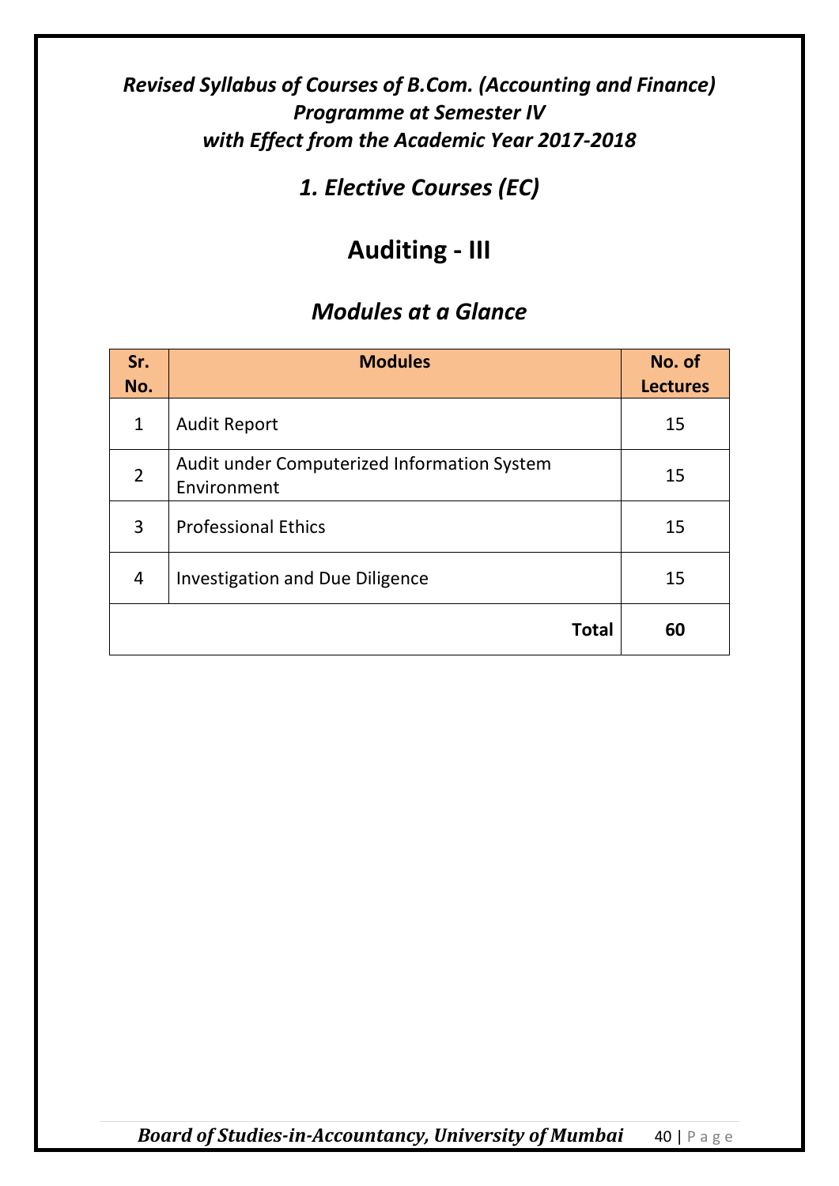***Revised Syllabus of Courses of B.Com. (Accounting and Finance) Programme at Semester IV with Effect from the Academic Year 2017-2018***

## *1. Elective Courses (EC)*

# Auditing - III

## *Modules at a Glance*

| Sr. No. | Modules | No. of Lectures |
|---|---|---|
| 1 | Audit Report | 15 |
| 2 | Audit under Computerized Information System Environment | 15 |
| 3 | Professional Ethics | 15 |
| 4 | Investigation and Due Diligence | 15 |
| | **Total** | **60** |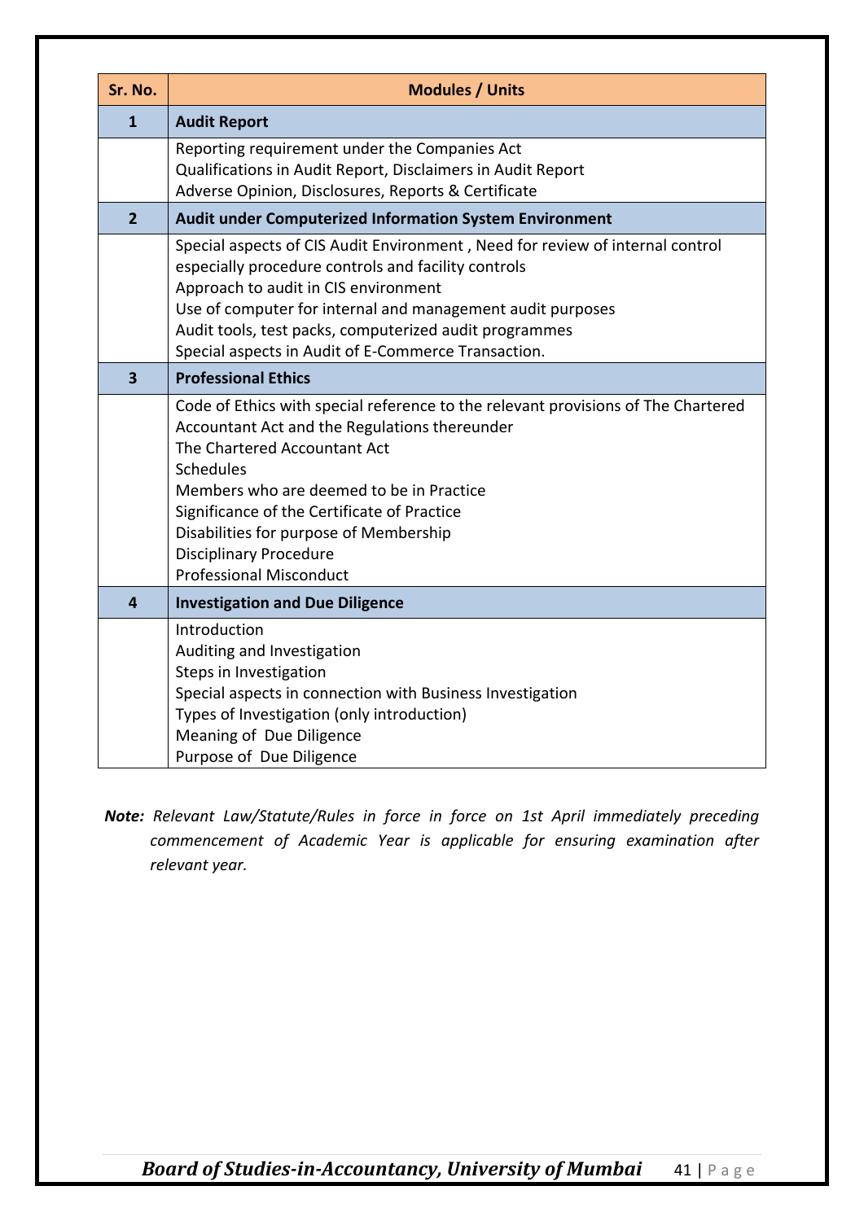| Sr. No. | Modules / Units |
|---|---|
| **1** | **Audit Report** |
| | Reporting requirement under the Companies Act<br>Qualifications in Audit Report, Disclaimers in Audit Report<br>Adverse Opinion, Disclosures, Reports & Certificate |
| **2** | **Audit under Computerized Information System Environment** |
| | Special aspects of CIS Audit Environment , Need for review of internal control especially procedure controls and facility controls<br>Approach to audit in CIS environment<br>Use of computer for internal and management audit purposes<br>Audit tools, test packs, computerized audit programmes<br>Special aspects in Audit of E-Commerce Transaction. |
| **3** | **Professional Ethics** |
| | Code of Ethics with special reference to the relevant provisions of The Chartered Accountant Act and the Regulations thereunder<br>The Chartered Accountant Act<br>Schedules<br>Members who are deemed to be in Practice<br>Significance of the Certificate of Practice<br>Disabilities for purpose of Membership<br>Disciplinary Procedure<br>Professional Misconduct |
| **4** | **Investigation and Due Diligence** |
| | Introduction<br>Auditing and Investigation<br>Steps in Investigation<br>Special aspects in connection with Business Investigation<br>Types of Investigation (only introduction)<br>Meaning of Due Diligence<br>Purpose of Due Diligence |

**Note:** *Relevant Law/Statute/Rules in force in force on 1st April immediately preceding commencement of Academic Year is applicable for ensuring examination after relevant year.*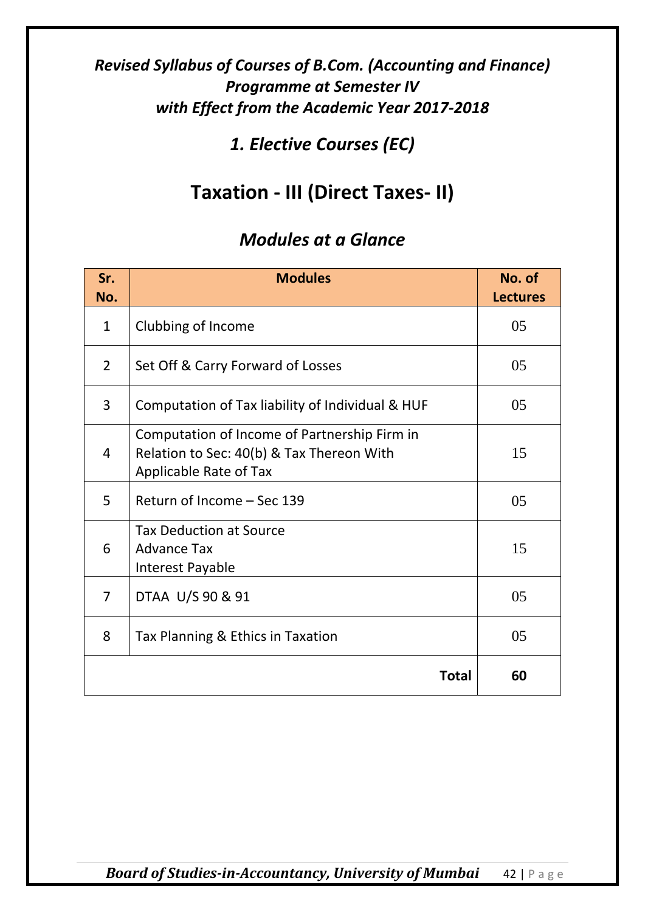***Revised Syllabus of Courses of B.Com. (Accounting and Finance) Programme at Semester IV with Effect from the Academic Year 2017-2018***

## *1. Elective Courses (EC)*

# Taxation - III (Direct Taxes- II)

## *Modules at a Glance*

| Sr. No. | Modules | No. of Lectures |
|---|---|---|
| 1 | Clubbing of Income | 05 |
| 2 | Set Off & Carry Forward of Losses | 05 |
| 3 | Computation of Tax liability of Individual & HUF | 05 |
| 4 | Computation of Income of Partnership Firm in Relation to Sec: 40(b) & Tax Thereon With Applicable Rate of Tax | 15 |
| 5 | Return of Income – Sec 139 | 05 |
| 6 | Tax Deduction at Source<br>Advance Tax<br>Interest Payable | 15 |
| 7 | DTAA U/S 90 & 91 | 05 |
| 8 | Tax Planning & Ethics in Taxation | 05 |
| | **Total** | **60** |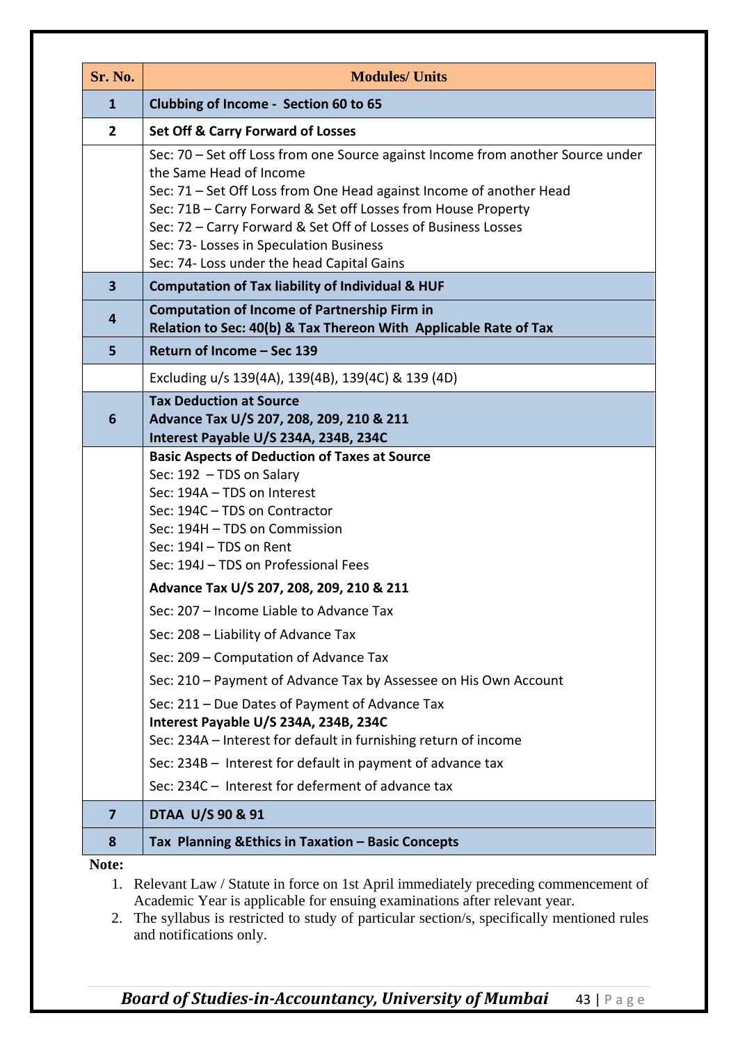| Sr. No. | Modules/ Units |
|---|---|
| **1** | **Clubbing of Income - Section 60 to 65** |
| **2** | **Set Off & Carry Forward of Losses** |
| | Sec: 70 – Set off Loss from one Source against Income from another Source under the Same Head of Income<br>Sec: 71 – Set Off Loss from One Head against Income of another Head<br>Sec: 71B – Carry Forward & Set off Losses from House Property<br>Sec: 72 – Carry Forward & Set Off of Losses of Business Losses<br>Sec: 73- Losses in Speculation Business<br>Sec: 74- Loss under the head Capital Gains |
| **3** | **Computation of Tax liability of Individual & HUF** |
| **4** | **Computation of Income of Partnership Firm in Relation to Sec: 40(b) & Tax Thereon With Applicable Rate of Tax** |
| **5** | **Return of Income – Sec 139** |
| | Excluding u/s 139(4A), 139(4B), 139(4C) & 139 (4D) |
| **6** | **Tax Deduction at Source**<br>**Advance Tax U/S 207, 208, 209, 210 & 211**<br>**Interest Payable U/S 234A, 234B, 234C** |
| | **Basic Aspects of Deduction of Taxes at Source**<br>Sec: 192 – TDS on Salary<br>Sec: 194A – TDS on Interest<br>Sec: 194C – TDS on Contractor<br>Sec: 194H – TDS on Commission<br>Sec: 194I – TDS on Rent<br>Sec: 194J – TDS on Professional Fees<br>**Advance Tax U/S 207, 208, 209, 210 & 211**<br>Sec: 207 – Income Liable to Advance Tax<br>Sec: 208 – Liability of Advance Tax<br>Sec: 209 – Computation of Advance Tax<br>Sec: 210 – Payment of Advance Tax by Assessee on His Own Account<br>Sec: 211 – Due Dates of Payment of Advance Tax<br>**Interest Payable U/S 234A, 234B, 234C**<br>Sec: 234A – Interest for default in furnishing return of income<br>Sec: 234B – Interest for default in payment of advance tax<br>Sec: 234C – Interest for deferment of advance tax |
| **7** | **DTAA U/S 90 & 91** |
| **8** | **Tax Planning &Ethics in Taxation – Basic Concepts** |

**Note:**

1. Relevant Law / Statute in force on 1st April immediately preceding commencement of Academic Year is applicable for ensuing examinations after relevant year.
2. The syllabus is restricted to study of particular section/s, specifically mentioned rules and notifications only.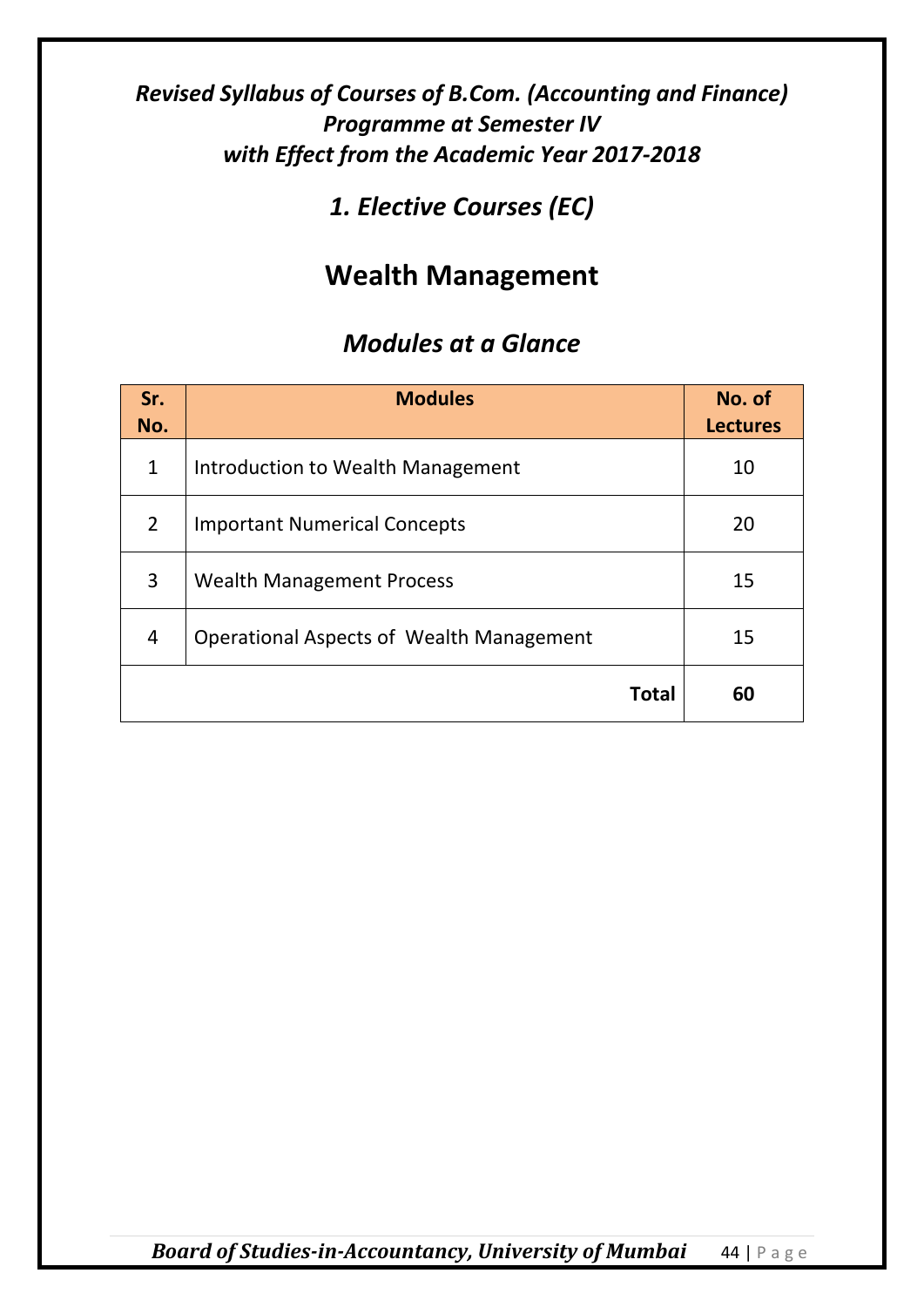***Revised Syllabus of Courses of B.Com. (Accounting and Finance) Programme at Semester IV with Effect from the Academic Year 2017-2018***

## *1. Elective Courses (EC)*

# Wealth Management

## *Modules at a Glance*

| Sr. No. | Modules | No. of Lectures |
|---|---|---|
| 1 | Introduction to Wealth Management | 10 |
| 2 | Important Numerical Concepts | 20 |
| 3 | Wealth Management Process | 15 |
| 4 | Operational Aspects of Wealth Management | 15 |
| | **Total** | **60** |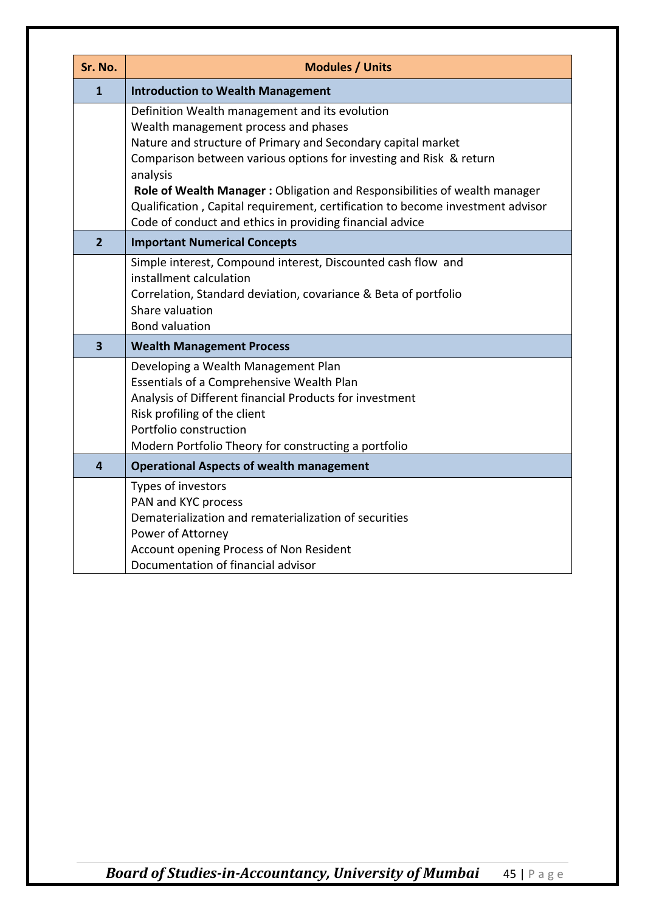| Sr. No. | Modules / Units |
|---|---|
| **1** | **Introduction to Wealth Management** |
| | Definition Wealth management and its evolution<br>Wealth management process and phases<br>Nature and structure of Primary and Secondary capital market<br>Comparison between various options for investing and Risk & return analysis<br>**Role of Wealth Manager :** Obligation and Responsibilities of wealth manager<br>Qualification , Capital requirement, certification to become investment advisor<br>Code of conduct and ethics in providing financial advice |
| **2** | **Important Numerical Concepts** |
| | Simple interest, Compound interest, Discounted cash flow and installment calculation<br>Correlation, Standard deviation, covariance & Beta of portfolio<br>Share valuation<br>Bond valuation |
| **3** | **Wealth Management Process** |
| | Developing a Wealth Management Plan<br>Essentials of a Comprehensive Wealth Plan<br>Analysis of Different financial Products for investment<br>Risk profiling of the client<br>Portfolio construction<br>Modern Portfolio Theory for constructing a portfolio |
| **4** | **Operational Aspects of wealth management** |
| | Types of investors<br>PAN and KYC process<br>Dematerialization and rematerialization of securities<br>Power of Attorney<br>Account opening Process of Non Resident<br>Documentation of financial advisor |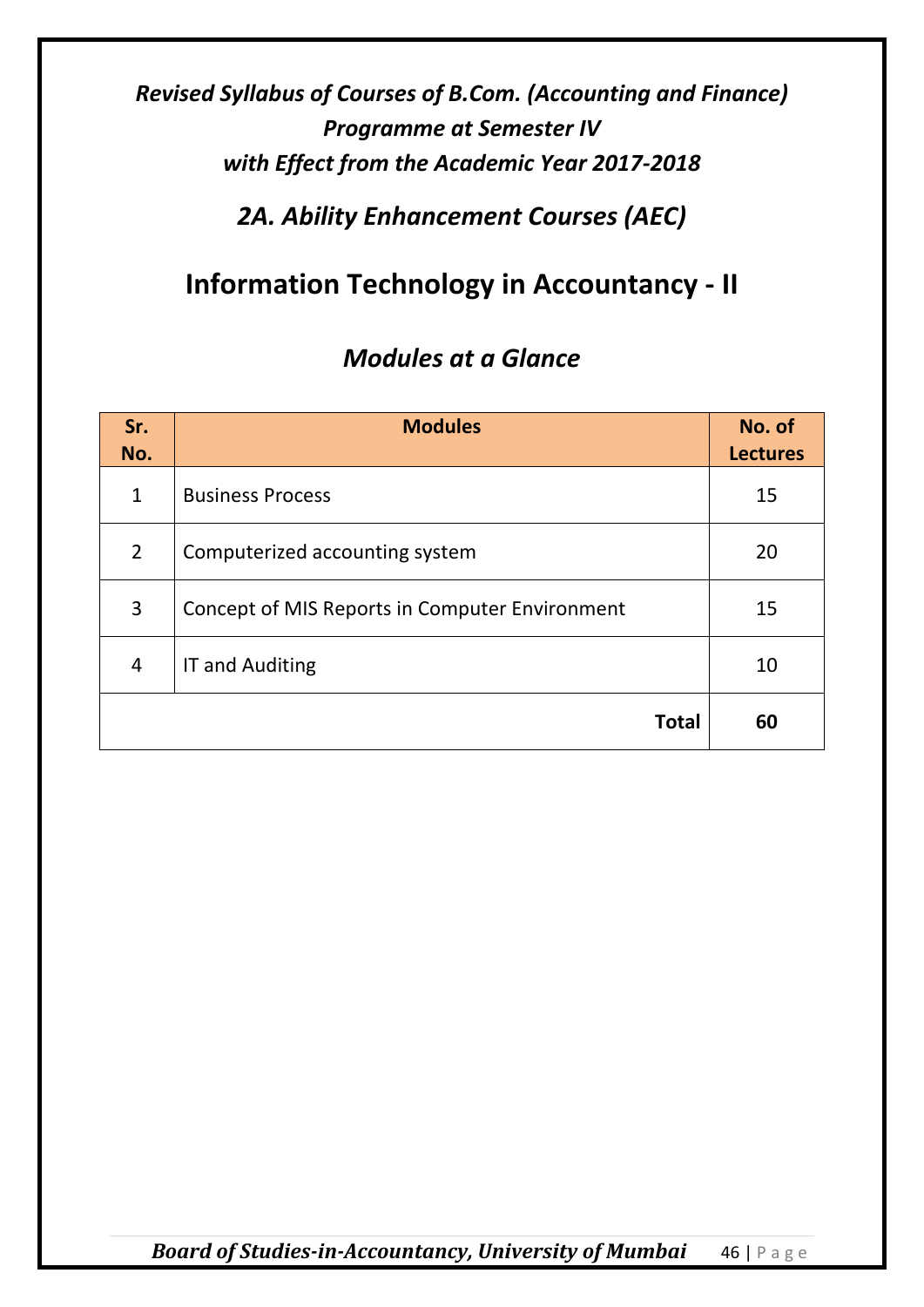*Revised Syllabus of Courses of B.Com. (Accounting and Finance) Programme at Semester IV with Effect from the Academic Year 2017-2018*

## *2A. Ability Enhancement Courses (AEC)*

# Information Technology in Accountancy - II

## *Modules at a Glance*

| Sr. No. | Modules | No. of Lectures |
|---|---|---|
| 1 | Business Process | 15 |
| 2 | Computerized accounting system | 20 |
| 3 | Concept of MIS Reports in Computer Environment | 15 |
| 4 | IT and Auditing | 10 |
| | **Total** | **60** |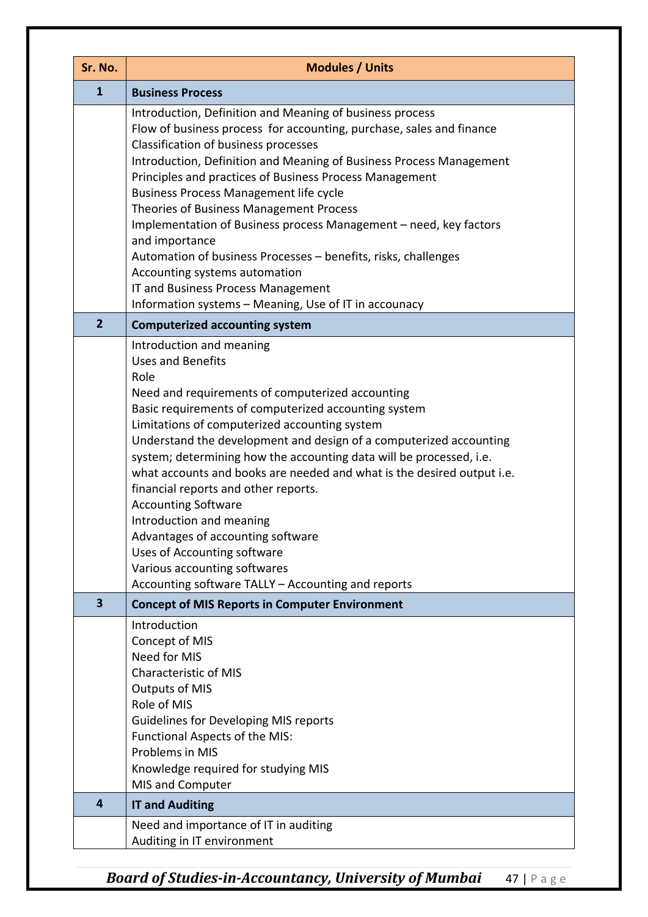| Sr. No. | Modules / Units |
|---|---|
| **1** | **Business Process** |
| | Introduction, Definition and Meaning of business process<br>Flow of business process for accounting, purchase, sales and finance<br>Classification of business processes<br>Introduction, Definition and Meaning of Business Process Management<br>Principles and practices of Business Process Management<br>Business Process Management life cycle<br>Theories of Business Management Process<br>Implementation of Business process Management – need, key factors and importance<br>Automation of business Processes – benefits, risks, challenges<br>Accounting systems automation<br>IT and Business Process Management<br>Information systems – Meaning, Use of IT in accounacy |
| **2** | **Computerized accounting system** |
| | Introduction and meaning<br>Uses and Benefits<br>Role<br>Need and requirements of computerized accounting<br>Basic requirements of computerized accounting system<br>Limitations of computerized accounting system<br>Understand the development and design of a computerized accounting system; determining how the accounting data will be processed, i.e. what accounts and books are needed and what is the desired output i.e. financial reports and other reports.<br>Accounting Software<br>Introduction and meaning<br>Advantages of accounting software<br>Uses of Accounting software<br>Various accounting softwares<br>Accounting software TALLY – Accounting and reports |
| **3** | **Concept of MIS Reports in Computer Environment** |
| | Introduction<br>Concept of MIS<br>Need for MIS<br>Characteristic of MIS<br>Outputs of MIS<br>Role of MIS<br>Guidelines for Developing MIS reports<br>Functional Aspects of the MIS:<br>Problems in MIS<br>Knowledge required for studying MIS<br>MIS and Computer |
| **4** | **IT and Auditing** |
| | Need and importance of IT in auditing<br>Auditing in IT environment |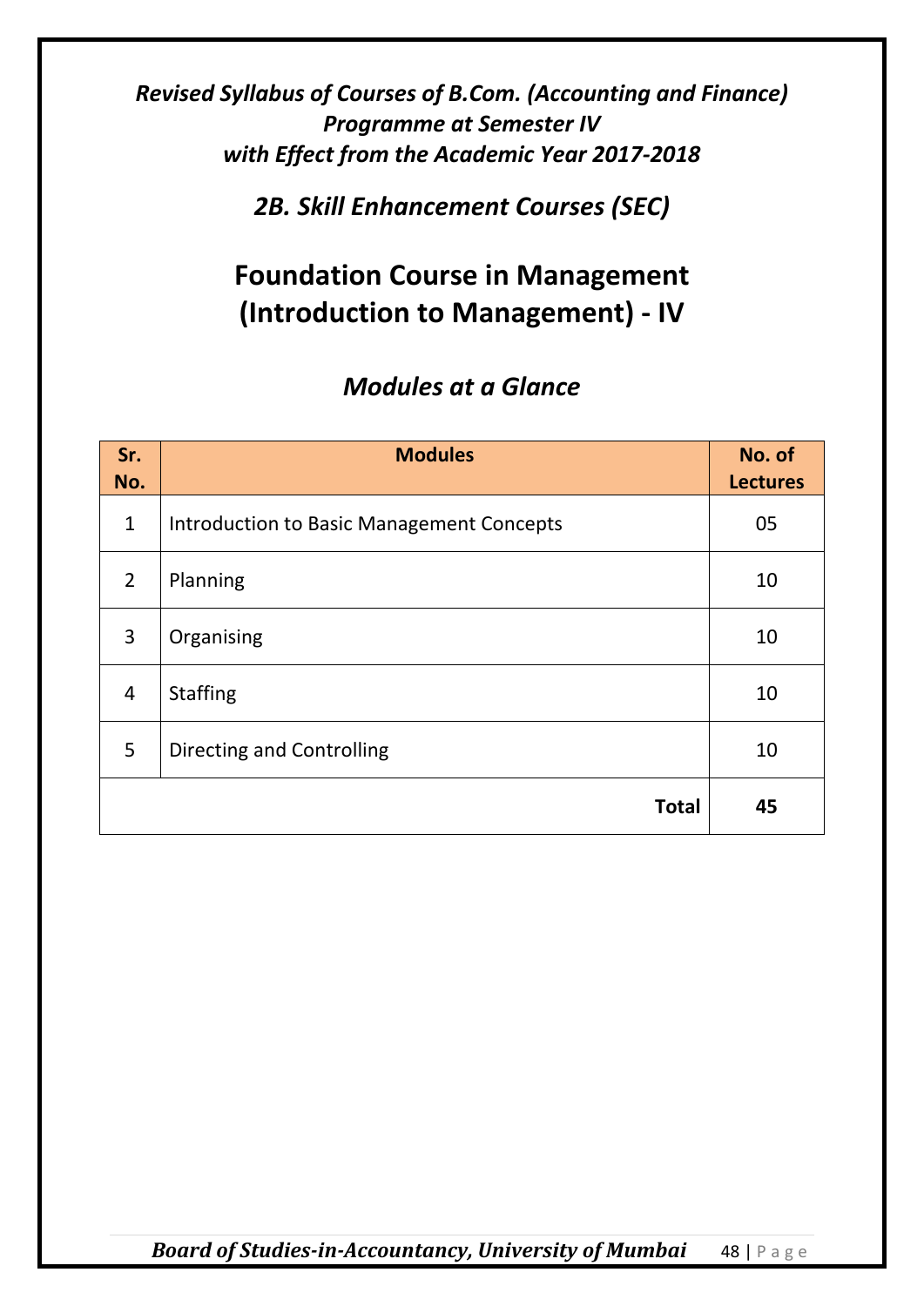*Revised Syllabus of Courses of B.Com. (Accounting and Finance) Programme at Semester IV with Effect from the Academic Year 2017-2018*

## *2B. Skill Enhancement Courses (SEC)*

# Foundation Course in Management (Introduction to Management) - IV

## *Modules at a Glance*

| Sr. No. | Modules | No. of Lectures |
|---|---|---|
| 1 | Introduction to Basic Management Concepts | 05 |
| 2 | Planning | 10 |
| 3 | Organising | 10 |
| 4 | Staffing | 10 |
| 5 | Directing and Controlling | 10 |
| | **Total** | **45** |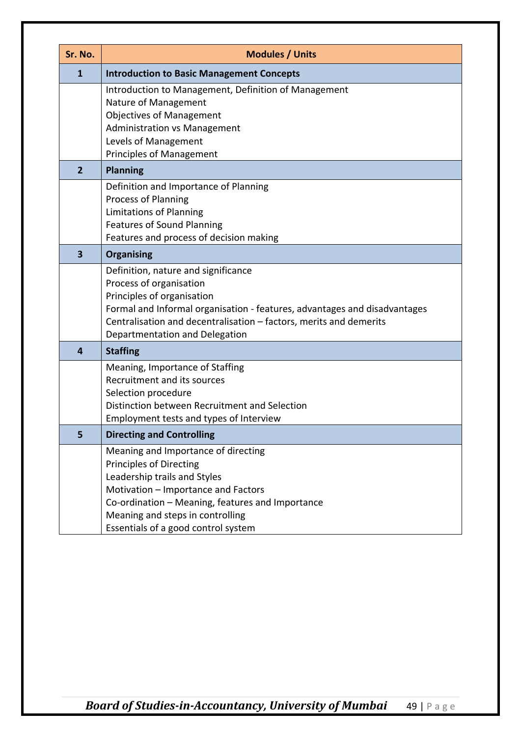| Sr. No. | Modules / Units |
|---|---|
| **1** | **Introduction to Basic Management Concepts** |
| | Introduction to Management, Definition of Management<br>Nature of Management<br>Objectives of Management<br>Administration vs Management<br>Levels of Management<br>Principles of Management |
| **2** | **Planning** |
| | Definition and Importance of Planning<br>Process of Planning<br>Limitations of Planning<br>Features of Sound Planning<br>Features and process of decision making |
| **3** | **Organising** |
| | Definition, nature and significance<br>Process of organisation<br>Principles of organisation<br>Formal and Informal organisation - features, advantages and disadvantages<br>Centralisation and decentralisation – factors, merits and demerits<br>Departmentation and Delegation |
| **4** | **Staffing** |
| | Meaning, Importance of Staffing<br>Recruitment and its sources<br>Selection procedure<br>Distinction between Recruitment and Selection<br>Employment tests and types of Interview |
| **5** | **Directing and Controlling** |
| | Meaning and Importance of directing<br>Principles of Directing<br>Leadership trails and Styles<br>Motivation – Importance and Factors<br>Co-ordination – Meaning, features and Importance<br>Meaning and steps in controlling<br>Essentials of a good control system |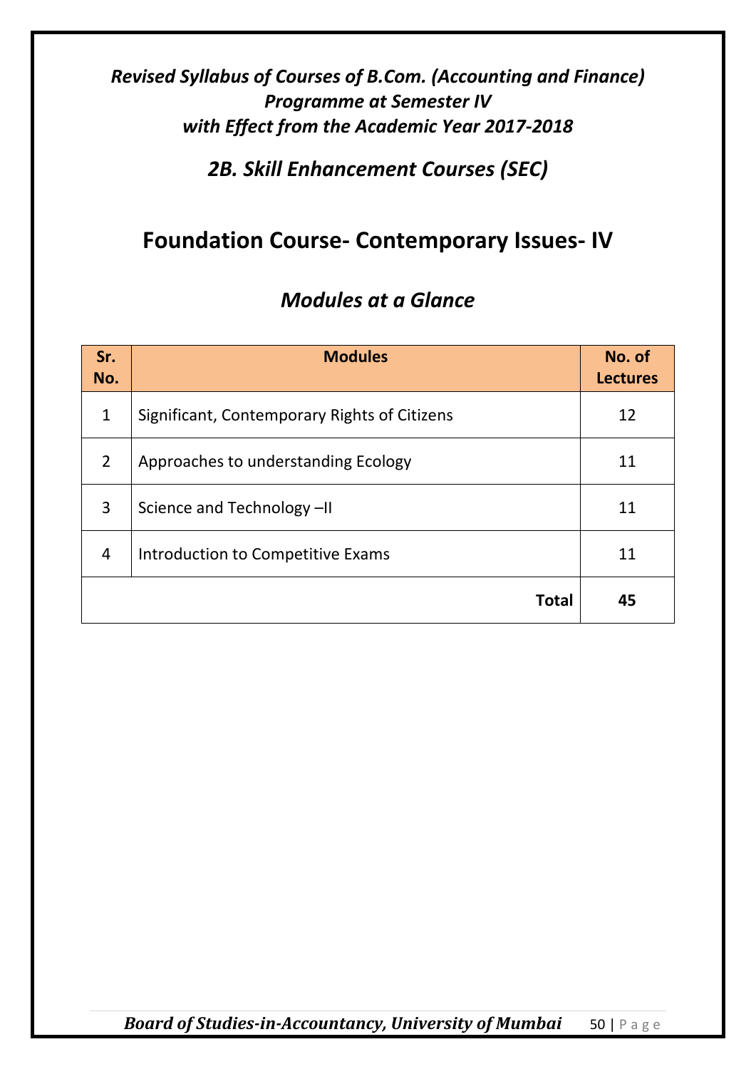*Revised Syllabus of Courses of B.Com. (Accounting and Finance) Programme at Semester IV with Effect from the Academic Year 2017-2018*

## *2B. Skill Enhancement Courses (SEC)*

# Foundation Course- Contemporary Issues- IV

## *Modules at a Glance*

| Sr. No. | Modules | No. of Lectures |
|---|---|---|
| 1 | Significant, Contemporary Rights of Citizens | 12 |
| 2 | Approaches to understanding Ecology | 11 |
| 3 | Science and Technology –II | 11 |
| 4 | Introduction to Competitive Exams | 11 |
| | **Total** | **45** |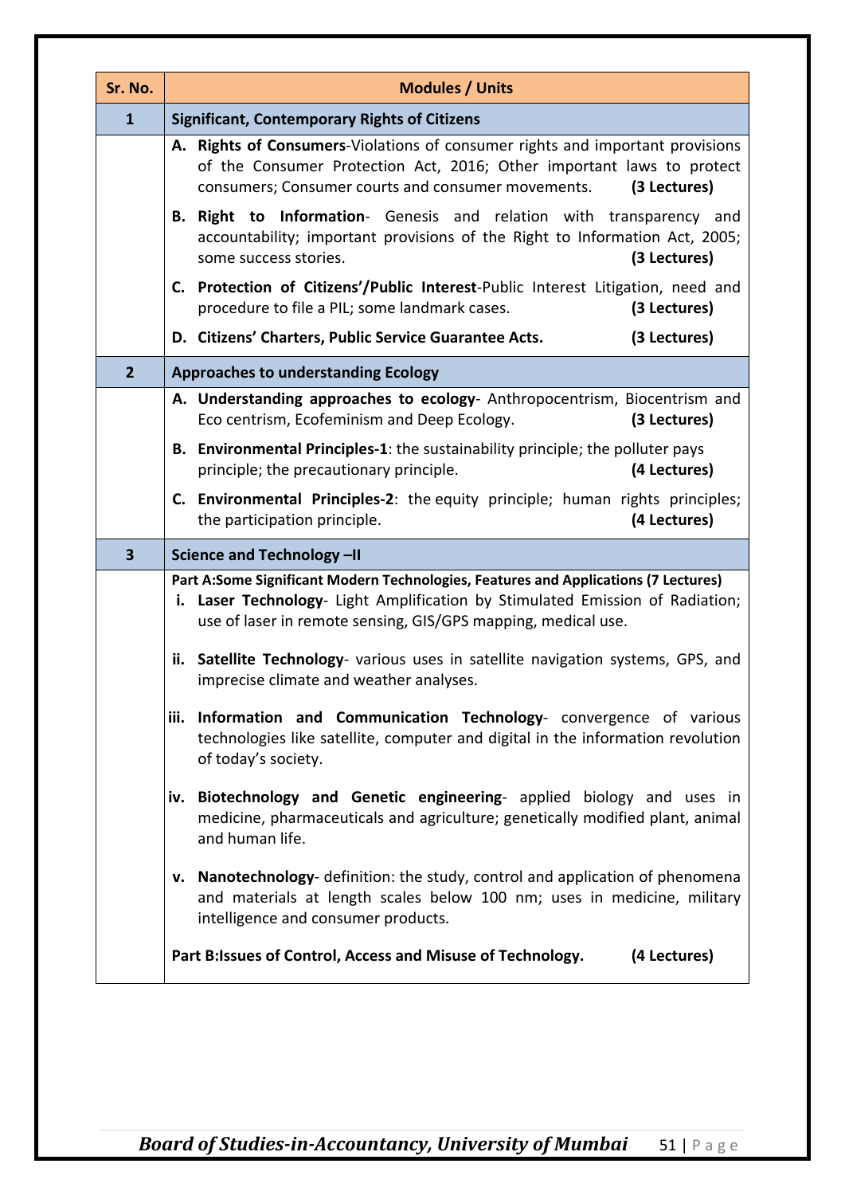| Sr. No. | Modules / Units |
|---|---|
| **1** | **Significant, Contemporary Rights of Citizens** |
| | **A. Rights of Consumers**-Violations of consumer rights and important provisions of the Consumer Protection Act, 2016; Other important laws to protect consumers; Consumer courts and consumer movements. **(3 Lectures)**<br>**B. Right to Information**- Genesis and relation with transparency and accountability; important provisions of the Right to Information Act, 2005; some success stories. **(3 Lectures)**<br>**C. Protection of Citizens'/Public Interest**-Public Interest Litigation, need and procedure to file a PIL; some landmark cases. **(3 Lectures)**<br>**D. Citizens' Charters, Public Service Guarantee Acts. (3 Lectures)** |
| **2** | **Approaches to understanding Ecology** |
| | **A. Understanding approaches to ecology**- Anthropocentrism, Biocentrism and Eco centrism, Ecofeminism and Deep Ecology. **(3 Lectures)**<br>**B. Environmental Principles-1**: the sustainability principle; the polluter pays principle; the precautionary principle. **(4 Lectures)**<br>**C. Environmental Principles-2**: the equity principle; human rights principles; the participation principle. **(4 Lectures)** |
| **3** | **Science and Technology –II** |
| | **Part A:Some Significant Modern Technologies, Features and Applications (7 Lectures)**<br>**i. Laser Technology**- Light Amplification by Stimulated Emission of Radiation; use of laser in remote sensing, GIS/GPS mapping, medical use.<br>**ii. Satellite Technology**- various uses in satellite navigation systems, GPS, and imprecise climate and weather analyses.<br>**iii. Information and Communication Technology**- convergence of various technologies like satellite, computer and digital in the information revolution of today's society.<br>**iv. Biotechnology and Genetic engineering**- applied biology and uses in medicine, pharmaceuticals and agriculture; genetically modified plant, animal and human life.<br>**v. Nanotechnology**- definition: the study, control and application of phenomena and materials at length scales below 100 nm; uses in medicine, military intelligence and consumer products.<br>**Part B:Issues of Control, Access and Misuse of Technology. (4 Lectures)** |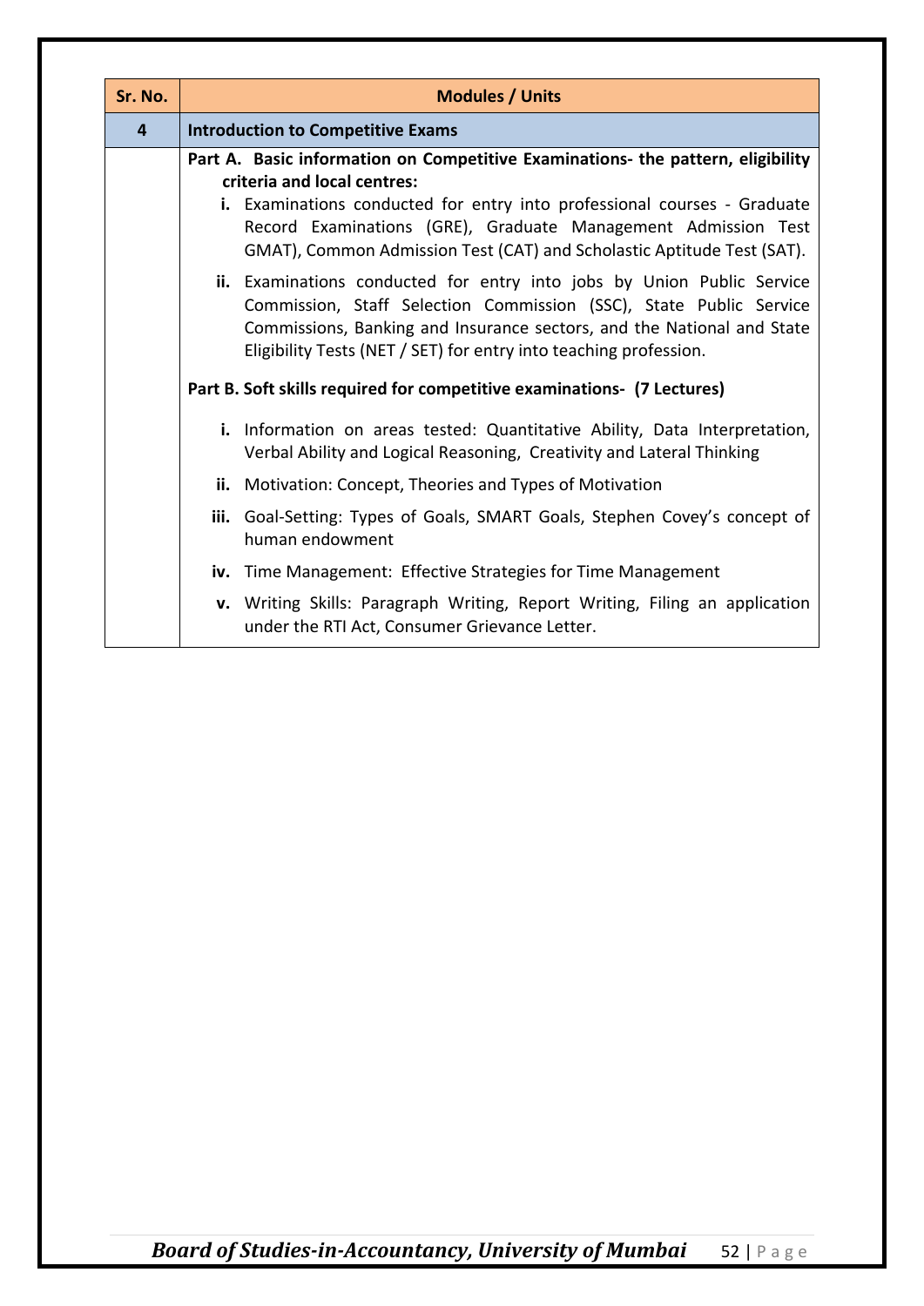| Sr. No. | Modules / Units |
|---|---|
| **4** | **Introduction to Competitive Exams** |
| | **Part A. Basic information on Competitive Examinations- the pattern, eligibility criteria and local centres:** <br> **i.** Examinations conducted for entry into professional courses - Graduate Record Examinations (GRE), Graduate Management Admission Test GMAT), Common Admission Test (CAT) and Scholastic Aptitude Test (SAT). <br> **ii.** Examinations conducted for entry into jobs by Union Public Service Commission, Staff Selection Commission (SSC), State Public Service Commissions, Banking and Insurance sectors, and the National and State Eligibility Tests (NET / SET) for entry into teaching profession. <br> **Part B. Soft skills required for competitive examinations- (7 Lectures)** <br> **i.** Information on areas tested: Quantitative Ability, Data Interpretation, Verbal Ability and Logical Reasoning, Creativity and Lateral Thinking <br> **ii.** Motivation: Concept, Theories and Types of Motivation <br> **iii.** Goal-Setting: Types of Goals, SMART Goals, Stephen Covey's concept of human endowment <br> **iv.** Time Management: Effective Strategies for Time Management <br> **v.** Writing Skills: Paragraph Writing, Report Writing, Filing an application under the RTI Act, Consumer Grievance Letter. |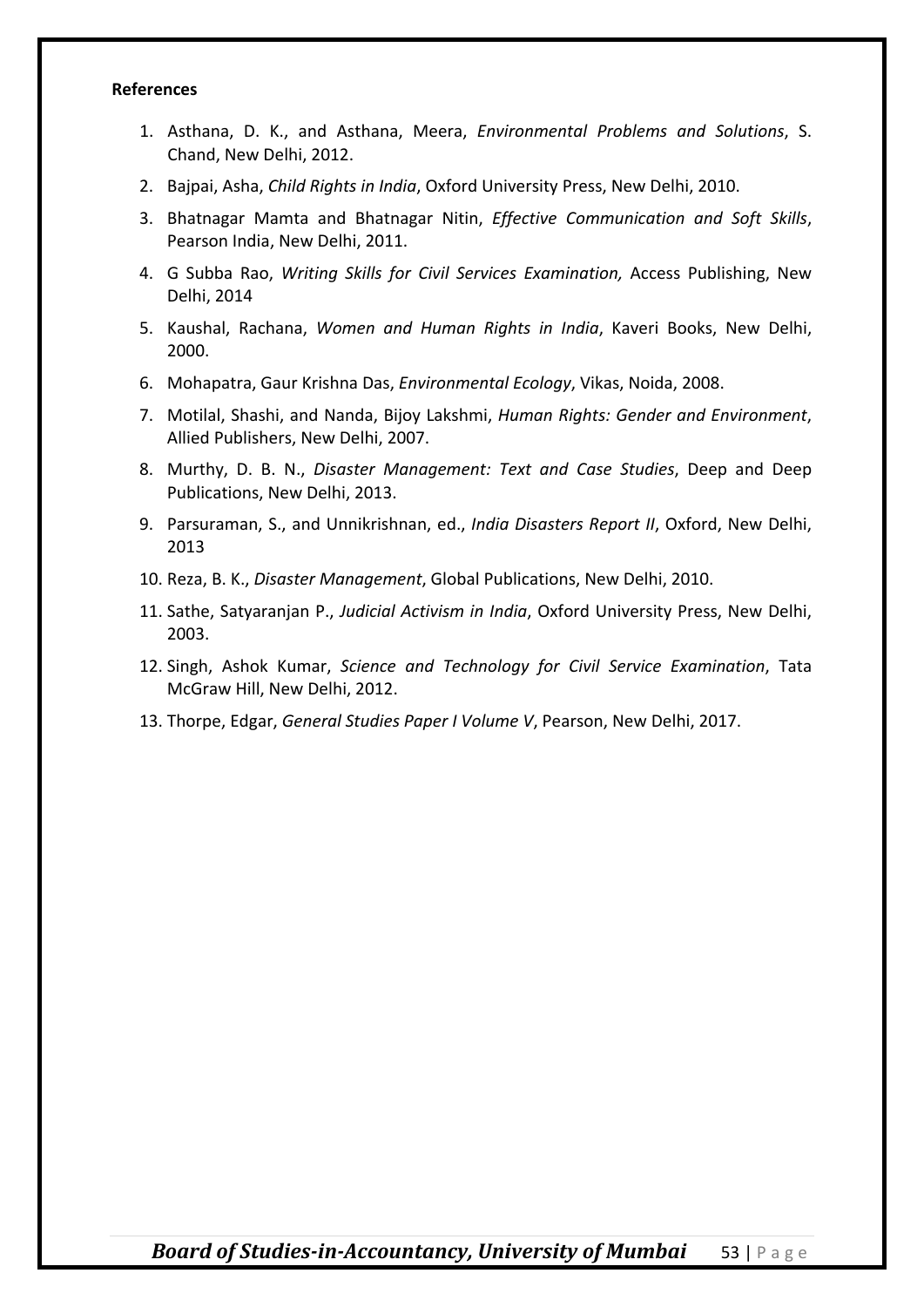**References**

1. Asthana, D. K., and Asthana, Meera, *Environmental Problems and Solutions*, S. Chand, New Delhi, 2012.
2. Bajpai, Asha, *Child Rights in India*, Oxford University Press, New Delhi, 2010.
3. Bhatnagar Mamta and Bhatnagar Nitin, *Effective Communication and Soft Skills*, Pearson India, New Delhi, 2011.
4. G Subba Rao, *Writing Skills for Civil Services Examination,* Access Publishing, New Delhi, 2014
5. Kaushal, Rachana, *Women and Human Rights in India*, Kaveri Books, New Delhi, 2000.
6. Mohapatra, Gaur Krishna Das, *Environmental Ecology*, Vikas, Noida, 2008.
7. Motilal, Shashi, and Nanda, Bijoy Lakshmi, *Human Rights: Gender and Environment*, Allied Publishers, New Delhi, 2007.
8. Murthy, D. B. N., *Disaster Management: Text and Case Studies*, Deep and Deep Publications, New Delhi, 2013.
9. Parsuraman, S., and Unnikrishnan, ed., *India Disasters Report II*, Oxford, New Delhi, 2013
10. Reza, B. K., *Disaster Management*, Global Publications, New Delhi, 2010.
11. Sathe, Satyaranjan P., *Judicial Activism in India*, Oxford University Press, New Delhi, 2003.
12. Singh, Ashok Kumar, *Science and Technology for Civil Service Examination*, Tata McGraw Hill, New Delhi, 2012.
13. Thorpe, Edgar, *General Studies Paper I Volume V*, Pearson, New Delhi, 2017.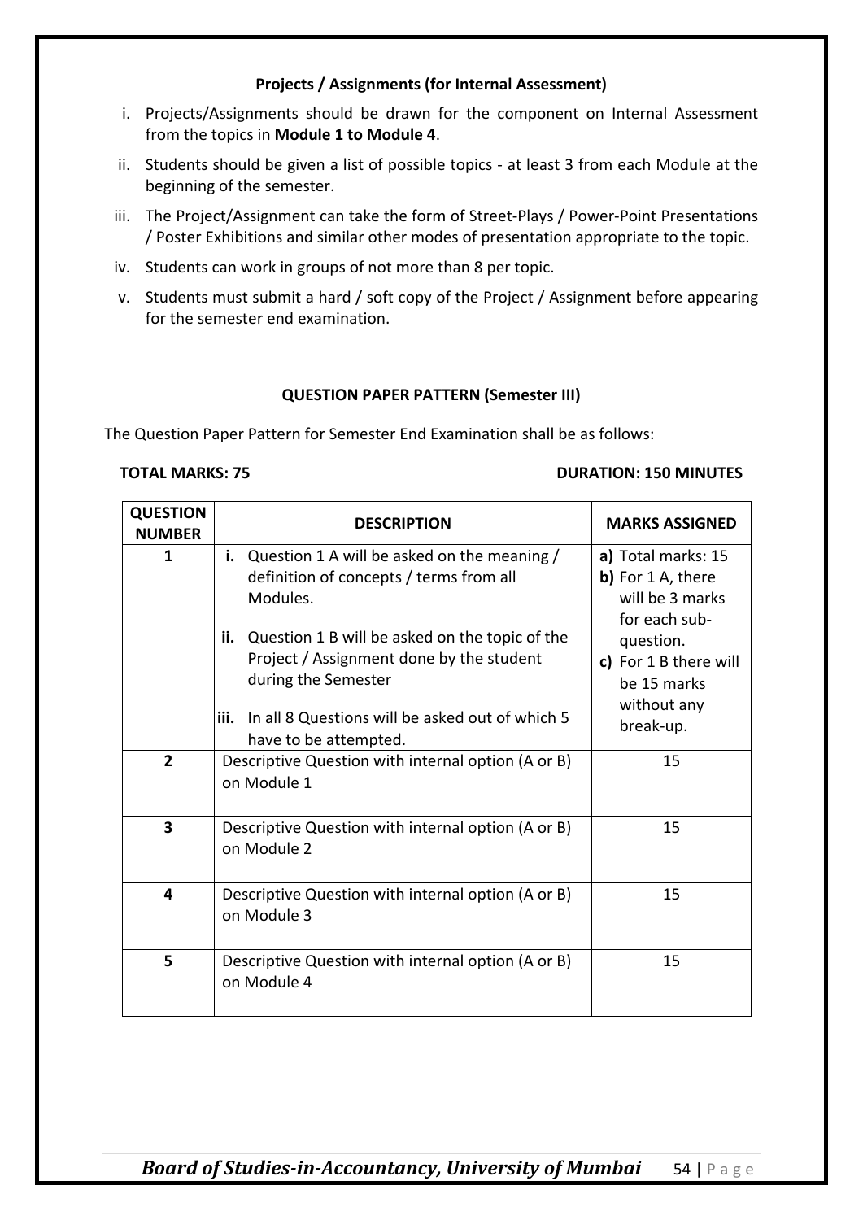### Projects / Assignments (for Internal Assessment)

i. Projects/Assignments should be drawn for the component on Internal Assessment from the topics in **Module 1 to Module 4**.

ii. Students should be given a list of possible topics - at least 3 from each Module at the beginning of the semester.

iii. The Project/Assignment can take the form of Street-Plays / Power-Point Presentations / Poster Exhibitions and similar other modes of presentation appropriate to the topic.

iv. Students can work in groups of not more than 8 per topic.

v. Students must submit a hard / soft copy of the Project / Assignment before appearing for the semester end examination.

### QUESTION PAPER PATTERN (Semester III)

The Question Paper Pattern for Semester End Examination shall be as follows:

**TOTAL MARKS: 75** **DURATION: 150 MINUTES**

| QUESTION NUMBER | DESCRIPTION | MARKS ASSIGNED |
|---|---|---|
| 1 | **i.** Question 1 A will be asked on the meaning / definition of concepts / terms from all Modules.<br>**ii.** Question 1 B will be asked on the topic of the Project / Assignment done by the student during the Semester<br>**iii.** In all 8 Questions will be asked out of which 5 have to be attempted. | **a)** Total marks: 15<br>**b)** For 1 A, there will be 3 marks for each sub-question.<br>**c)** For 1 B there will be 15 marks without any break-up. |
| 2 | Descriptive Question with internal option (A or B) on Module 1 | 15 |
| 3 | Descriptive Question with internal option (A or B) on Module 2 | 15 |
| 4 | Descriptive Question with internal option (A or B) on Module 3 | 15 |
| 5 | Descriptive Question with internal option (A or B) on Module 4 | 15 |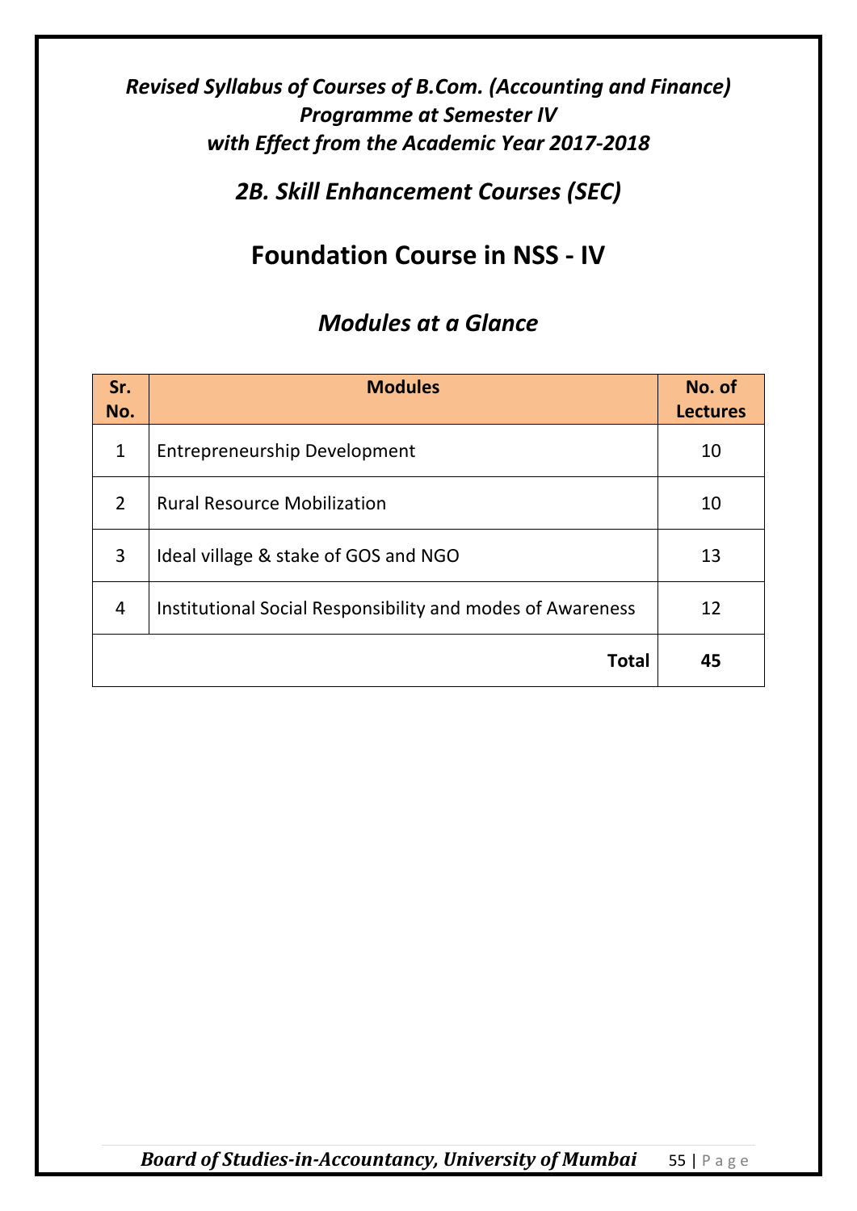*Revised Syllabus of Courses of B.Com. (Accounting and Finance) Programme at Semester IV with Effect from the Academic Year 2017-2018*

## *2B. Skill Enhancement Courses (SEC)*

# Foundation Course in NSS - IV

## *Modules at a Glance*

| Sr. No. | Modules | No. of Lectures |
|---|---|---|
| 1 | Entrepreneurship Development | 10 |
| 2 | Rural Resource Mobilization | 10 |
| 3 | Ideal village & stake of GOS and NGO | 13 |
| 4 | Institutional Social Responsibility and modes of Awareness | 12 |
| | **Total** | **45** |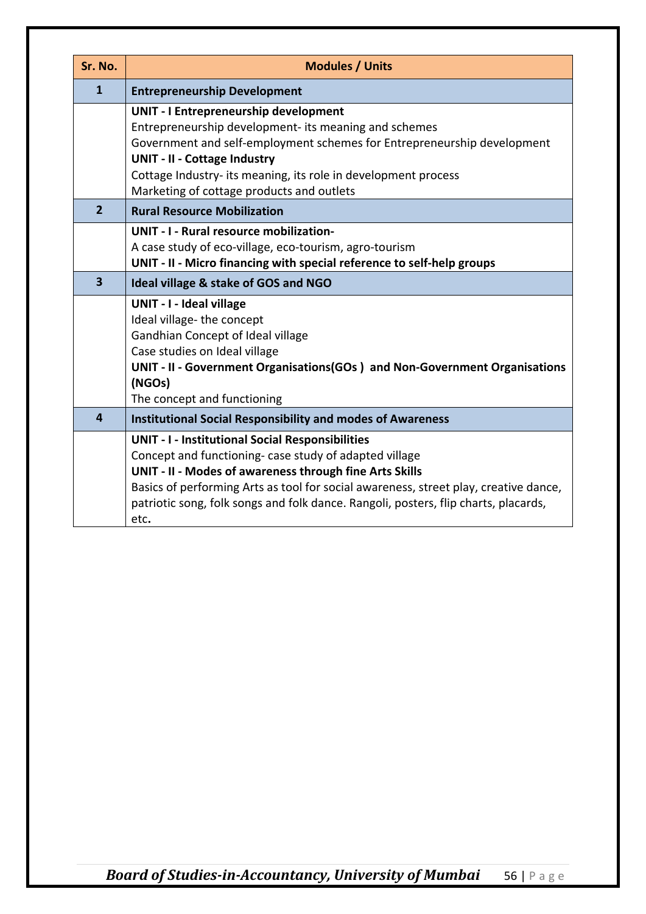| Sr. No. | Modules / Units |
|---|---|
| **1** | **Entrepreneurship Development** |
| | **UNIT - I Entrepreneurship development**<br>Entrepreneurship development- its meaning and schemes<br>Government and self-employment schemes for Entrepreneurship development<br>**UNIT - II - Cottage Industry**<br>Cottage Industry- its meaning, its role in development process<br>Marketing of cottage products and outlets |
| **2** | **Rural Resource Mobilization** |
| | **UNIT - I - Rural resource mobilization-**<br>A case study of eco-village, eco-tourism, agro-tourism<br>**UNIT - II - Micro financing with special reference to self-help groups** |
| **3** | **Ideal village & stake of GOS and NGO** |
| | **UNIT - I - Ideal village**<br>Ideal village- the concept<br>Gandhian Concept of Ideal village<br>Case studies on Ideal village<br>**UNIT - II - Government Organisations(GOs ) and Non-Government Organisations (NGOs)**<br>The concept and functioning |
| **4** | **Institutional Social Responsibility and modes of Awareness** |
| | **UNIT - I - Institutional Social Responsibilities**<br>Concept and functioning- case study of adapted village<br>**UNIT - II - Modes of awareness through fine Arts Skills**<br>Basics of performing Arts as tool for social awareness, street play, creative dance, patriotic song, folk songs and folk dance. Rangoli, posters, flip charts, placards, etc**.** |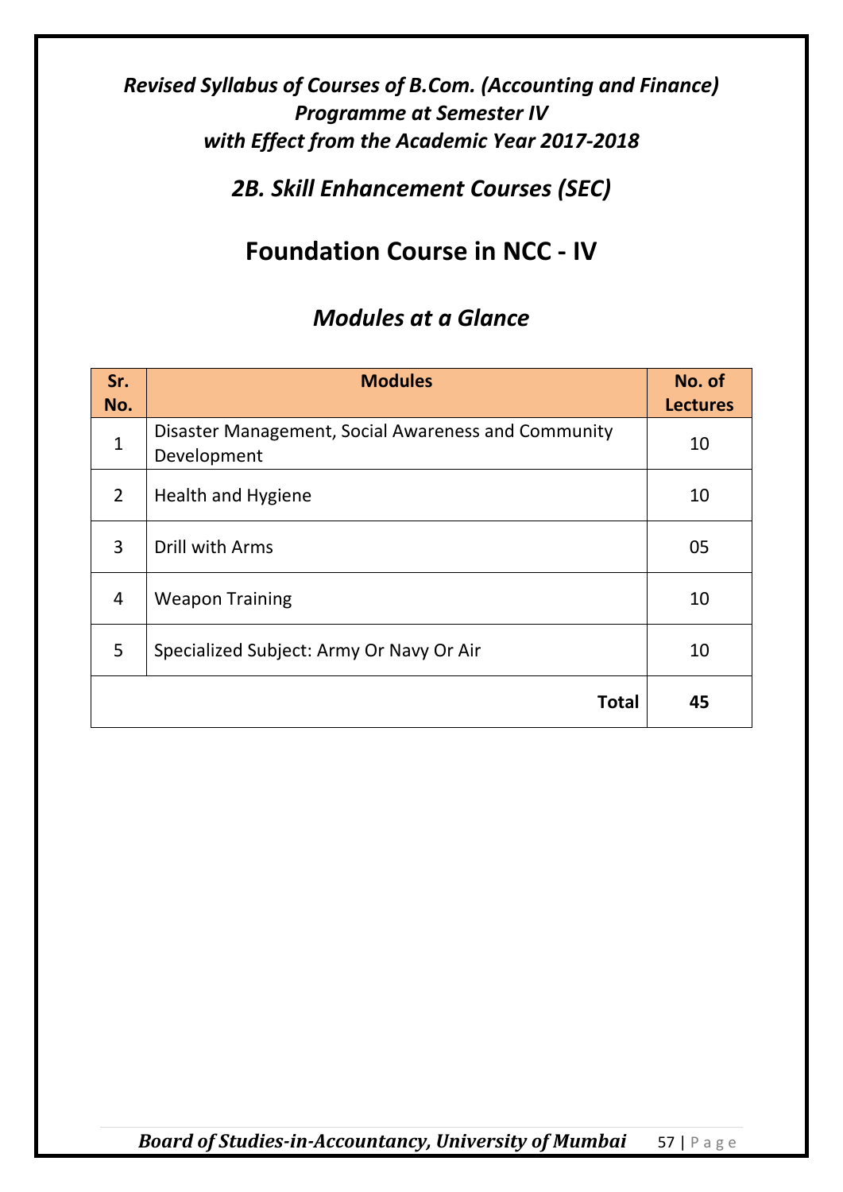*Revised Syllabus of Courses of B.Com. (Accounting and Finance) Programme at Semester IV with Effect from the Academic Year 2017-2018*

## *2B. Skill Enhancement Courses (SEC)*

# Foundation Course in NCC - IV

## *Modules at a Glance*

| Sr. No. | Modules | No. of Lectures |
|---|---|---|
| 1 | Disaster Management, Social Awareness and Community Development | 10 |
| 2 | Health and Hygiene | 10 |
| 3 | Drill with Arms | 05 |
| 4 | Weapon Training | 10 |
| 5 | Specialized Subject: Army Or Navy Or Air | 10 |
| | **Total** | **45** |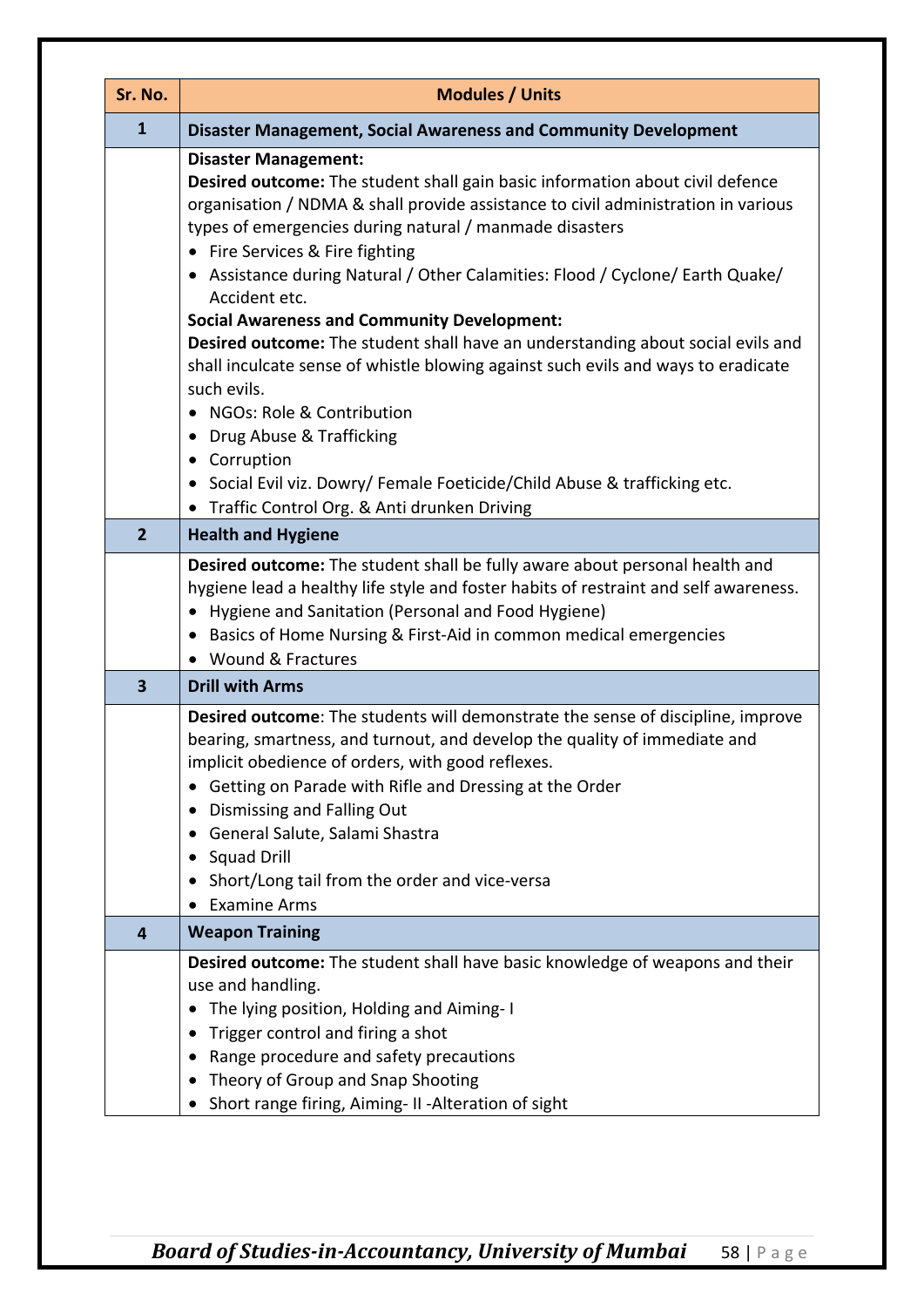| Sr. No. | Modules / Units |
|---|---|
| **1** | **Disaster Management, Social Awareness and Community Development** |
| | **Disaster Management:**<br>**Desired outcome:** The student shall gain basic information about civil defence organisation / NDMA & shall provide assistance to civil administration in various types of emergencies during natural / manmade disasters<br>• Fire Services & Fire fighting<br>• Assistance during Natural / Other Calamities: Flood / Cyclone/ Earth Quake/ Accident etc.<br>**Social Awareness and Community Development:**<br>**Desired outcome:** The student shall have an understanding about social evils and shall inculcate sense of whistle blowing against such evils and ways to eradicate such evils.<br>• NGOs: Role & Contribution<br>• Drug Abuse & Trafficking<br>• Corruption<br>• Social Evil viz. Dowry/ Female Foeticide/Child Abuse & trafficking etc.<br>• Traffic Control Org. & Anti drunken Driving |
| **2** | **Health and Hygiene** |
| | **Desired outcome:** The student shall be fully aware about personal health and hygiene lead a healthy life style and foster habits of restraint and self awareness.<br>• Hygiene and Sanitation (Personal and Food Hygiene)<br>• Basics of Home Nursing & First-Aid in common medical emergencies<br>• Wound & Fractures |
| **3** | **Drill with Arms** |
| | **Desired outcome**: The students will demonstrate the sense of discipline, improve bearing, smartness, and turnout, and develop the quality of immediate and implicit obedience of orders, with good reflexes.<br>• Getting on Parade with Rifle and Dressing at the Order<br>• Dismissing and Falling Out<br>• General Salute, Salami Shastra<br>• Squad Drill<br>• Short/Long tail from the order and vice-versa<br>• Examine Arms |
| **4** | **Weapon Training** |
| | **Desired outcome:** The student shall have basic knowledge of weapons and their use and handling.<br>• The lying position, Holding and Aiming- I<br>• Trigger control and firing a shot<br>• Range procedure and safety precautions<br>• Theory of Group and Snap Shooting<br>• Short range firing, Aiming- II -Alteration of sight |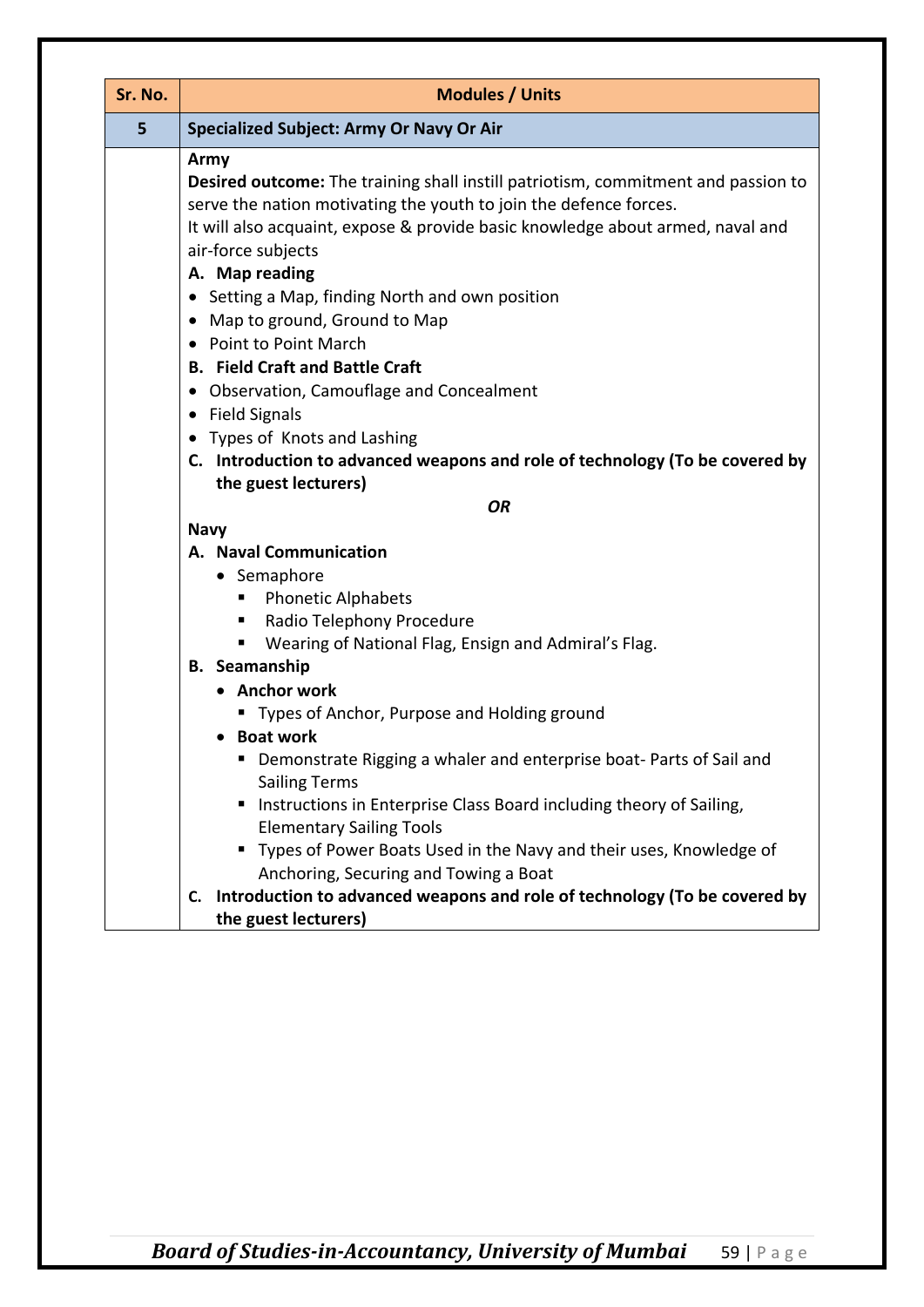| Sr. No. | Modules / Units |
|---|---|
| **5** | **Specialized Subject: Army Or Navy Or Air** |
| | **Army**<br>**Desired outcome:** The training shall instill patriotism, commitment and passion to serve the nation motivating the youth to join the defence forces.<br>It will also acquaint, expose & provide basic knowledge about armed, naval and air-force subjects<br>**A. Map reading**<br>• Setting a Map, finding North and own position<br>• Map to ground, Ground to Map<br>• Point to Point March<br>**B. Field Craft and Battle Craft**<br>• Observation, Camouflage and Concealment<br>• Field Signals<br>• Types of Knots and Lashing<br>**C. Introduction to advanced weapons and role of technology (To be covered by the guest lecturers)**<br>***OR***<br>**Navy**<br>**A. Naval Communication**<br>• Semaphore<br>▪ Phonetic Alphabets<br>▪ Radio Telephony Procedure<br>▪ Wearing of National Flag, Ensign and Admiral's Flag.<br>**B. Seamanship**<br>• **Anchor work**<br>▪ Types of Anchor, Purpose and Holding ground<br>• **Boat work**<br>▪ Demonstrate Rigging a whaler and enterprise boat- Parts of Sail and Sailing Terms<br>▪ Instructions in Enterprise Class Board including theory of Sailing, Elementary Sailing Tools<br>▪ Types of Power Boats Used in the Navy and their uses, Knowledge of Anchoring, Securing and Towing a Boat<br>**C. Introduction to advanced weapons and role of technology (To be covered by the guest lecturers)** |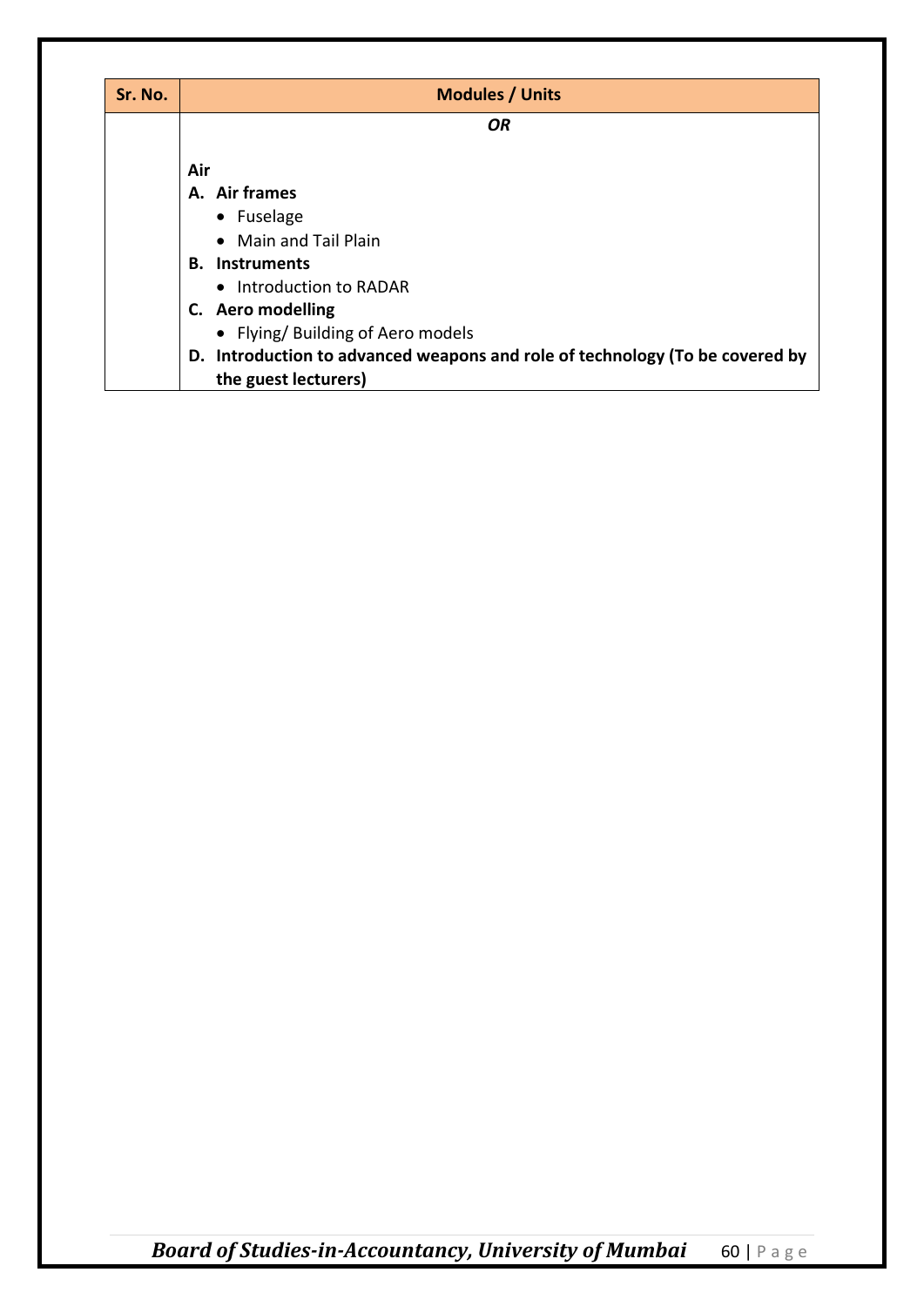| Sr. No. | Modules / Units |
|---|---|
| | ***OR*** <br><br> **Air** <br> **A. Air frames** <br> • Fuselage <br> • Main and Tail Plain <br> **B. Instruments** <br> • Introduction to RADAR <br> **C. Aero modelling** <br> • Flying/ Building of Aero models <br> **D. Introduction to advanced weapons and role of technology (To be covered by the guest lecturers)** |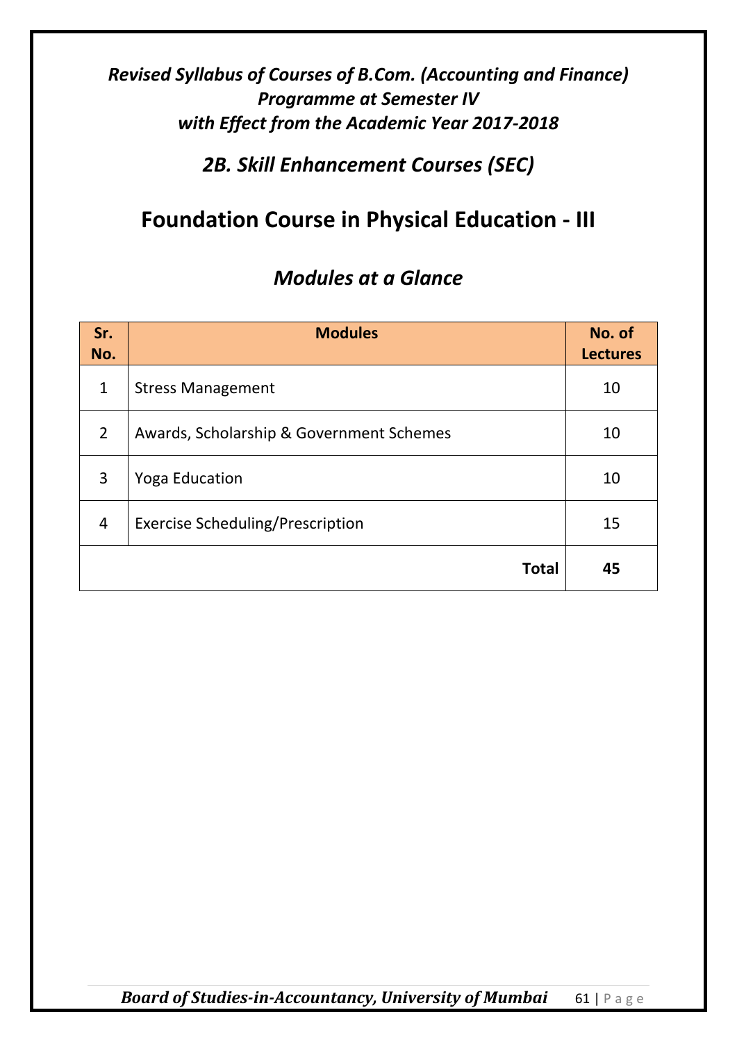*Revised Syllabus of Courses of B.Com. (Accounting and Finance) Programme at Semester IV with Effect from the Academic Year 2017-2018*

## *2B. Skill Enhancement Courses (SEC)*

# Foundation Course in Physical Education - III

## *Modules at a Glance*

| Sr. No. | Modules | No. of Lectures |
|---|---|---|
| 1 | Stress Management | 10 |
| 2 | Awards, Scholarship & Government Schemes | 10 |
| 3 | Yoga Education | 10 |
| 4 | Exercise Scheduling/Prescription | 15 |
| | **Total** | **45** |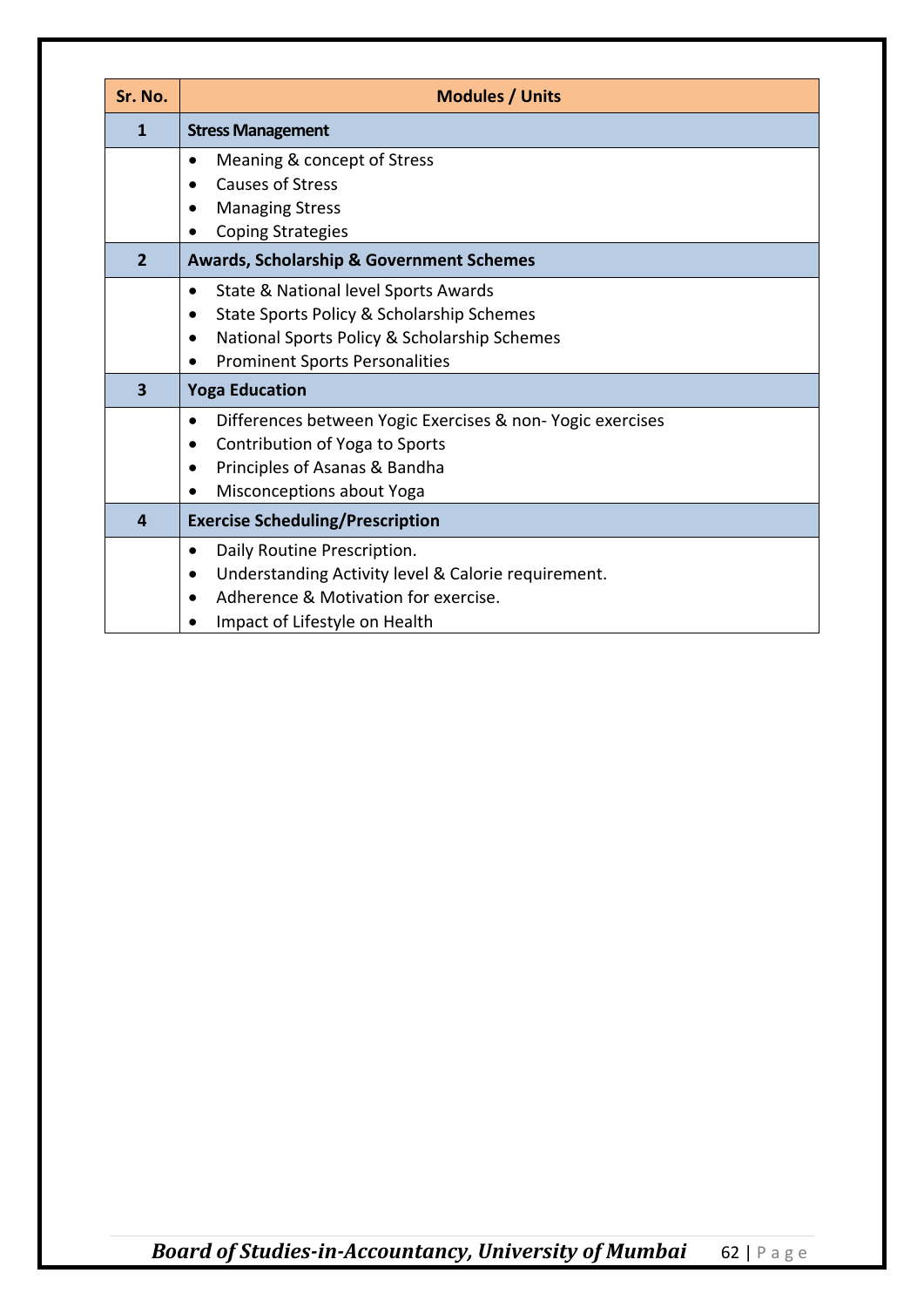| Sr. No. | Modules / Units |
|---|---|
| **1** | **Stress Management** |
| | • Meaning & concept of Stress<br>• Causes of Stress<br>• Managing Stress<br>• Coping Strategies |
| **2** | **Awards, Scholarship & Government Schemes** |
| | • State & National level Sports Awards<br>• State Sports Policy & Scholarship Schemes<br>• National Sports Policy & Scholarship Schemes<br>• Prominent Sports Personalities |
| **3** | **Yoga Education** |
| | • Differences between Yogic Exercises & non- Yogic exercises<br>• Contribution of Yoga to Sports<br>• Principles of Asanas & Bandha<br>• Misconceptions about Yoga |
| **4** | **Exercise Scheduling/Prescription** |
| | • Daily Routine Prescription.<br>• Understanding Activity level & Calorie requirement.<br>• Adherence & Motivation for exercise.<br>• Impact of Lifestyle on Health |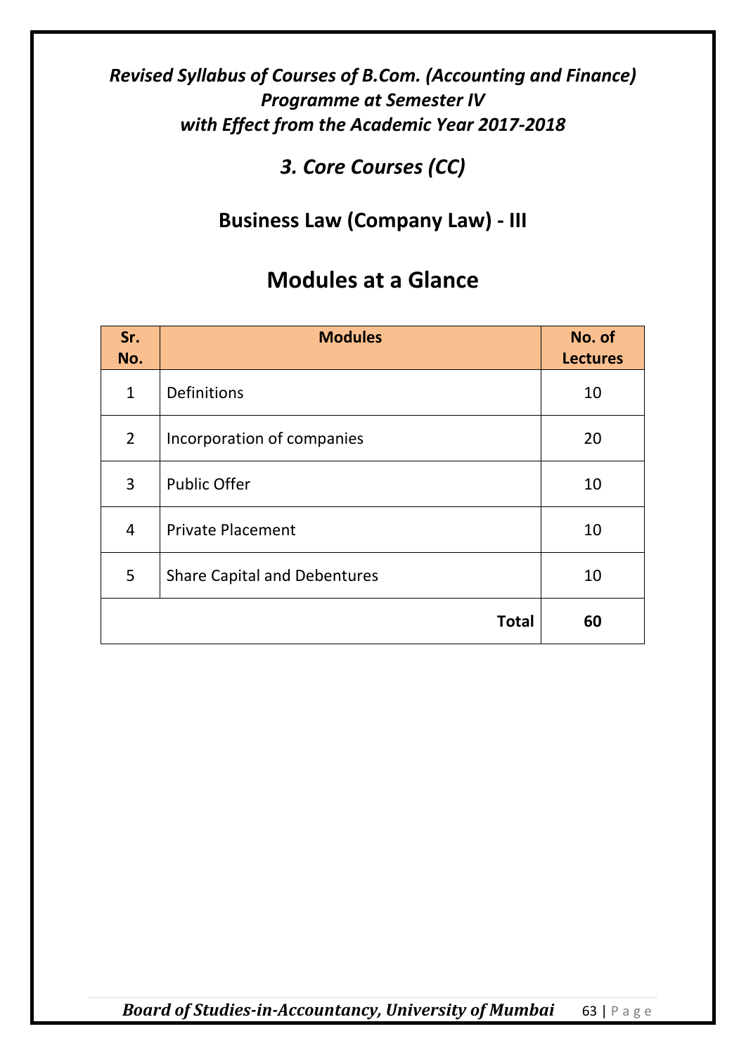***Revised Syllabus of Courses of B.Com. (Accounting and Finance) Programme at Semester IV with Effect from the Academic Year 2017-2018***

## *3. Core Courses (CC)*

## Business Law (Company Law) - III

# Modules at a Glance

| Sr. No. | Modules | No. of Lectures |
|---|---|---|
| 1 | Definitions | 10 |
| 2 | Incorporation of companies | 20 |
| 3 | Public Offer | 10 |
| 4 | Private Placement | 10 |
| 5 | Share Capital and Debentures | 10 |
| | **Total** | **60** |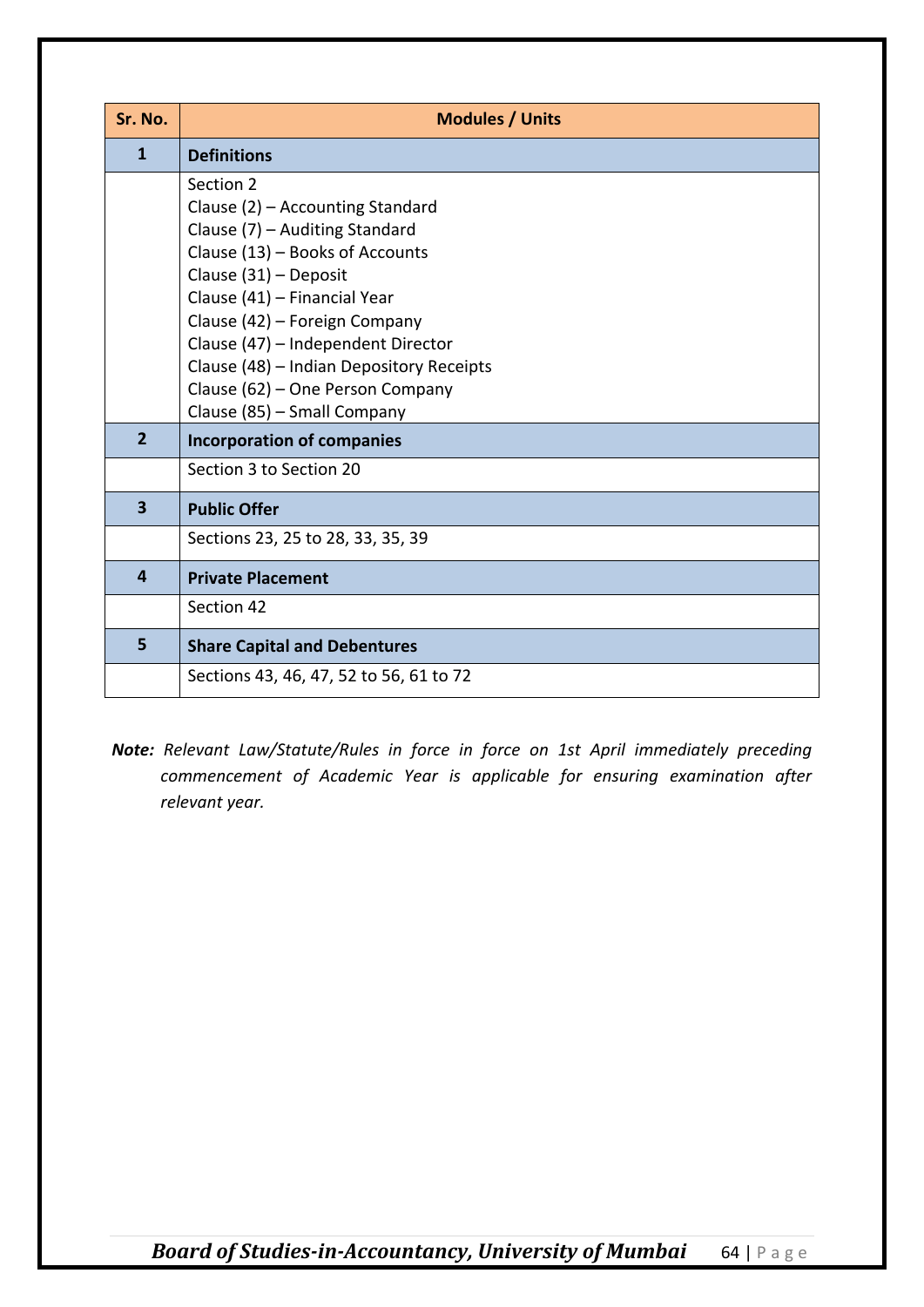| Sr. No. | Modules / Units |
|---|---|
| **1** | **Definitions** |
| | Section 2<br>Clause (2) – Accounting Standard<br>Clause (7) – Auditing Standard<br>Clause (13) – Books of Accounts<br>Clause (31) – Deposit<br>Clause (41) – Financial Year<br>Clause (42) – Foreign Company<br>Clause (47) – Independent Director<br>Clause (48) – Indian Depository Receipts<br>Clause (62) – One Person Company<br>Clause (85) – Small Company |
| **2** | **Incorporation of companies** |
| | Section 3 to Section 20 |
| **3** | **Public Offer** |
| | Sections 23, 25 to 28, 33, 35, 39 |
| **4** | **Private Placement** |
| | Section 42 |
| **5** | **Share Capital and Debentures** |
| | Sections 43, 46, 47, 52 to 56, 61 to 72 |

***Note:*** *Relevant Law/Statute/Rules in force in force on 1st April immediately preceding commencement of Academic Year is applicable for ensuring examination after relevant year.*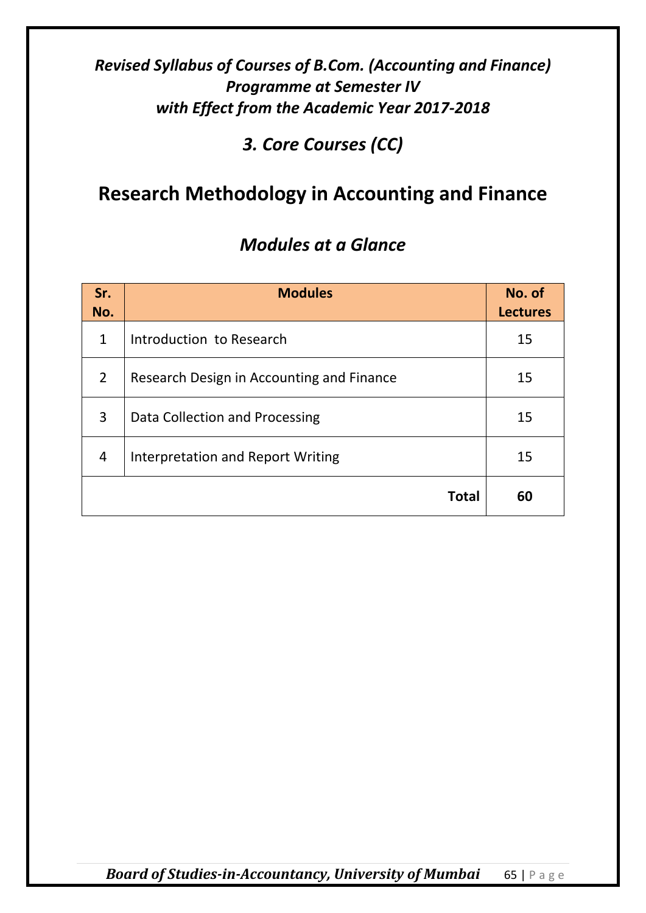***Revised Syllabus of Courses of B.Com. (Accounting and Finance) Programme at Semester IV with Effect from the Academic Year 2017-2018***

## *3. Core Courses (CC)*

# Research Methodology in Accounting and Finance

## *Modules at a Glance*

| Sr. No. | Modules | No. of Lectures |
|---|---|---|
| 1 | Introduction to Research | 15 |
| 2 | Research Design in Accounting and Finance | 15 |
| 3 | Data Collection and Processing | 15 |
| 4 | Interpretation and Report Writing | 15 |
| | **Total** | **60** |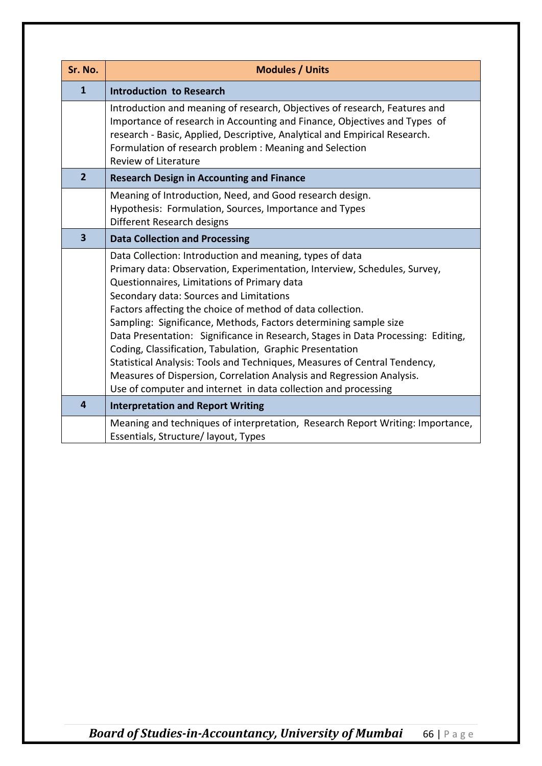| Sr. No. | Modules / Units |
| --- | --- |
| **1** | **Introduction to Research** |
| | Introduction and meaning of research, Objectives of research, Features and Importance of research in Accounting and Finance, Objectives and Types of research - Basic, Applied, Descriptive, Analytical and Empirical Research.<br>Formulation of research problem : Meaning and Selection<br>Review of Literature |
| **2** | **Research Design in Accounting and Finance** |
| | Meaning of Introduction, Need, and Good research design.<br>Hypothesis: Formulation, Sources, Importance and Types<br>Different Research designs |
| **3** | **Data Collection and Processing** |
| | Data Collection: Introduction and meaning, types of data<br>Primary data: Observation, Experimentation, Interview, Schedules, Survey, Questionnaires, Limitations of Primary data<br>Secondary data: Sources and Limitations<br>Factors affecting the choice of method of data collection.<br>Sampling: Significance, Methods, Factors determining sample size<br>Data Presentation: Significance in Research, Stages in Data Processing: Editing, Coding, Classification, Tabulation, Graphic Presentation<br>Statistical Analysis: Tools and Techniques, Measures of Central Tendency, Measures of Dispersion, Correlation Analysis and Regression Analysis.<br>Use of computer and internet in data collection and processing |
| **4** | **Interpretation and Report Writing** |
| | Meaning and techniques of interpretation, Research Report Writing: Importance, Essentials, Structure/ layout, Types |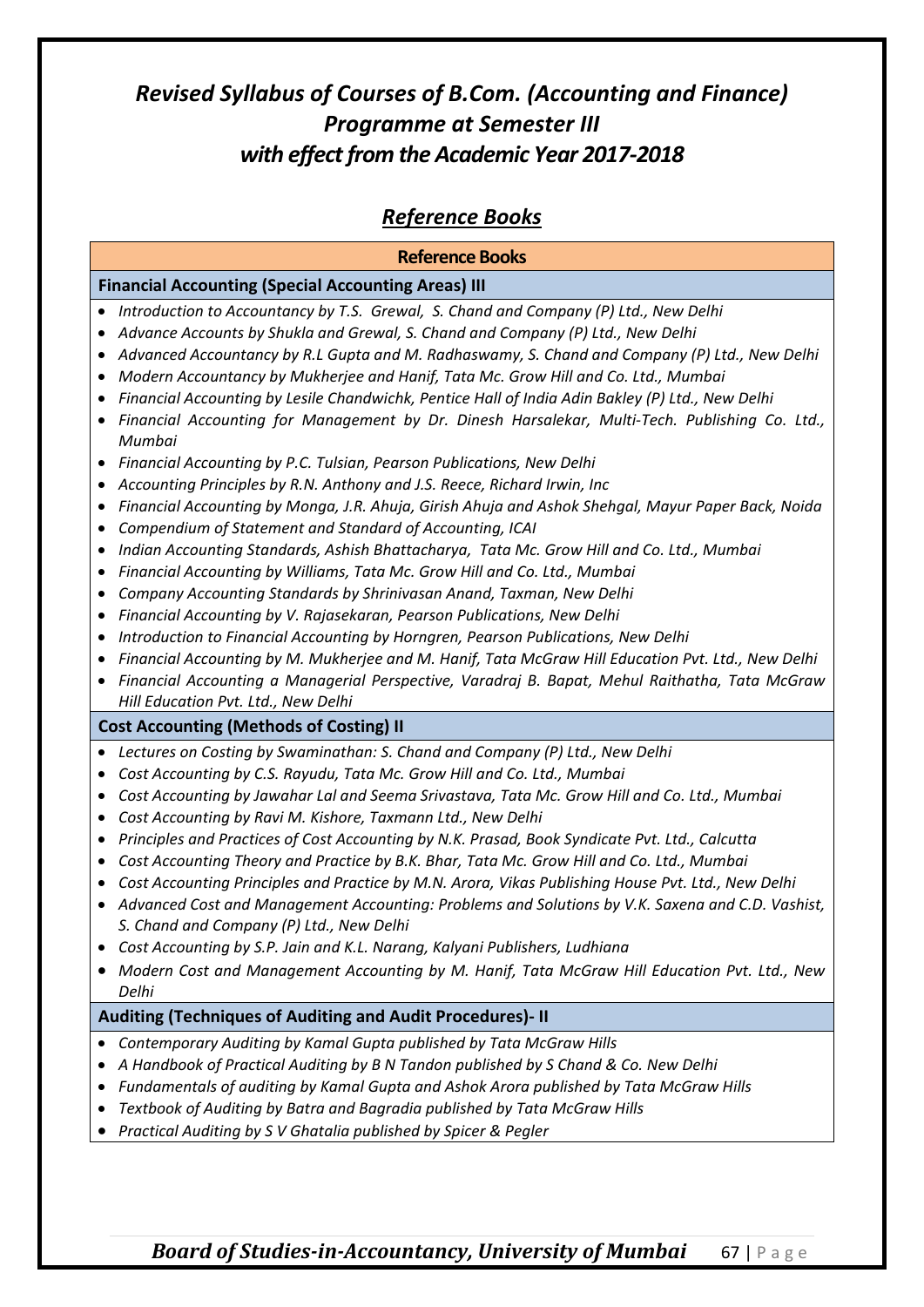# *Revised Syllabus of Courses of B.Com. (Accounting and Finance) Programme at Semester III with effect from the Academic Year 2017-2018*

## *Reference Books*

**Reference Books**

**Financial Accounting (Special Accounting Areas) III**

- *Introduction to Accountancy by T.S. Grewal, S. Chand and Company (P) Ltd., New Delhi*
- *Advance Accounts by Shukla and Grewal, S. Chand and Company (P) Ltd., New Delhi*
- *Advanced Accountancy by R.L Gupta and M. Radhaswamy, S. Chand and Company (P) Ltd., New Delhi*
- *Modern Accountancy by Mukherjee and Hanif, Tata Mc. Grow Hill and Co. Ltd., Mumbai*
- *Financial Accounting by Lesile Chandwichk, Pentice Hall of India Adin Bakley (P) Ltd., New Delhi*
- *Financial Accounting for Management by Dr. Dinesh Harsalekar, Multi-Tech. Publishing Co. Ltd., Mumbai*
- *Financial Accounting by P.C. Tulsian, Pearson Publications, New Delhi*
- *Accounting Principles by R.N. Anthony and J.S. Reece, Richard Irwin, Inc*
- *Financial Accounting by Monga, J.R. Ahuja, Girish Ahuja and Ashok Shehgal, Mayur Paper Back, Noida*
- *Compendium of Statement and Standard of Accounting, ICAI*
- *Indian Accounting Standards, Ashish Bhattacharya, Tata Mc. Grow Hill and Co. Ltd., Mumbai*
- *Financial Accounting by Williams, Tata Mc. Grow Hill and Co. Ltd., Mumbai*
- *Company Accounting Standards by Shrinivasan Anand, Taxman, New Delhi*
- *Financial Accounting by V. Rajasekaran, Pearson Publications, New Delhi*
- *Introduction to Financial Accounting by Horngren, Pearson Publications, New Delhi*
- *Financial Accounting by M. Mukherjee and M. Hanif, Tata McGraw Hill Education Pvt. Ltd., New Delhi*
- *Financial Accounting a Managerial Perspective, Varadraj B. Bapat, Mehul Raithatha, Tata McGraw Hill Education Pvt. Ltd., New Delhi*

**Cost Accounting (Methods of Costing) II**

- *Lectures on Costing by Swaminathan: S. Chand and Company (P) Ltd., New Delhi*
- *Cost Accounting by C.S. Rayudu, Tata Mc. Grow Hill and Co. Ltd., Mumbai*
- *Cost Accounting by Jawahar Lal and Seema Srivastava, Tata Mc. Grow Hill and Co. Ltd., Mumbai*
- *Cost Accounting by Ravi M. Kishore, Taxmann Ltd., New Delhi*
- *Principles and Practices of Cost Accounting by N.K. Prasad, Book Syndicate Pvt. Ltd., Calcutta*
- *Cost Accounting Theory and Practice by B.K. Bhar, Tata Mc. Grow Hill and Co. Ltd., Mumbai*
- *Cost Accounting Principles and Practice by M.N. Arora, Vikas Publishing House Pvt. Ltd., New Delhi*
- *Advanced Cost and Management Accounting: Problems and Solutions by V.K. Saxena and C.D. Vashist, S. Chand and Company (P) Ltd., New Delhi*
- *Cost Accounting by S.P. Jain and K.L. Narang, Kalyani Publishers, Ludhiana*
- *Modern Cost and Management Accounting by M. Hanif, Tata McGraw Hill Education Pvt. Ltd., New Delhi*

**Auditing (Techniques of Auditing and Audit Procedures)- II**

- *Contemporary Auditing by Kamal Gupta published by Tata McGraw Hills*
- *A Handbook of Practical Auditing by B N Tandon published by S Chand & Co. New Delhi*
- *Fundamentals of auditing by Kamal Gupta and Ashok Arora published by Tata McGraw Hills*
- *Textbook of Auditing by Batra and Bagradia published by Tata McGraw Hills*
- *Practical Auditing by S V Ghatalia published by Spicer & Pegler*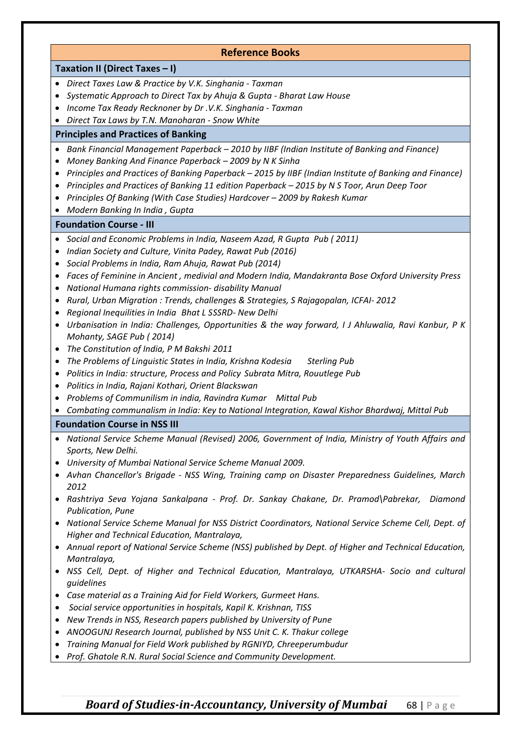## Reference Books

### Taxation II (Direct Taxes – I)

- *Direct Taxes Law & Practice by V.K. Singhania - Taxman*
- *Systematic Approach to Direct Tax by Ahuja & Gupta - Bharat Law House*
- *Income Tax Ready Recknoner by Dr .V.K. Singhania - Taxman*
- *Direct Tax Laws by T.N. Manoharan - Snow White*

### Principles and Practices of Banking

- *Bank Financial Management Paperback – 2010 by IIBF (Indian Institute of Banking and Finance)*
- *Money Banking And Finance Paperback – 2009 by N K Sinha*
- *Principles and Practices of Banking Paperback – 2015 by IIBF (Indian Institute of Banking and Finance)*
- *Principles and Practices of Banking 11 edition Paperback – 2015 by N S Toor, Arun Deep Toor*
- *Principles Of Banking (With Case Studies) Hardcover – 2009 by Rakesh Kumar*
- *Modern Banking In India , Gupta*

### Foundation Course - III

- *Social and Economic Problems in India, Naseem Azad, R Gupta Pub ( 2011)*
- *Indian Society and Culture, Vinita Padey, Rawat Pub (2016)*
- *Social Problems in India, Ram Ahuja, Rawat Pub (2014)*
- *Faces of Feminine in Ancient , medivial and Modern India, Mandakranta Bose Oxford University Press*
- *National Humana rights commission- disability Manual*
- *Rural, Urban Migration : Trends, challenges & Strategies, S Rajagopalan, ICFAI- 2012*
- *Regional Inequilities in India Bhat L SSSRD- New Delhi*
- *Urbanisation in India: Challenges, Opportunities & the way forward, I J Ahluwalia, Ravi Kanbur, P K Mohanty, SAGE Pub ( 2014)*
- *The Constitution of India, P M Bakshi 2011*
- *The Problems of Linguistic States in India, Krishna Kodesia Sterling Pub*
- *Politics in India: structure, Process and Policy Subrata Mitra, Rouutlege Pub*
- *Politics in India, Rajani Kothari, Orient Blackswan*
- *Problems of Communilism in india, Ravindra Kumar Mittal Pub*
- *Combating communalism in India: Key to National Integration, Kawal Kishor Bhardwaj, Mittal Pub*

### Foundation Course in NSS III

- *National Service Scheme Manual (Revised) 2006, Government of India, Ministry of Youth Affairs and Sports, New Delhi.*
- *University of Mumbai National Service Scheme Manual 2009.*
- *Avhan Chancellor's Brigade - NSS Wing, Training camp on Disaster Preparedness Guidelines, March 2012*
- *Rashtriya Seva Yojana Sankalpana - Prof. Dr. Sankay Chakane, Dr. Pramod\Pabrekar, Diamond Publication, Pune*
- *National Service Scheme Manual for NSS District Coordinators, National Service Scheme Cell, Dept. of Higher and Technical Education, Mantralaya,*
- *Annual report of National Service Scheme (NSS) published by Dept. of Higher and Technical Education, Mantralaya,*
- *NSS Cell, Dept. of Higher and Technical Education, Mantralaya, UTKARSHA- Socio and cultural guidelines*
- *Case material as a Training Aid for Field Workers, Gurmeet Hans.*
- *Social service opportunities in hospitals, Kapil K. Krishnan, TISS*
- *New Trends in NSS, Research papers published by University of Pune*
- *ANOOGUNJ Research Journal, published by NSS Unit C. K. Thakur college*
- *Training Manual for Field Work published by RGNIYD, Chreeperumbudur*
- *Prof. Ghatole R.N. Rural Social Science and Community Development.*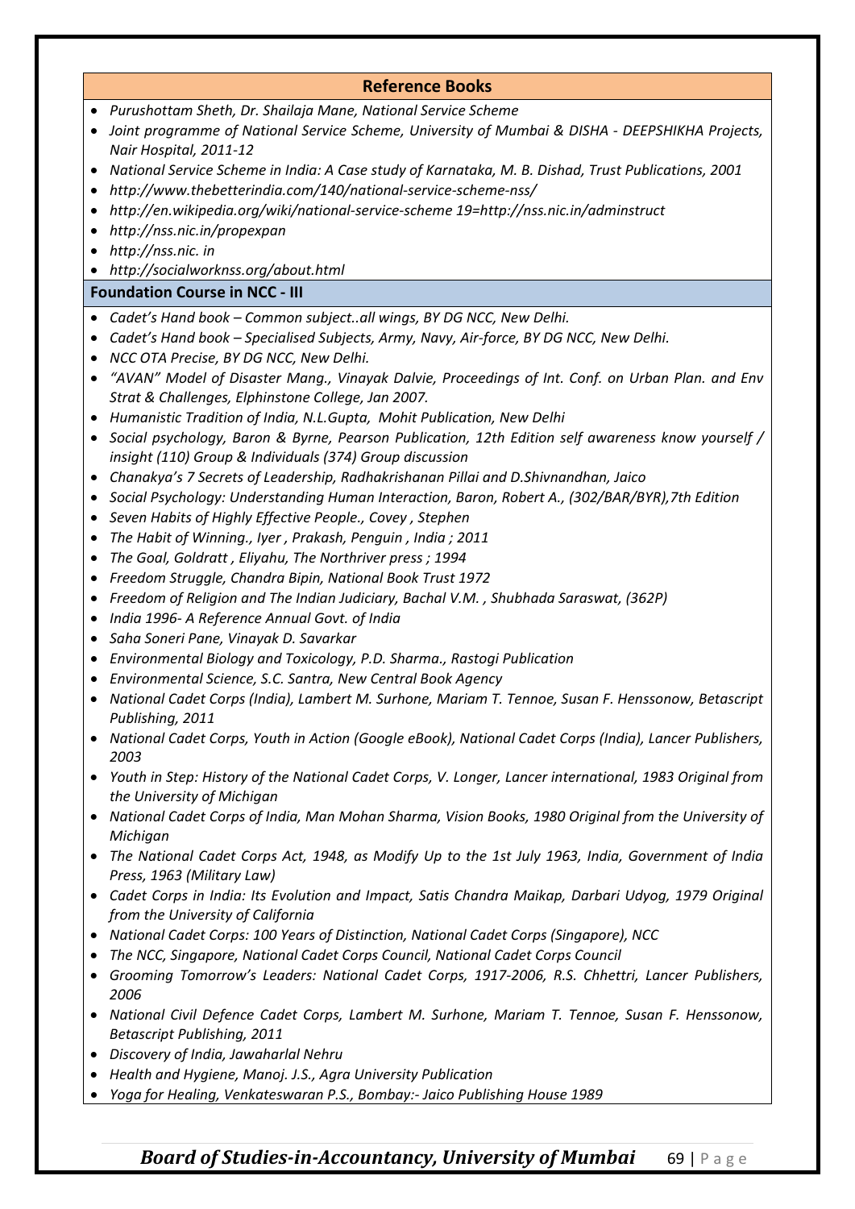## Reference Books

- *Purushottam Sheth, Dr. Shailaja Mane, National Service Scheme*
- *Joint programme of National Service Scheme, University of Mumbai & DISHA - DEEPSHIKHA Projects, Nair Hospital, 2011-12*
- *National Service Scheme in India: A Case study of Karnataka, M. B. Dishad, Trust Publications, 2001*
- *http://www.thebetterindia.com/140/national-service-scheme-nss/*
- *http://en.wikipedia.org/wiki/national-service-scheme 19=http://nss.nic.in/adminstruct*
- *http://nss.nic.in/propexpan*
- *http://nss.nic. in*
- *http://socialworknss.org/about.html*

### Foundation Course in NCC - III

- *Cadet's Hand book – Common subject..all wings, BY DG NCC, New Delhi.*
- *Cadet's Hand book – Specialised Subjects, Army, Navy, Air-force, BY DG NCC, New Delhi.*
- *NCC OTA Precise, BY DG NCC, New Delhi.*
- *"AVAN" Model of Disaster Mang., Vinayak Dalvie, Proceedings of Int. Conf. on Urban Plan. and Env Strat & Challenges, Elphinstone College, Jan 2007.*
- *Humanistic Tradition of India, N.L.Gupta, Mohit Publication, New Delhi*
- *Social psychology, Baron & Byrne, Pearson Publication, 12th Edition self awareness know yourself / insight (110) Group & Individuals (374) Group discussion*
- *Chanakya's 7 Secrets of Leadership, Radhakrishanan Pillai and D.Shivnandhan, Jaico*
- *Social Psychology: Understanding Human Interaction, Baron, Robert A., (302/BAR/BYR),7th Edition*
- *Seven Habits of Highly Effective People., Covey , Stephen*
- *The Habit of Winning., Iyer , Prakash, Penguin , India ; 2011*
- *The Goal, Goldratt , Eliyahu, The Northriver press ; 1994*
- *Freedom Struggle, Chandra Bipin, National Book Trust 1972*
- *Freedom of Religion and The Indian Judiciary, Bachal V.M. , Shubhada Saraswat, (362P)*
- *India 1996- A Reference Annual Govt. of India*
- *Saha Soneri Pane, Vinayak D. Savarkar*
- *Environmental Biology and Toxicology, P.D. Sharma., Rastogi Publication*
- *Environmental Science, S.C. Santra, New Central Book Agency*
- *National Cadet Corps (India), Lambert M. Surhone, Mariam T. Tennoe, Susan F. Henssonow, Betascript Publishing, 2011*
- *National Cadet Corps, Youth in Action (Google eBook), National Cadet Corps (India), Lancer Publishers, 2003*
- *Youth in Step: History of the National Cadet Corps, V. Longer, Lancer international, 1983 Original from the University of Michigan*
- *National Cadet Corps of India, Man Mohan Sharma, Vision Books, 1980 Original from the University of Michigan*
- *The National Cadet Corps Act, 1948, as Modify Up to the 1st July 1963, India, Government of India Press, 1963 (Military Law)*
- *Cadet Corps in India: Its Evolution and Impact, Satis Chandra Maikap, Darbari Udyog, 1979 Original from the University of California*
- *National Cadet Corps: 100 Years of Distinction, National Cadet Corps (Singapore), NCC*
- *The NCC, Singapore, National Cadet Corps Council, National Cadet Corps Council*
- *Grooming Tomorrow's Leaders: National Cadet Corps, 1917-2006, R.S. Chhettri, Lancer Publishers, 2006*
- *National Civil Defence Cadet Corps, Lambert M. Surhone, Mariam T. Tennoe, Susan F. Henssonow, Betascript Publishing, 2011*
- *Discovery of India, Jawaharlal Nehru*
- *Health and Hygiene, Manoj. J.S., Agra University Publication*
- *Yoga for Healing, Venkateswaran P.S., Bombay:- Jaico Publishing House 1989*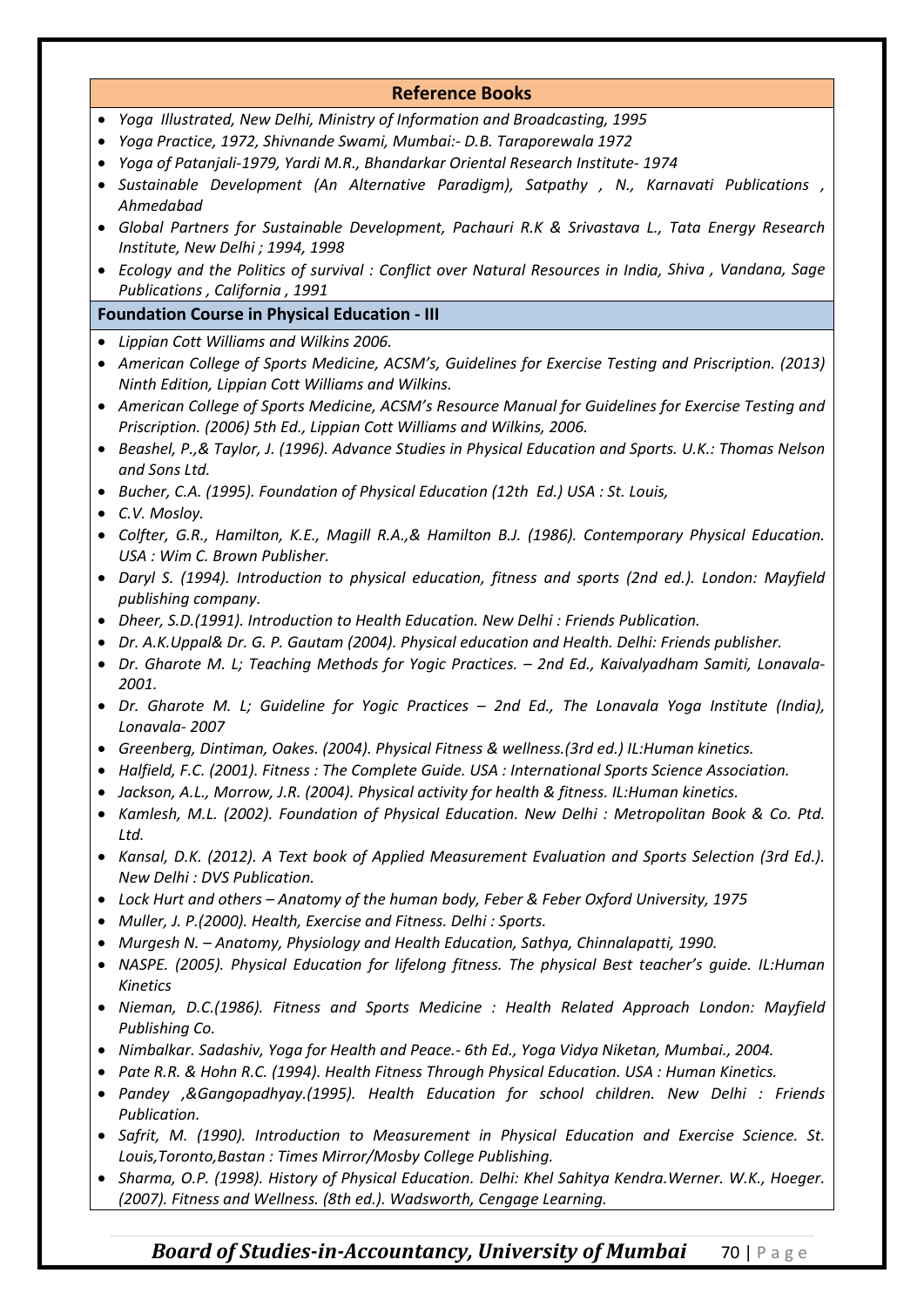## Reference Books

- *Yoga Illustrated, New Delhi, Ministry of Information and Broadcasting, 1995*
- *Yoga Practice, 1972, Shivnande Swami, Mumbai:- D.B. Taraporewala 1972*
- *Yoga of Patanjali-1979, Yardi M.R., Bhandarkar Oriental Research Institute- 1974*
- *Sustainable Development (An Alternative Paradigm), Satpathy , N., Karnavati Publications , Ahmedabad*
- *Global Partners for Sustainable Development, Pachauri R.K & Srivastava L., Tata Energy Research Institute, New Delhi ; 1994, 1998*
- *Ecology and the Politics of survival : Conflict over Natural Resources in India, Shiva , Vandana, Sage Publications , California , 1991*

### Foundation Course in Physical Education - III

- *Lippian Cott Williams and Wilkins 2006.*
- *American College of Sports Medicine, ACSM's, Guidelines for Exercise Testing and Priscription. (2013) Ninth Edition, Lippian Cott Williams and Wilkins.*
- *American College of Sports Medicine, ACSM's Resource Manual for Guidelines for Exercise Testing and Priscription. (2006) 5th Ed., Lippian Cott Williams and Wilkins, 2006.*
- *Beashel, P.,& Taylor, J. (1996). Advance Studies in Physical Education and Sports. U.K.: Thomas Nelson and Sons Ltd.*
- *Bucher, C.A. (1995). Foundation of Physical Education (12th Ed.) USA : St. Louis,*
- *C.V. Mosloy.*
- *Colfter, G.R., Hamilton, K.E., Magill R.A.,& Hamilton B.J. (1986). Contemporary Physical Education. USA : Wim C. Brown Publisher.*
- *Daryl S. (1994). Introduction to physical education, fitness and sports (2nd ed.). London: Mayfield publishing company.*
- *Dheer, S.D.(1991). Introduction to Health Education. New Delhi : Friends Publication.*
- *Dr. A.K.Uppal& Dr. G. P. Gautam (2004). Physical education and Health. Delhi: Friends publisher.*
- *Dr. Gharote M. L; Teaching Methods for Yogic Practices. – 2nd Ed., Kaivalyadham Samiti, Lonavala- 2001.*
- *Dr. Gharote M. L; Guideline for Yogic Practices – 2nd Ed., The Lonavala Yoga Institute (India), Lonavala- 2007*
- *Greenberg, Dintiman, Oakes. (2004). Physical Fitness & wellness.(3rd ed.) IL:Human kinetics.*
- *Halfield, F.C. (2001). Fitness : The Complete Guide. USA : International Sports Science Association.*
- *Jackson, A.L., Morrow, J.R. (2004). Physical activity for health & fitness. IL:Human kinetics.*
- *Kamlesh, M.L. (2002). Foundation of Physical Education. New Delhi : Metropolitan Book & Co. Ptd. Ltd.*
- *Kansal, D.K. (2012). A Text book of Applied Measurement Evaluation and Sports Selection (3rd Ed.). New Delhi : DVS Publication.*
- *Lock Hurt and others – Anatomy of the human body, Feber & Feber Oxford University, 1975*
- *Muller, J. P.(2000). Health, Exercise and Fitness. Delhi : Sports.*
- *Murgesh N. – Anatomy, Physiology and Health Education, Sathya, Chinnalapatti, 1990.*
- *NASPE. (2005). Physical Education for lifelong fitness. The physical Best teacher's guide. IL:Human Kinetics*
- *Nieman, D.C.(1986). Fitness and Sports Medicine : Health Related Approach London: Mayfield Publishing Co.*
- *Nimbalkar. Sadashiv, Yoga for Health and Peace.- 6th Ed., Yoga Vidya Niketan, Mumbai., 2004.*
- *Pate R.R. & Hohn R.C. (1994). Health Fitness Through Physical Education. USA : Human Kinetics.*
- *Pandey ,&Gangopadhyay.(1995). Health Education for school children. New Delhi : Friends Publication.*
- *Safrit, M. (1990). Introduction to Measurement in Physical Education and Exercise Science. St. Louis,Toronto,Bastan : Times Mirror/Mosby College Publishing.*
- *Sharma, O.P. (1998). History of Physical Education. Delhi: Khel Sahitya Kendra.Werner. W.K., Hoeger. (2007). Fitness and Wellness. (8th ed.). Wadsworth, Cengage Learning.*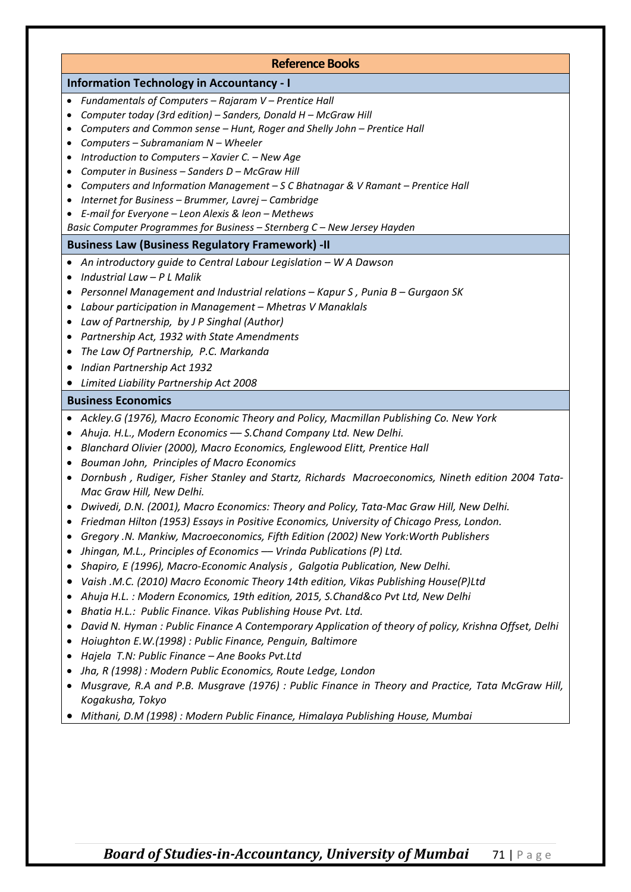## Reference Books

### Information Technology in Accountancy - I

- *Fundamentals of Computers – Rajaram V – Prentice Hall*
- *Computer today (3rd edition) – Sanders, Donald H – McGraw Hill*
- *Computers and Common sense – Hunt, Roger and Shelly John – Prentice Hall*
- *Computers – Subramaniam N – Wheeler*
- *Introduction to Computers – Xavier C. – New Age*
- *Computer in Business – Sanders D – McGraw Hill*
- *Computers and Information Management – S C Bhatnagar & V Ramant – Prentice Hall*
- *Internet for Business – Brummer, Lavrej – Cambridge*
- *E-mail for Everyone – Leon Alexis & leon – Methews*

*Basic Computer Programmes for Business – Sternberg C – New Jersey Hayden*

### Business Law (Business Regulatory Framework) -II

- *An introductory guide to Central Labour Legislation – W A Dawson*
- *Industrial Law – P L Malik*
- *Personnel Management and Industrial relations – Kapur S , Punia B – Gurgaon SK*
- *Labour participation in Management – Mhetras V Manaklals*
- *Law of Partnership, by J P Singhal (Author)*
- *Partnership Act, 1932 with State Amendments*
- *The Law Of Partnership, P.C. Markanda*
- *Indian Partnership Act 1932*
- *Limited Liability Partnership Act 2008*

### Business Economics

- *Ackley.G (1976), Macro Economic Theory and Policy, Macmillan Publishing Co. New York*
- *Ahuja. H.L., Modern Economics –– S.Chand Company Ltd. New Delhi.*
- *Blanchard Olivier (2000), Macro Economics, Englewood Elitt, Prentice Hall*
- *Bouman John, Principles of Macro Economics*
- *Dornbush , Rudiger, Fisher Stanley and Startz, Richards Macroeconomics, Nineth edition 2004 Tata-Mac Graw Hill, New Delhi.*
- *Dwivedi, D.N. (2001), Macro Economics: Theory and Policy, Tata-Mac Graw Hill, New Delhi.*
- *Friedman Hilton (1953) Essays in Positive Economics, University of Chicago Press, London.*
- *Gregory .N. Mankiw, Macroeconomics, Fifth Edition (2002) New York:Worth Publishers*
- *Jhingan, M.L., Principles of Economics –– Vrinda Publications (P) Ltd.*
- *Shapiro, E (1996), Macro-Economic Analysis , Galgotia Publication, New Delhi.*
- *Vaish .M.C. (2010) Macro Economic Theory 14th edition, Vikas Publishing House(P)Ltd*
- *Ahuja H.L. : Modern Economics, 19th edition, 2015, S.Chand&co Pvt Ltd, New Delhi*
- *Bhatia H.L.: Public Finance. Vikas Publishing House Pvt. Ltd.*
- *David N. Hyman : Public Finance A Contemporary Application of theory of policy, Krishna Offset, Delhi*
- *Hoiughton E.W.(1998) : Public Finance, Penguin, Baltimore*
- *Hajela T.N: Public Finance – Ane Books Pvt.Ltd*
- *Jha, R (1998) : Modern Public Economics, Route Ledge, London*
- *Musgrave, R.A and P.B. Musgrave (1976) : Public Finance in Theory and Practice, Tata McGraw Hill, Kogakusha, Tokyo*
- *Mithani, D.M (1998) : Modern Public Finance, Himalaya Publishing House, Mumbai*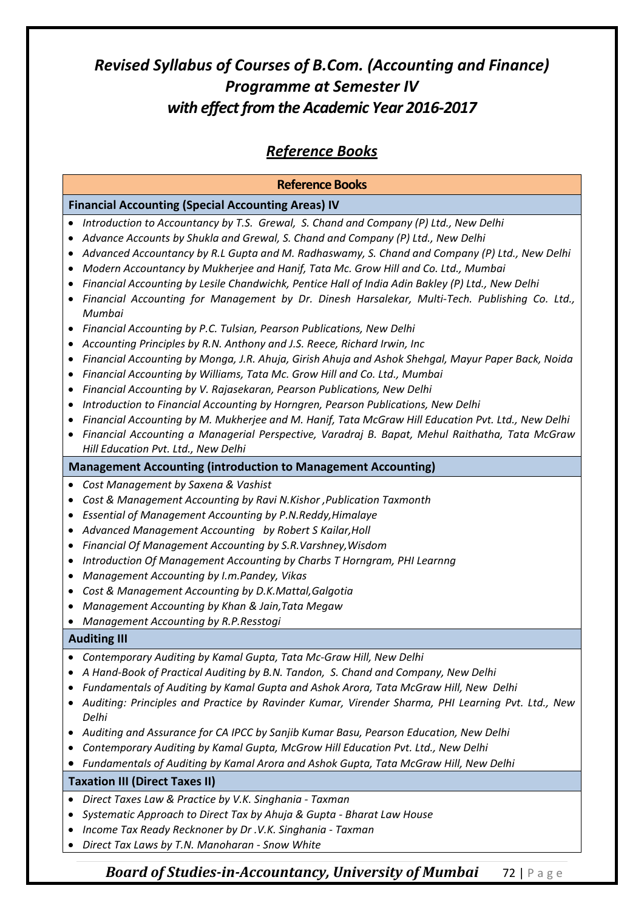# *Revised Syllabus of Courses of B.Com. (Accounting and Finance) Programme at Semester IV with effect from the Academic Year 2016-2017*

## *Reference Books*

### Reference Books

#### Financial Accounting (Special Accounting Areas) IV

- *Introduction to Accountancy by T.S. Grewal, S. Chand and Company (P) Ltd., New Delhi*
- *Advance Accounts by Shukla and Grewal, S. Chand and Company (P) Ltd., New Delhi*
- *Advanced Accountancy by R.L Gupta and M. Radhaswamy, S. Chand and Company (P) Ltd., New Delhi*
- *Modern Accountancy by Mukherjee and Hanif, Tata Mc. Grow Hill and Co. Ltd., Mumbai*
- *Financial Accounting by Lesile Chandwichk, Pentice Hall of India Adin Bakley (P) Ltd., New Delhi*
- *Financial Accounting for Management by Dr. Dinesh Harsalekar, Multi-Tech. Publishing Co. Ltd., Mumbai*
- *Financial Accounting by P.C. Tulsian, Pearson Publications, New Delhi*
- *Accounting Principles by R.N. Anthony and J.S. Reece, Richard Irwin, Inc*
- *Financial Accounting by Monga, J.R. Ahuja, Girish Ahuja and Ashok Shehgal, Mayur Paper Back, Noida*
- *Financial Accounting by Williams, Tata Mc. Grow Hill and Co. Ltd., Mumbai*
- *Financial Accounting by V. Rajasekaran, Pearson Publications, New Delhi*
- *Introduction to Financial Accounting by Horngren, Pearson Publications, New Delhi*
- *Financial Accounting by M. Mukherjee and M. Hanif, Tata McGraw Hill Education Pvt. Ltd., New Delhi*
- *Financial Accounting a Managerial Perspective, Varadraj B. Bapat, Mehul Raithatha, Tata McGraw Hill Education Pvt. Ltd., New Delhi*

#### Management Accounting (introduction to Management Accounting)

- *Cost Management by Saxena & Vashist*
- *Cost & Management Accounting by Ravi N.Kishor ,Publication Taxmonth*
- *Essential of Management Accounting by P.N.Reddy,Himalaye*
- *Advanced Management Accounting by Robert S Kailar,Holl*
- *Financial Of Management Accounting by S.R.Varshney,Wisdom*
- *Introduction Of Management Accounting by Charbs T Horngram, PHI Learnng*
- *Management Accounting by I.m.Pandey, Vikas*
- *Cost & Management Accounting by D.K.Mattal,Galgotia*
- *Management Accounting by Khan & Jain,Tata Megaw*
- *Management Accounting by R.P.Resstogi*

#### Auditing III

- *Contemporary Auditing by Kamal Gupta, Tata Mc-Graw Hill, New Delhi*
- *A Hand-Book of Practical Auditing by B.N. Tandon, S. Chand and Company, New Delhi*
- *Fundamentals of Auditing by Kamal Gupta and Ashok Arora, Tata McGraw Hill, New Delhi*
- *Auditing: Principles and Practice by Ravinder Kumar, Virender Sharma, PHI Learning Pvt. Ltd., New Delhi*
- *Auditing and Assurance for CA IPCC by Sanjib Kumar Basu, Pearson Education, New Delhi*
- *Contemporary Auditing by Kamal Gupta, McGrow Hill Education Pvt. Ltd., New Delhi*
- *Fundamentals of Auditing by Kamal Arora and Ashok Gupta, Tata McGraw Hill, New Delhi*

#### Taxation III (Direct Taxes II)

- *Direct Taxes Law & Practice by V.K. Singhania - Taxman*
- *Systematic Approach to Direct Tax by Ahuja & Gupta - Bharat Law House*
- *Income Tax Ready Recknoner by Dr .V.K. Singhania - Taxman*
- *Direct Tax Laws by T.N. Manoharan - Snow White*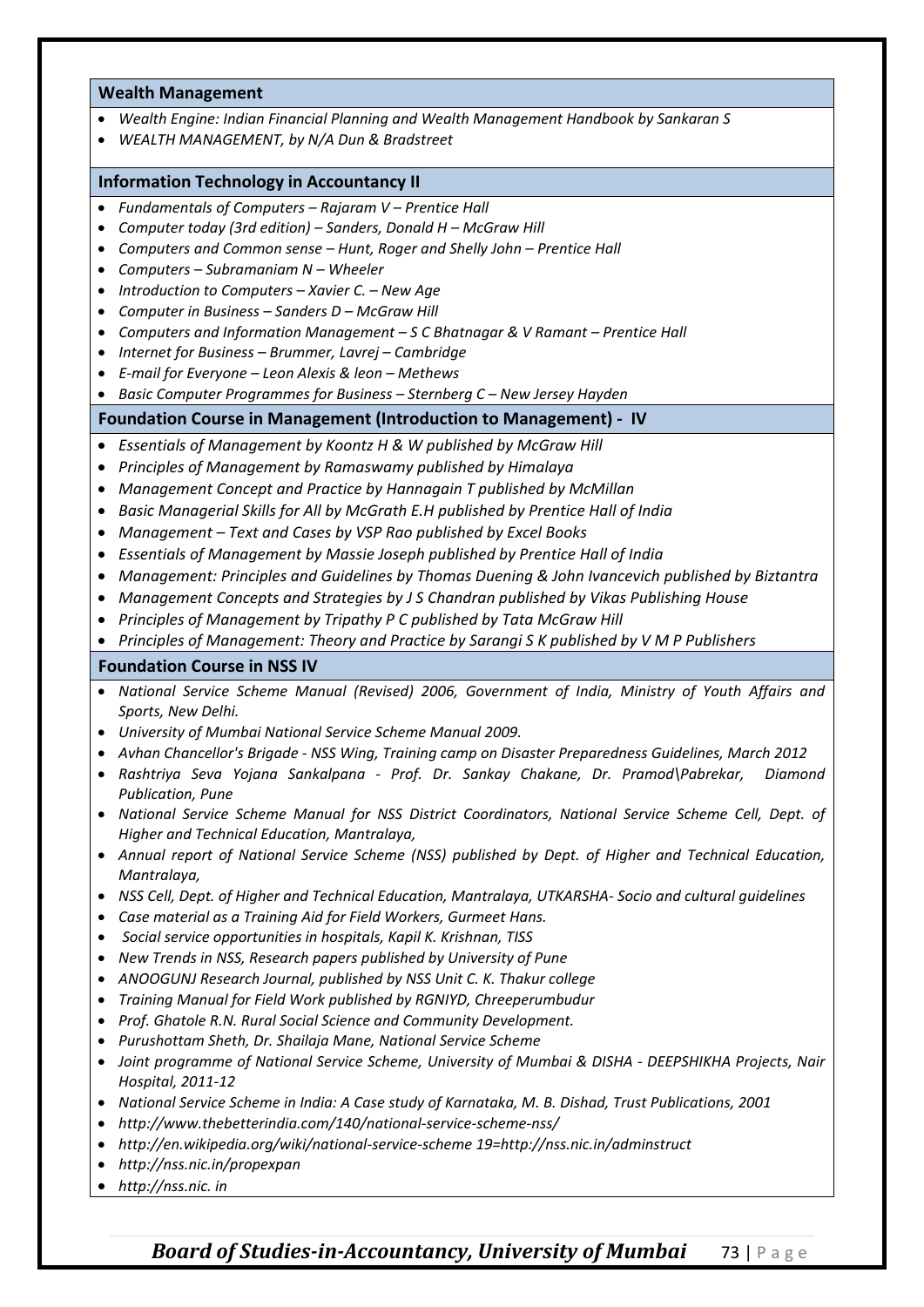### Wealth Management

- *Wealth Engine: Indian Financial Planning and Wealth Management Handbook by Sankaran S*
- *WEALTH MANAGEMENT, by N/A Dun & Bradstreet*

### Information Technology in Accountancy II

- *Fundamentals of Computers – Rajaram V – Prentice Hall*
- *Computer today (3rd edition) – Sanders, Donald H – McGraw Hill*
- *Computers and Common sense – Hunt, Roger and Shelly John – Prentice Hall*
- *Computers – Subramaniam N – Wheeler*
- *Introduction to Computers – Xavier C. – New Age*
- *Computer in Business – Sanders D – McGraw Hill*
- *Computers and Information Management – S C Bhatnagar & V Ramant – Prentice Hall*
- *Internet for Business – Brummer, Lavrej – Cambridge*
- *E-mail for Everyone – Leon Alexis & leon – Methews*
- *Basic Computer Programmes for Business – Sternberg C – New Jersey Hayden*

### Foundation Course in Management (Introduction to Management) - IV

- *Essentials of Management by Koontz H & W published by McGraw Hill*
- *Principles of Management by Ramaswamy published by Himalaya*
- *Management Concept and Practice by Hannagain T published by McMillan*
- *Basic Managerial Skills for All by McGrath E.H published by Prentice Hall of India*
- *Management – Text and Cases by VSP Rao published by Excel Books*
- *Essentials of Management by Massie Joseph published by Prentice Hall of India*
- *Management: Principles and Guidelines by Thomas Duening & John Ivancevich published by Biztantra*
- *Management Concepts and Strategies by J S Chandran published by Vikas Publishing House*
- *Principles of Management by Tripathy P C published by Tata McGraw Hill*
- *Principles of Management: Theory and Practice by Sarangi S K published by V M P Publishers*

### Foundation Course in NSS IV

- *National Service Scheme Manual (Revised) 2006, Government of India, Ministry of Youth Affairs and Sports, New Delhi.*
- *University of Mumbai National Service Scheme Manual 2009.*
- *Avhan Chancellor's Brigade - NSS Wing, Training camp on Disaster Preparedness Guidelines, March 2012*
- *Rashtriya Seva Yojana Sankalpana - Prof. Dr. Sankay Chakane, Dr. Pramod\Pabrekar, Diamond Publication, Pune*
- *National Service Scheme Manual for NSS District Coordinators, National Service Scheme Cell, Dept. of Higher and Technical Education, Mantralaya,*
- *Annual report of National Service Scheme (NSS) published by Dept. of Higher and Technical Education, Mantralaya,*
- *NSS Cell, Dept. of Higher and Technical Education, Mantralaya, UTKARSHA- Socio and cultural guidelines*
- *Case material as a Training Aid for Field Workers, Gurmeet Hans.*
- *Social service opportunities in hospitals, Kapil K. Krishnan, TISS*
- *New Trends in NSS, Research papers published by University of Pune*
- *ANOOGUNJ Research Journal, published by NSS Unit C. K. Thakur college*
- *Training Manual for Field Work published by RGNIYD, Chreeperumbudur*
- *Prof. Ghatole R.N. Rural Social Science and Community Development.*
- *Purushottam Sheth, Dr. Shailaja Mane, National Service Scheme*
- *Joint programme of National Service Scheme, University of Mumbai & DISHA - DEEPSHIKHA Projects, Nair Hospital, 2011-12*
- *National Service Scheme in India: A Case study of Karnataka, M. B. Dishad, Trust Publications, 2001*
- *http://www.thebetterindia.com/140/national-service-scheme-nss/*
- *http://en.wikipedia.org/wiki/national-service-scheme 19=http://nss.nic.in/adminstruct*
- *http://nss.nic.in/propexpan*
- *http://nss.nic. in*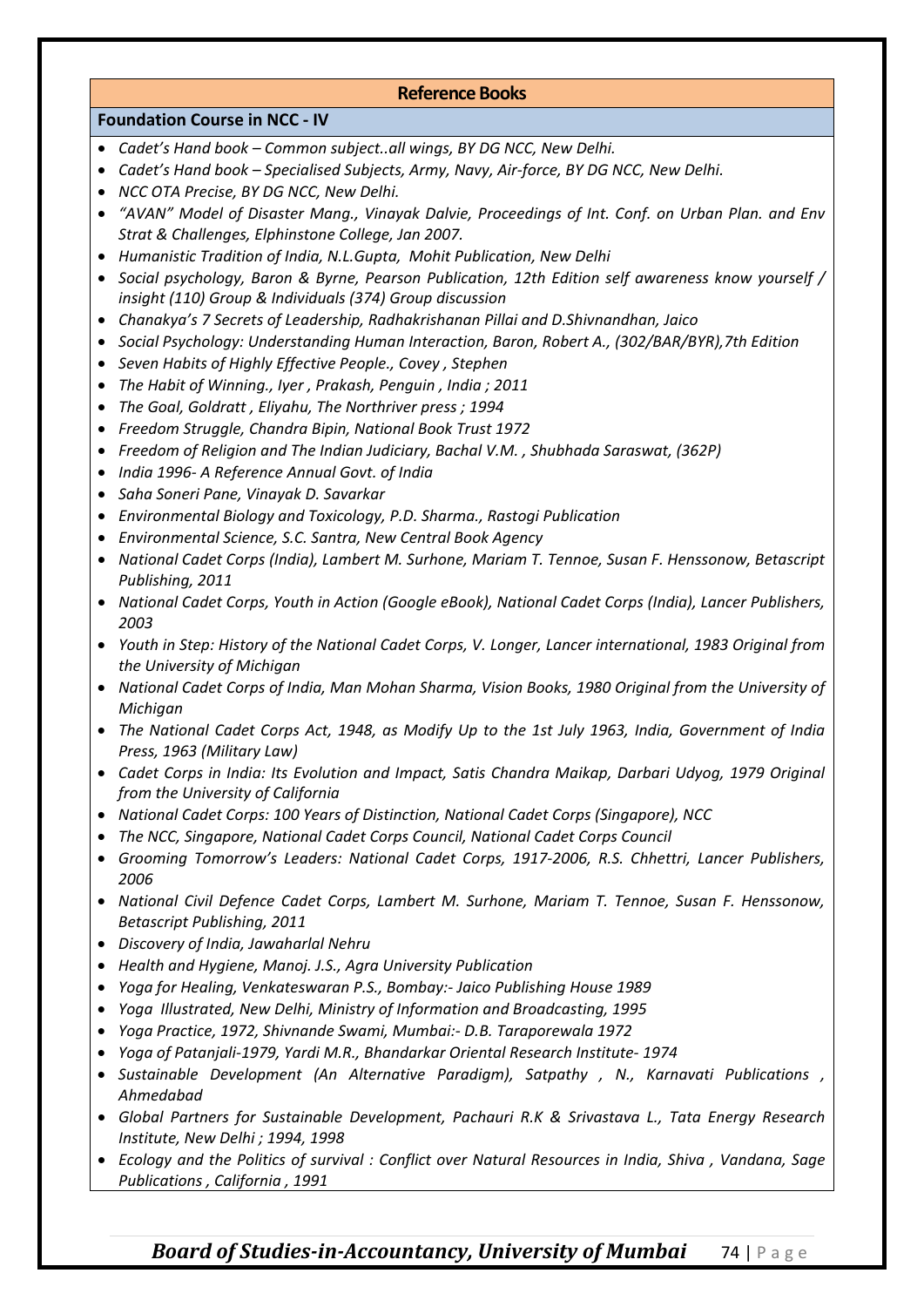## Reference Books

### Foundation Course in NCC - IV

- *Cadet's Hand book – Common subject..all wings, BY DG NCC, New Delhi.*
- *Cadet's Hand book – Specialised Subjects, Army, Navy, Air-force, BY DG NCC, New Delhi.*
- *NCC OTA Precise, BY DG NCC, New Delhi.*
- *"AVAN" Model of Disaster Mang., Vinayak Dalvie, Proceedings of Int. Conf. on Urban Plan. and Env Strat & Challenges, Elphinstone College, Jan 2007.*
- *Humanistic Tradition of India, N.L.Gupta, Mohit Publication, New Delhi*
- *Social psychology, Baron & Byrne, Pearson Publication, 12th Edition self awareness know yourself / insight (110) Group & Individuals (374) Group discussion*
- *Chanakya's 7 Secrets of Leadership, Radhakrishanan Pillai and D.Shivnandhan, Jaico*
- *Social Psychology: Understanding Human Interaction, Baron, Robert A., (302/BAR/BYR),7th Edition*
- *Seven Habits of Highly Effective People., Covey , Stephen*
- *The Habit of Winning., Iyer , Prakash, Penguin , India ; 2011*
- *The Goal, Goldratt , Eliyahu, The Northriver press ; 1994*
- *Freedom Struggle, Chandra Bipin, National Book Trust 1972*
- *Freedom of Religion and The Indian Judiciary, Bachal V.M. , Shubhada Saraswat, (362P)*
- *India 1996- A Reference Annual Govt. of India*
- *Saha Soneri Pane, Vinayak D. Savarkar*
- *Environmental Biology and Toxicology, P.D. Sharma., Rastogi Publication*
- *Environmental Science, S.C. Santra, New Central Book Agency*
- *National Cadet Corps (India), Lambert M. Surhone, Mariam T. Tennoe, Susan F. Henssonow, Betascript Publishing, 2011*
- *National Cadet Corps, Youth in Action (Google eBook), National Cadet Corps (India), Lancer Publishers, 2003*
- *Youth in Step: History of the National Cadet Corps, V. Longer, Lancer international, 1983 Original from the University of Michigan*
- *National Cadet Corps of India, Man Mohan Sharma, Vision Books, 1980 Original from the University of Michigan*
- *The National Cadet Corps Act, 1948, as Modify Up to the 1st July 1963, India, Government of India Press, 1963 (Military Law)*
- *Cadet Corps in India: Its Evolution and Impact, Satis Chandra Maikap, Darbari Udyog, 1979 Original from the University of California*
- *National Cadet Corps: 100 Years of Distinction, National Cadet Corps (Singapore), NCC*
- *The NCC, Singapore, National Cadet Corps Council, National Cadet Corps Council*
- *Grooming Tomorrow's Leaders: National Cadet Corps, 1917-2006, R.S. Chhettri, Lancer Publishers, 2006*
- *National Civil Defence Cadet Corps, Lambert M. Surhone, Mariam T. Tennoe, Susan F. Henssonow, Betascript Publishing, 2011*
- *Discovery of India, Jawaharlal Nehru*
- *Health and Hygiene, Manoj. J.S., Agra University Publication*
- *Yoga for Healing, Venkateswaran P.S., Bombay:- Jaico Publishing House 1989*
- *Yoga Illustrated, New Delhi, Ministry of Information and Broadcasting, 1995*
- *Yoga Practice, 1972, Shivnande Swami, Mumbai:- D.B. Taraporewala 1972*
- *Yoga of Patanjali-1979, Yardi M.R., Bhandarkar Oriental Research Institute- 1974*
- *Sustainable Development (An Alternative Paradigm), Satpathy , N., Karnavati Publications , Ahmedabad*
- *Global Partners for Sustainable Development, Pachauri R.K & Srivastava L., Tata Energy Research Institute, New Delhi ; 1994, 1998*
- *Ecology and the Politics of survival : Conflict over Natural Resources in India, Shiva , Vandana, Sage Publications , California , 1991*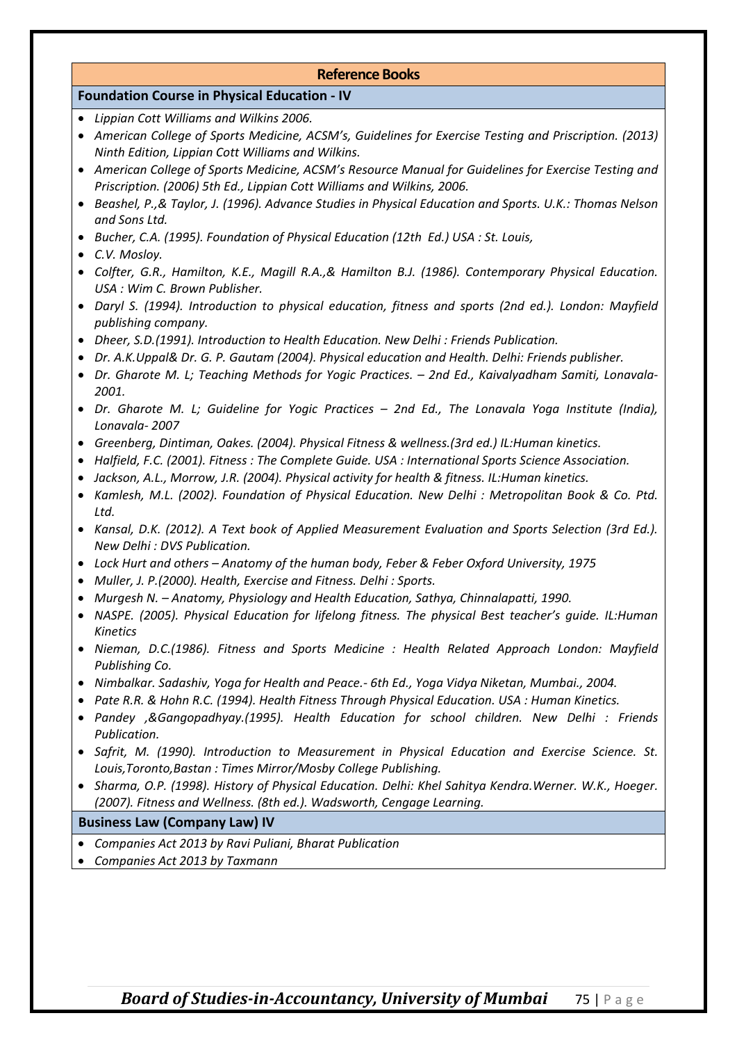## Reference Books

### Foundation Course in Physical Education - IV

- *Lippian Cott Williams and Wilkins 2006.*
- *American College of Sports Medicine, ACSM's, Guidelines for Exercise Testing and Priscription. (2013) Ninth Edition, Lippian Cott Williams and Wilkins.*
- *American College of Sports Medicine, ACSM's Resource Manual for Guidelines for Exercise Testing and Priscription. (2006) 5th Ed., Lippian Cott Williams and Wilkins, 2006.*
- *Beashel, P.,& Taylor, J. (1996). Advance Studies in Physical Education and Sports. U.K.: Thomas Nelson and Sons Ltd.*
- *Bucher, C.A. (1995). Foundation of Physical Education (12th Ed.) USA : St. Louis,*
- *C.V. Mosloy.*
- *Colfter, G.R., Hamilton, K.E., Magill R.A.,& Hamilton B.J. (1986). Contemporary Physical Education. USA : Wim C. Brown Publisher.*
- *Daryl S. (1994). Introduction to physical education, fitness and sports (2nd ed.). London: Mayfield publishing company.*
- *Dheer, S.D.(1991). Introduction to Health Education. New Delhi : Friends Publication.*
- *Dr. A.K.Uppal& Dr. G. P. Gautam (2004). Physical education and Health. Delhi: Friends publisher.*
- *Dr. Gharote M. L; Teaching Methods for Yogic Practices. – 2nd Ed., Kaivalyadham Samiti, Lonavala-2001.*
- *Dr. Gharote M. L; Guideline for Yogic Practices – 2nd Ed., The Lonavala Yoga Institute (India), Lonavala- 2007*
- *Greenberg, Dintiman, Oakes. (2004). Physical Fitness & wellness.(3rd ed.) IL:Human kinetics.*
- *Halfield, F.C. (2001). Fitness : The Complete Guide. USA : International Sports Science Association.*
- *Jackson, A.L., Morrow, J.R. (2004). Physical activity for health & fitness. IL:Human kinetics.*
- *Kamlesh, M.L. (2002). Foundation of Physical Education. New Delhi : Metropolitan Book & Co. Ptd. Ltd.*
- *Kansal, D.K. (2012). A Text book of Applied Measurement Evaluation and Sports Selection (3rd Ed.). New Delhi : DVS Publication.*
- *Lock Hurt and others – Anatomy of the human body, Feber & Feber Oxford University, 1975*
- *Muller, J. P.(2000). Health, Exercise and Fitness. Delhi : Sports.*
- *Murgesh N. – Anatomy, Physiology and Health Education, Sathya, Chinnalapatti, 1990.*
- *NASPE. (2005). Physical Education for lifelong fitness. The physical Best teacher's guide. IL:Human Kinetics*
- *Nieman, D.C.(1986). Fitness and Sports Medicine : Health Related Approach London: Mayfield Publishing Co.*
- *Nimbalkar. Sadashiv, Yoga for Health and Peace.- 6th Ed., Yoga Vidya Niketan, Mumbai., 2004.*
- *Pate R.R. & Hohn R.C. (1994). Health Fitness Through Physical Education. USA : Human Kinetics.*
- *Pandey ,&Gangopadhyay.(1995). Health Education for school children. New Delhi : Friends Publication.*
- *Safrit, M. (1990). Introduction to Measurement in Physical Education and Exercise Science. St. Louis,Toronto,Bastan : Times Mirror/Mosby College Publishing.*
- *Sharma, O.P. (1998). History of Physical Education. Delhi: Khel Sahitya Kendra.Werner. W.K., Hoeger. (2007). Fitness and Wellness. (8th ed.). Wadsworth, Cengage Learning.*

### Business Law (Company Law) IV

- *Companies Act 2013 by Ravi Puliani, Bharat Publication*
- *Companies Act 2013 by Taxmann*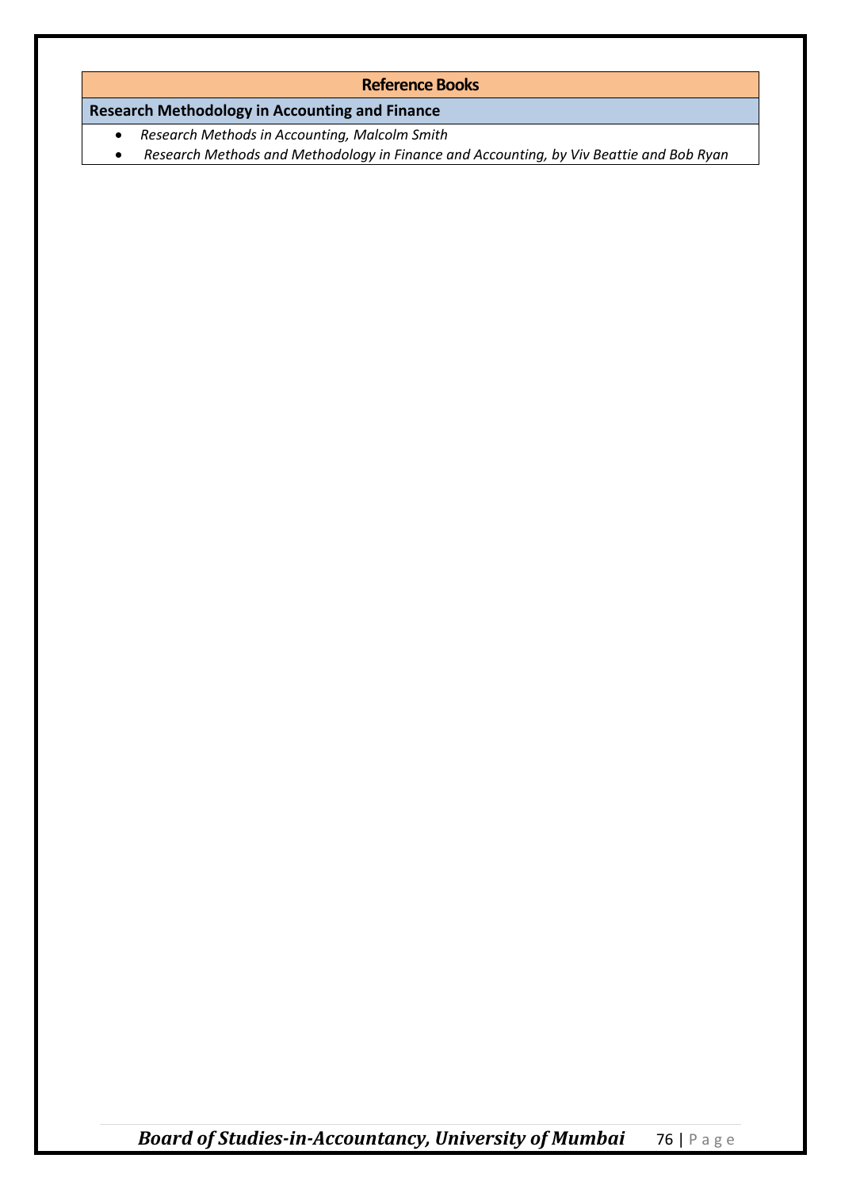## Reference Books

### Research Methodology in Accounting and Finance

- *Research Methods in Accounting, Malcolm Smith*
- *Research Methods and Methodology in Finance and Accounting, by Viv Beattie and Bob Ryan*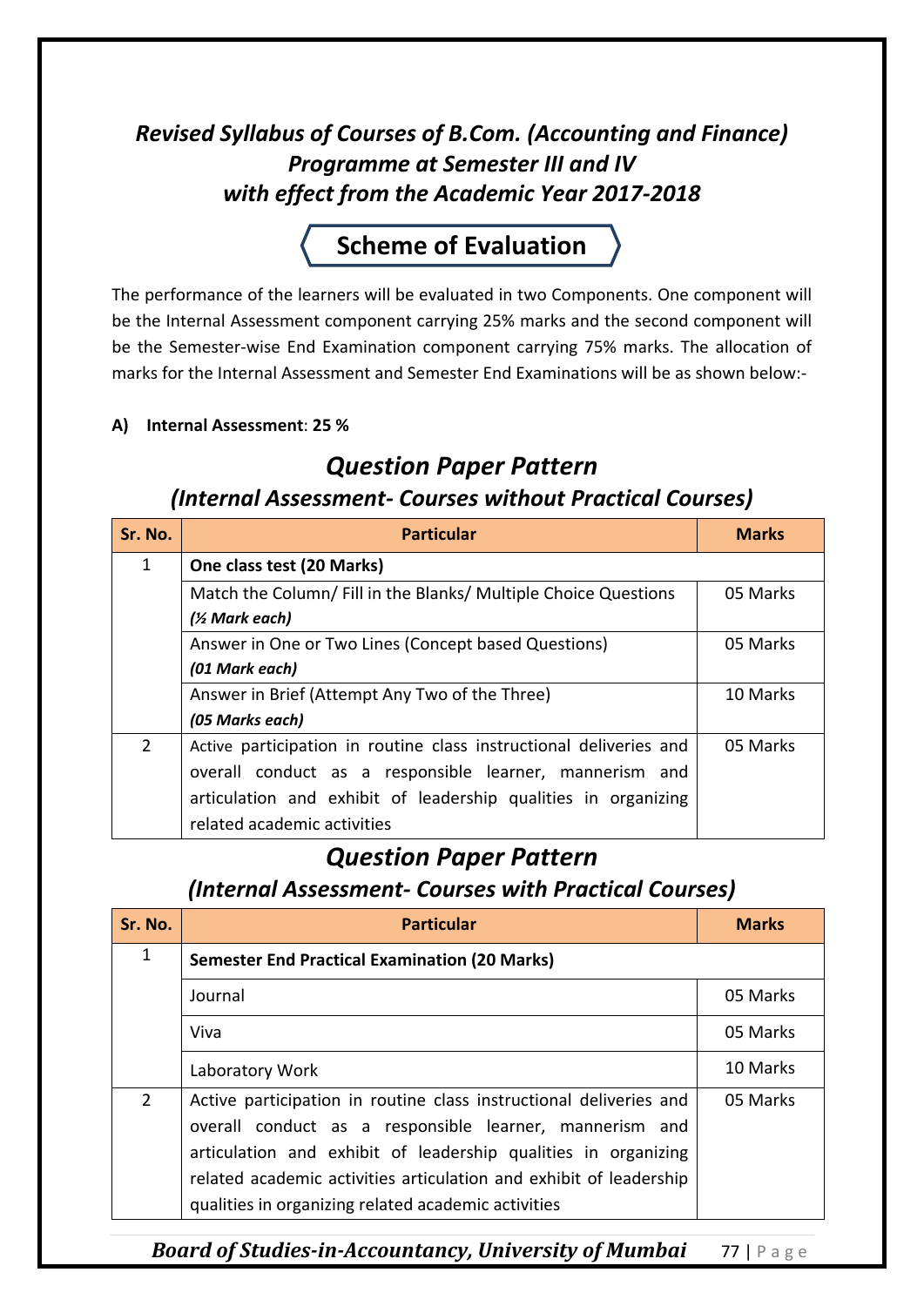# *Revised Syllabus of Courses of B.Com. (Accounting and Finance) Programme at Semester III and IV with effect from the Academic Year 2017-2018*

## Scheme of Evaluation

The performance of the learners will be evaluated in two Components. One component will be the Internal Assessment component carrying 25% marks and the second component will be the Semester-wise End Examination component carrying 75% marks. The allocation of marks for the Internal Assessment and Semester End Examinations will be as shown below:-

**A) Internal Assessment**: **25 %**

## *Question Paper Pattern*

### *(Internal Assessment- Courses without Practical Courses)*

| Sr. No. | Particular | Marks |
|---|---|---|
| 1 | **One class test (20 Marks)** | |
| | Match the Column/ Fill in the Blanks/ Multiple Choice Questions ***(½ Mark each)*** | 05 Marks |
| | Answer in One or Two Lines (Concept based Questions) ***(01 Mark each)*** | 05 Marks |
| | Answer in Brief (Attempt Any Two of the Three) ***(05 Marks each)*** | 10 Marks |
| 2 | Active participation in routine class instructional deliveries and overall conduct as a responsible learner, mannerism and articulation and exhibit of leadership qualities in organizing related academic activities | 05 Marks |

## *Question Paper Pattern*

### *(Internal Assessment- Courses with Practical Courses)*

| Sr. No. | Particular | Marks |
|---|---|---|
| 1 | **Semester End Practical Examination (20 Marks)** | |
| | Journal | 05 Marks |
| | Viva | 05 Marks |
| | Laboratory Work | 10 Marks |
| 2 | Active participation in routine class instructional deliveries and overall conduct as a responsible learner, mannerism and articulation and exhibit of leadership qualities in organizing related academic activities articulation and exhibit of leadership qualities in organizing related academic activities | 05 Marks |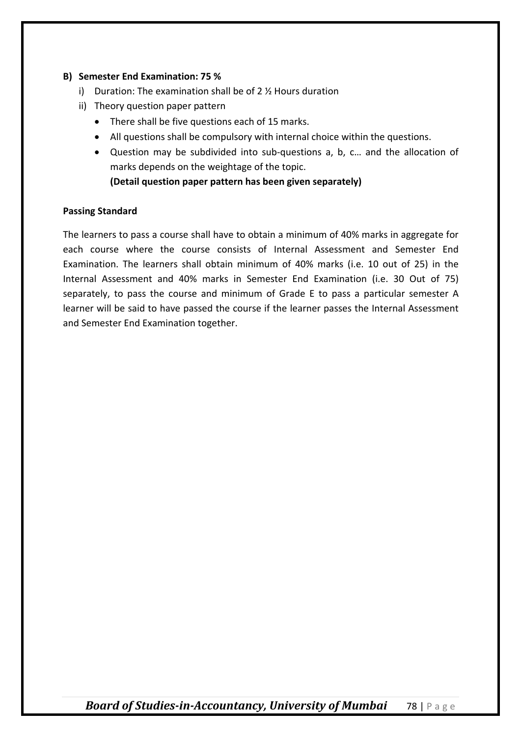**B) Semester End Examination: 75 %**

i) Duration: The examination shall be of 2 ½ Hours duration

ii) Theory question paper pattern

- There shall be five questions each of 15 marks.
- All questions shall be compulsory with internal choice within the questions.
- Question may be subdivided into sub-questions a, b, c… and the allocation of marks depends on the weightage of the topic.
  **(Detail question paper pattern has been given separately)**

**Passing Standard**

The learners to pass a course shall have to obtain a minimum of 40% marks in aggregate for each course where the course consists of Internal Assessment and Semester End Examination. The learners shall obtain minimum of 40% marks (i.e. 10 out of 25) in the Internal Assessment and 40% marks in Semester End Examination (i.e. 30 Out of 75) separately, to pass the course and minimum of Grade E to pass a particular semester A learner will be said to have passed the course if the learner passes the Internal Assessment and Semester End Examination together.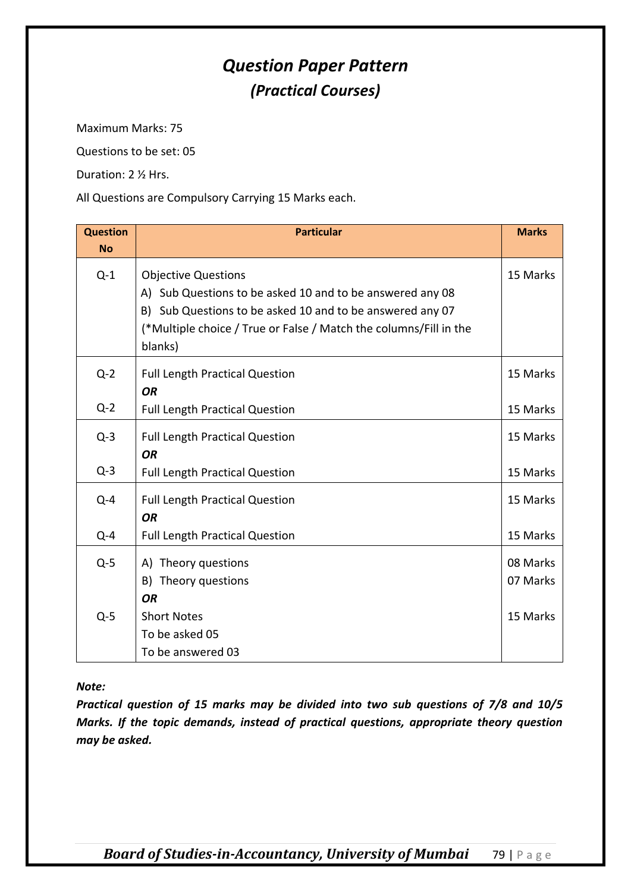# *Question Paper Pattern*

## *(Practical Courses)*

Maximum Marks: 75

Questions to be set: 05

Duration: 2 ½ Hrs.

All Questions are Compulsory Carrying 15 Marks each.

| Question No | Particular | Marks |
|---|---|---|
| Q-1 | Objective Questions<br>A) Sub Questions to be asked 10 and to be answered any 08<br>B) Sub Questions to be asked 10 and to be answered any 07<br>(*Multiple choice / True or False / Match the columns/Fill in the blanks) | 15 Marks |
| Q-2<br><br>Q-2 | Full Length Practical Question<br>***OR***<br>Full Length Practical Question | 15 Marks<br><br>15 Marks |
| Q-3<br><br>Q-3 | Full Length Practical Question<br>***OR***<br>Full Length Practical Question | 15 Marks<br><br>15 Marks |
| Q-4<br><br>Q-4 | Full Length Practical Question<br>***OR***<br>Full Length Practical Question | 15 Marks<br><br>15 Marks |
| Q-5<br><br><br>Q-5 | A) Theory questions<br>B) Theory questions<br>***OR***<br>Short Notes<br>To be asked 05<br>To be answered 03 | 08 Marks<br>07 Marks<br><br>15 Marks |

***Note:***

***Practical question of 15 marks may be divided into two sub questions of 7/8 and 10/5 Marks. If the topic demands, instead of practical questions, appropriate theory question may be asked.***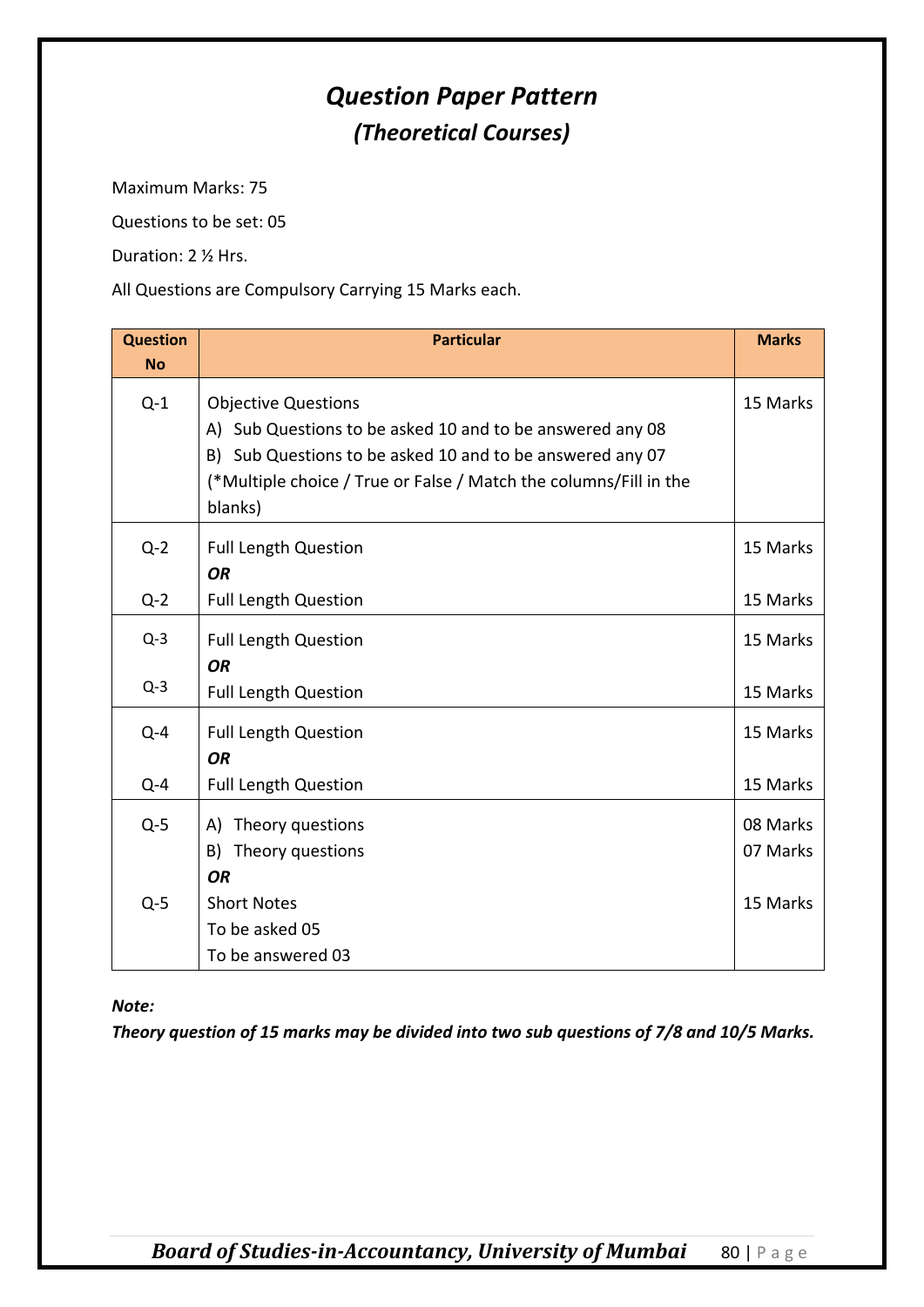# *Question Paper Pattern*

## *(Theoretical Courses)*

Maximum Marks: 75

Questions to be set: 05

Duration: 2 ½ Hrs.

All Questions are Compulsory Carrying 15 Marks each.

| Question No | Particular | Marks |
|---|---|---|
| Q-1 | Objective Questions<br>A) Sub Questions to be asked 10 and to be answered any 08<br>B) Sub Questions to be asked 10 and to be answered any 07<br>(*Multiple choice / True or False / Match the columns/Fill in the blanks) | 15 Marks |
| Q-2 | Full Length Question | 15 Marks |
| | ***OR*** | |
| Q-2 | Full Length Question | 15 Marks |
| Q-3 | Full Length Question | 15 Marks |
| | ***OR*** | |
| Q-3 | Full Length Question | 15 Marks |
| Q-4 | Full Length Question | 15 Marks |
| | ***OR*** | |
| Q-4 | Full Length Question | 15 Marks |
| Q-5 | A) Theory questions<br>B) Theory questions | 08 Marks<br>07 Marks |
| | ***OR*** | |
| Q-5 | Short Notes<br>To be asked 05<br>To be answered 03 | 15 Marks |

***Note:***

***Theory question of 15 marks may be divided into two sub questions of 7/8 and 10/5 Marks.***